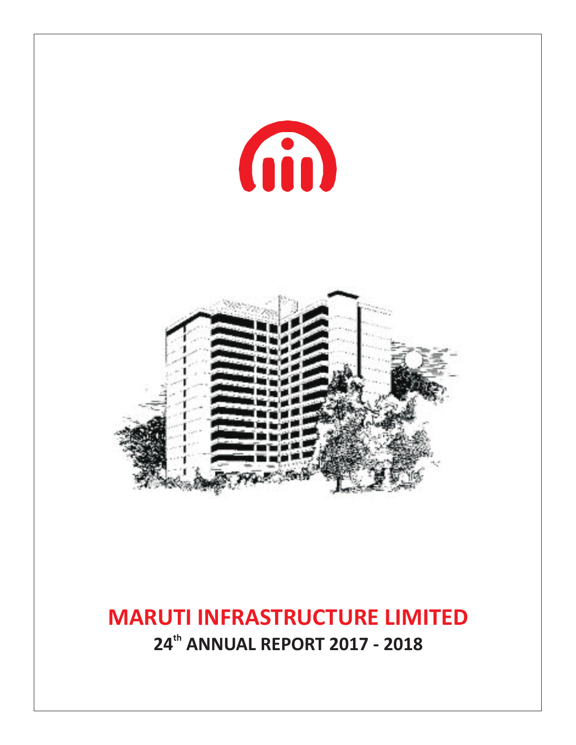# MARUTI INFRASTRUCTURE LIMITED

## 24th ANNUAL REPORT 2017 - 2018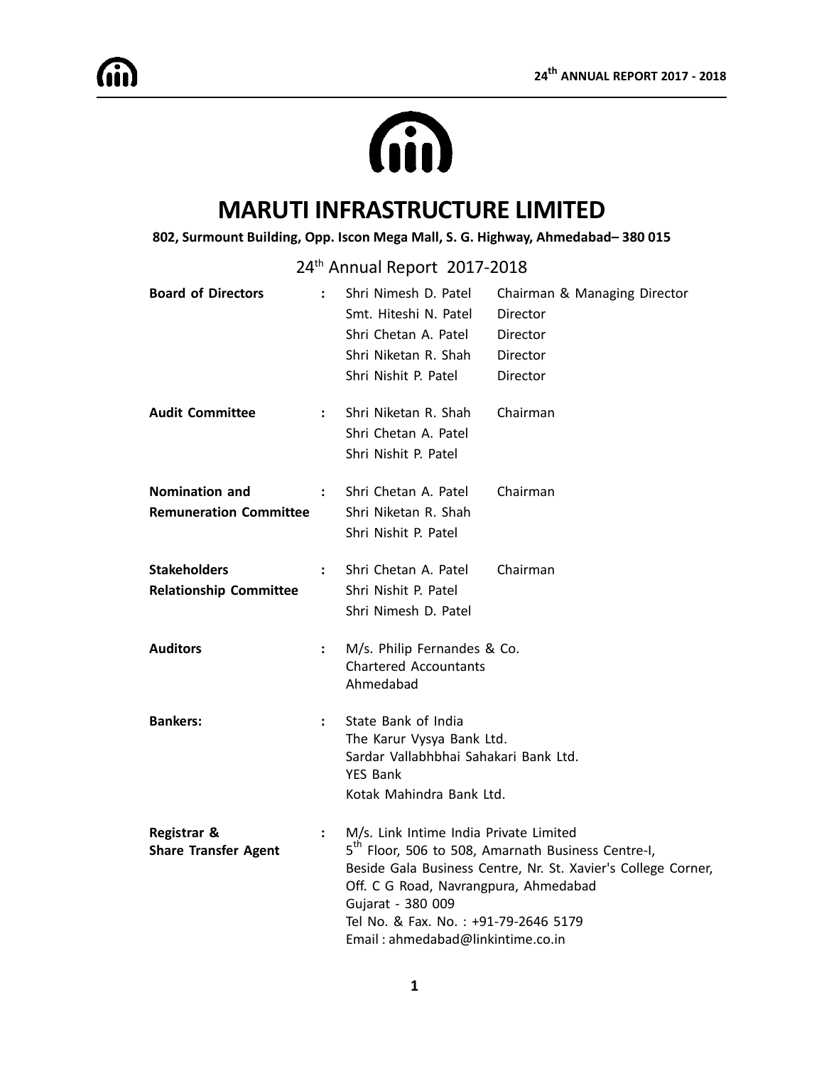# MARUTI INFRASTRUCTURE LIMITED

**802, Surmount Building, Opp. Iscon Mega Mall, S. G. Highway, Ahmedabad– 380 015**

## 24th Annual Report 2017-2018

| | | | |
|---|---|---|---|
| **Board of Directors** | : | Shri Nimesh D. Patel | Chairman & Managing Director |
| | | Smt. Hiteshi N. Patel | Director |
| | | Shri Chetan A. Patel | Director |
| | | Shri Niketan R. Shah | Director |
| | | Shri Nishit P. Patel | Director |
| **Audit Committee** | : | Shri Niketan R. Shah | Chairman |
| | | Shri Chetan A. Patel | |
| | | Shri Nishit P. Patel | |
| **Nomination and Remuneration Committee** | : | Shri Chetan A. Patel | Chairman |
| | | Shri Niketan R. Shah | |
| | | Shri Nishit P. Patel | |
| **Stakeholders Relationship Committee** | : | Shri Chetan A. Patel | Chairman |
| | | Shri Nishit P. Patel | |
| | | Shri Nimesh D. Patel | |

**Auditors** : M/s. Philip Fernandes & Co.
Chartered Accountants
Ahmedabad

**Bankers:** : State Bank of India
The Karur Vysya Bank Ltd.
Sardar Vallabhbhai Sahakari Bank Ltd.
YES Bank
Kotak Mahindra Bank Ltd.

**Registrar & Share Transfer Agent** : M/s. Link Intime India Private Limited
5th Floor, 506 to 508, Amarnath Business Centre-I,
Beside Gala Business Centre, Nr. St. Xavier's College Corner,
Off. C G Road, Navrangpura, Ahmedabad
Gujarat - 380 009
Tel No. & Fax. No. : +91-79-2646 5179
Email : ahmedabad@linkintime.co.in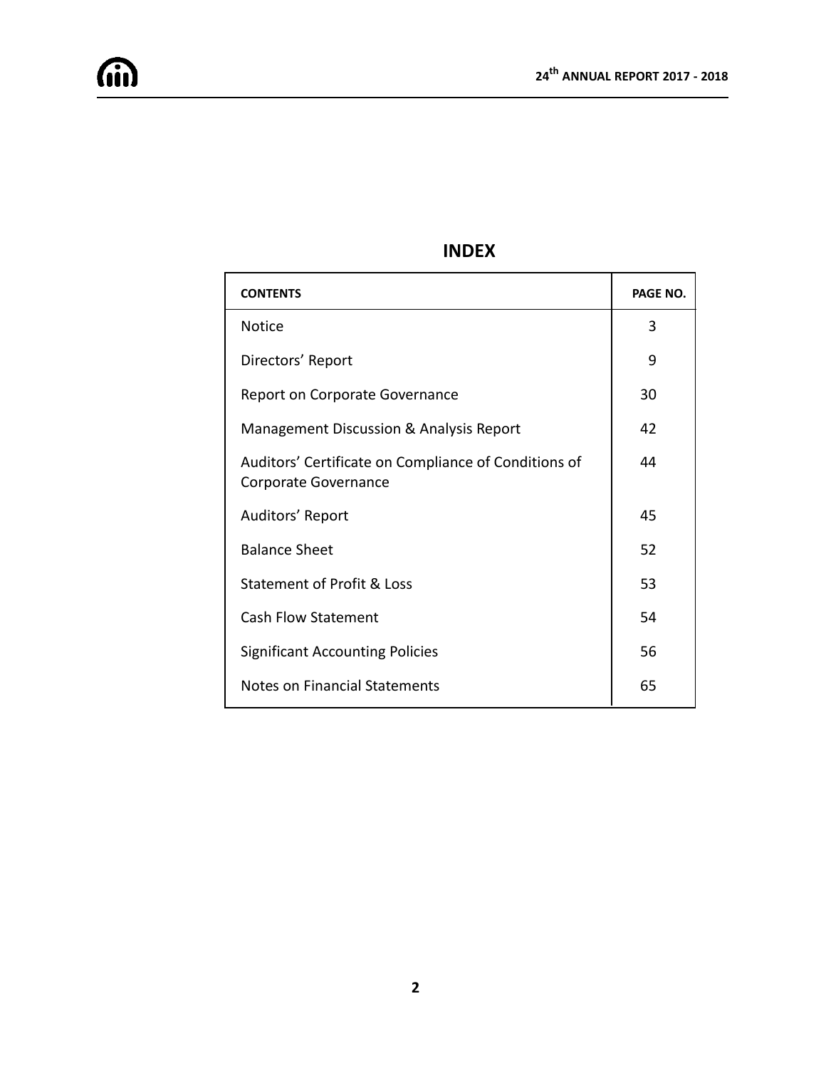# INDEX

| CONTENTS | PAGE NO. |
|---|---|
| Notice | 3 |
| Directors' Report | 9 |
| Report on Corporate Governance | 30 |
| Management Discussion & Analysis Report | 42 |
| Auditors' Certificate on Compliance of Conditions of Corporate Governance | 44 |
| Auditors' Report | 45 |
| Balance Sheet | 52 |
| Statement of Profit & Loss | 53 |
| Cash Flow Statement | 54 |
| Significant Accounting Policies | 56 |
| Notes on Financial Statements | 65 |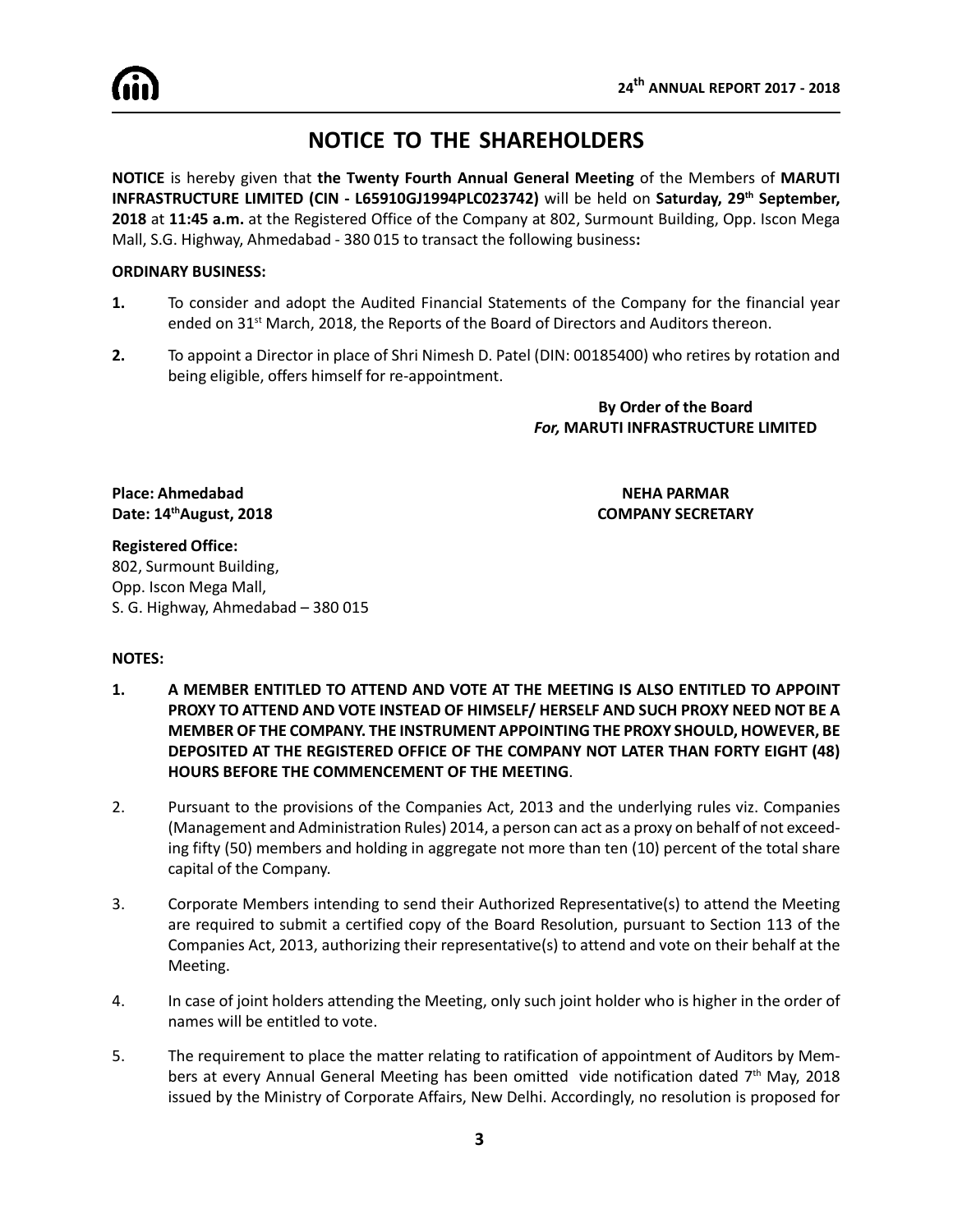# NOTICE TO THE SHAREHOLDERS

**NOTICE** is hereby given that **the Twenty Fourth Annual General Meeting** of the Members of **MARUTI INFRASTRUCTURE LIMITED (CIN - L65910GJ1994PLC023742)** will be held on **Saturday, 29th September, 2018** at **11:45 a.m.** at the Registered Office of the Company at 802, Surmount Building, Opp. Iscon Mega Mall, S.G. Highway, Ahmedabad - 380 015 to transact the following business**:**

**ORDINARY BUSINESS:**

**1.** To consider and adopt the Audited Financial Statements of the Company for the financial year ended on 31st March, 2018, the Reports of the Board of Directors and Auditors thereon.

**2.** To appoint a Director in place of Shri Nimesh D. Patel (DIN: 00185400) who retires by rotation and being eligible, offers himself for re-appointment.

**By Order of the Board**
***For,* MARUTI INFRASTRUCTURE LIMITED**

**Place: Ahmedabad**
**Date: 14thAugust, 2018**

**NEHA PARMAR**
**COMPANY SECRETARY**

**Registered Office:**
802, Surmount Building,
Opp. Iscon Mega Mall,
S. G. Highway, Ahmedabad – 380 015

**NOTES:**

1. **A MEMBER ENTITLED TO ATTEND AND VOTE AT THE MEETING IS ALSO ENTITLED TO APPOINT PROXY TO ATTEND AND VOTE INSTEAD OF HIMSELF/ HERSELF AND SUCH PROXY NEED NOT BE A MEMBER OF THE COMPANY. THE INSTRUMENT APPOINTING THE PROXY SHOULD, HOWEVER, BE DEPOSITED AT THE REGISTERED OFFICE OF THE COMPANY NOT LATER THAN FORTY EIGHT (48) HOURS BEFORE THE COMMENCEMENT OF THE MEETING**.

2. Pursuant to the provisions of the Companies Act, 2013 and the underlying rules viz. Companies (Management and Administration Rules) 2014, a person can act as a proxy on behalf of not exceeding fifty (50) members and holding in aggregate not more than ten (10) percent of the total share capital of the Company.

3. Corporate Members intending to send their Authorized Representative(s) to attend the Meeting are required to submit a certified copy of the Board Resolution, pursuant to Section 113 of the Companies Act, 2013, authorizing their representative(s) to attend and vote on their behalf at the Meeting.

4. In case of joint holders attending the Meeting, only such joint holder who is higher in the order of names will be entitled to vote.

5. The requirement to place the matter relating to ratification of appointment of Auditors by Members at every Annual General Meeting has been omitted vide notification dated 7th May, 2018 issued by the Ministry of Corporate Affairs, New Delhi. Accordingly, no resolution is proposed for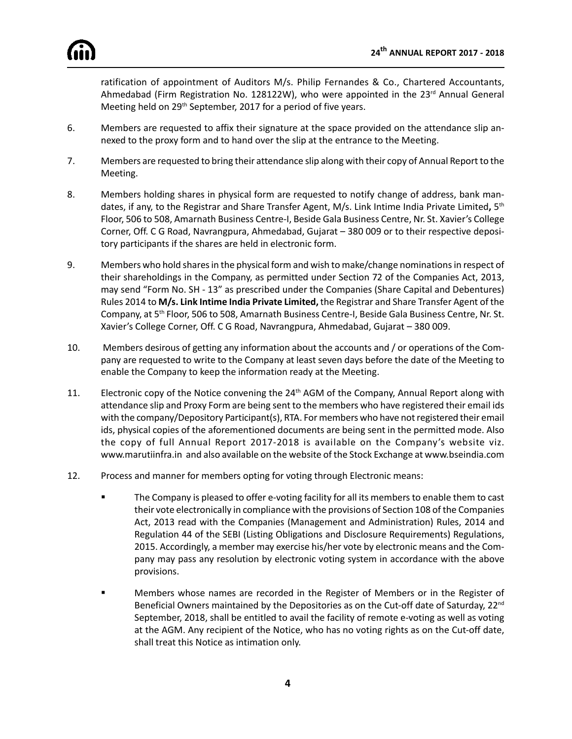ratification of appointment of Auditors M/s. Philip Fernandes & Co., Chartered Accountants, Ahmedabad (Firm Registration No. 128122W), who were appointed in the 23rd Annual General Meeting held on 29th September, 2017 for a period of five years.

6. Members are requested to affix their signature at the space provided on the attendance slip annexed to the proxy form and to hand over the slip at the entrance to the Meeting.

7. Members are requested to bring their attendance slip along with their copy of Annual Report to the Meeting.

8. Members holding shares in physical form are requested to notify change of address, bank mandates, if any, to the Registrar and Share Transfer Agent, M/s. Link Intime India Private Limited**,** 5th Floor, 506 to 508, Amarnath Business Centre-I, Beside Gala Business Centre, Nr. St. Xavier's College Corner, Off. C G Road, Navrangpura, Ahmedabad, Gujarat – 380 009 or to their respective depository participants if the shares are held in electronic form.

9. Members who hold shares in the physical form and wish to make/change nominations in respect of their shareholdings in the Company, as permitted under Section 72 of the Companies Act, 2013, may send "Form No. SH - 13" as prescribed under the Companies (Share Capital and Debentures) Rules 2014 to **M/s. Link Intime India Private Limited,** the Registrar and Share Transfer Agent of the Company, at 5th Floor, 506 to 508, Amarnath Business Centre-I, Beside Gala Business Centre, Nr. St. Xavier's College Corner, Off. C G Road, Navrangpura, Ahmedabad, Gujarat – 380 009.

10. Members desirous of getting any information about the accounts and / or operations of the Company are requested to write to the Company at least seven days before the date of the Meeting to enable the Company to keep the information ready at the Meeting.

11. Electronic copy of the Notice convening the 24th AGM of the Company, Annual Report along with attendance slip and Proxy Form are being sent to the members who have registered their email ids with the company/Depository Participant(s), RTA. For members who have not registered their email ids, physical copies of the aforementioned documents are being sent in the permitted mode. Also the copy of full Annual Report 2017-2018 is available on the Company's website viz. www.marutiinfra.in and also available on the website of the Stock Exchange at www.bseindia.com

12. Process and manner for members opting for voting through Electronic means:

    - The Company is pleased to offer e-voting facility for all its members to enable them to cast their vote electronically in compliance with the provisions of Section 108 of the Companies Act, 2013 read with the Companies (Management and Administration) Rules, 2014 and Regulation 44 of the SEBI (Listing Obligations and Disclosure Requirements) Regulations, 2015. Accordingly, a member may exercise his/her vote by electronic means and the Company may pass any resolution by electronic voting system in accordance with the above provisions.

    - Members whose names are recorded in the Register of Members or in the Register of Beneficial Owners maintained by the Depositories as on the Cut-off date of Saturday, 22nd September, 2018, shall be entitled to avail the facility of remote e-voting as well as voting at the AGM. Any recipient of the Notice, who has no voting rights as on the Cut-off date, shall treat this Notice as intimation only.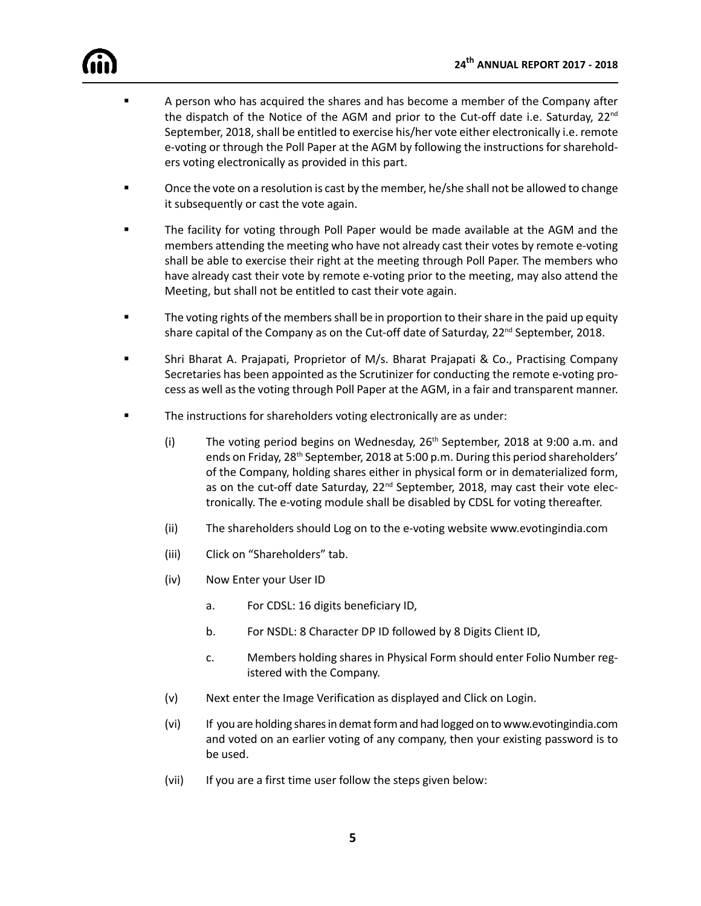- A person who has acquired the shares and has become a member of the Company after the dispatch of the Notice of the AGM and prior to the Cut-off date i.e. Saturday, 22nd September, 2018, shall be entitled to exercise his/her vote either electronically i.e. remote e-voting or through the Poll Paper at the AGM by following the instructions for shareholders voting electronically as provided in this part.

- Once the vote on a resolution is cast by the member, he/she shall not be allowed to change it subsequently or cast the vote again.

- The facility for voting through Poll Paper would be made available at the AGM and the members attending the meeting who have not already cast their votes by remote e-voting shall be able to exercise their right at the meeting through Poll Paper. The members who have already cast their vote by remote e-voting prior to the meeting, may also attend the Meeting, but shall not be entitled to cast their vote again.

- The voting rights of the members shall be in proportion to their share in the paid up equity share capital of the Company as on the Cut-off date of Saturday, 22nd September, 2018.

- Shri Bharat A. Prajapati, Proprietor of M/s. Bharat Prajapati & Co., Practising Company Secretaries has been appointed as the Scrutinizer for conducting the remote e-voting process as well as the voting through Poll Paper at the AGM, in a fair and transparent manner.

- The instructions for shareholders voting electronically are as under:

  (i) The voting period begins on Wednesday, 26th September, 2018 at 9:00 a.m. and ends on Friday, 28th September, 2018 at 5:00 p.m. During this period shareholders' of the Company, holding shares either in physical form or in dematerialized form, as on the cut-off date Saturday, 22nd September, 2018, may cast their vote electronically. The e-voting module shall be disabled by CDSL for voting thereafter.

  (ii) The shareholders should Log on to the e-voting website www.evotingindia.com

  (iii) Click on "Shareholders" tab.

  (iv) Now Enter your User ID

  a. For CDSL: 16 digits beneficiary ID,

  b. For NSDL: 8 Character DP ID followed by 8 Digits Client ID,

  c. Members holding shares in Physical Form should enter Folio Number registered with the Company.

  (v) Next enter the Image Verification as displayed and Click on Login.

  (vi) If you are holding shares in demat form and had logged on to www.evotingindia.com and voted on an earlier voting of any company, then your existing password is to be used.

  (vii) If you are a first time user follow the steps given below: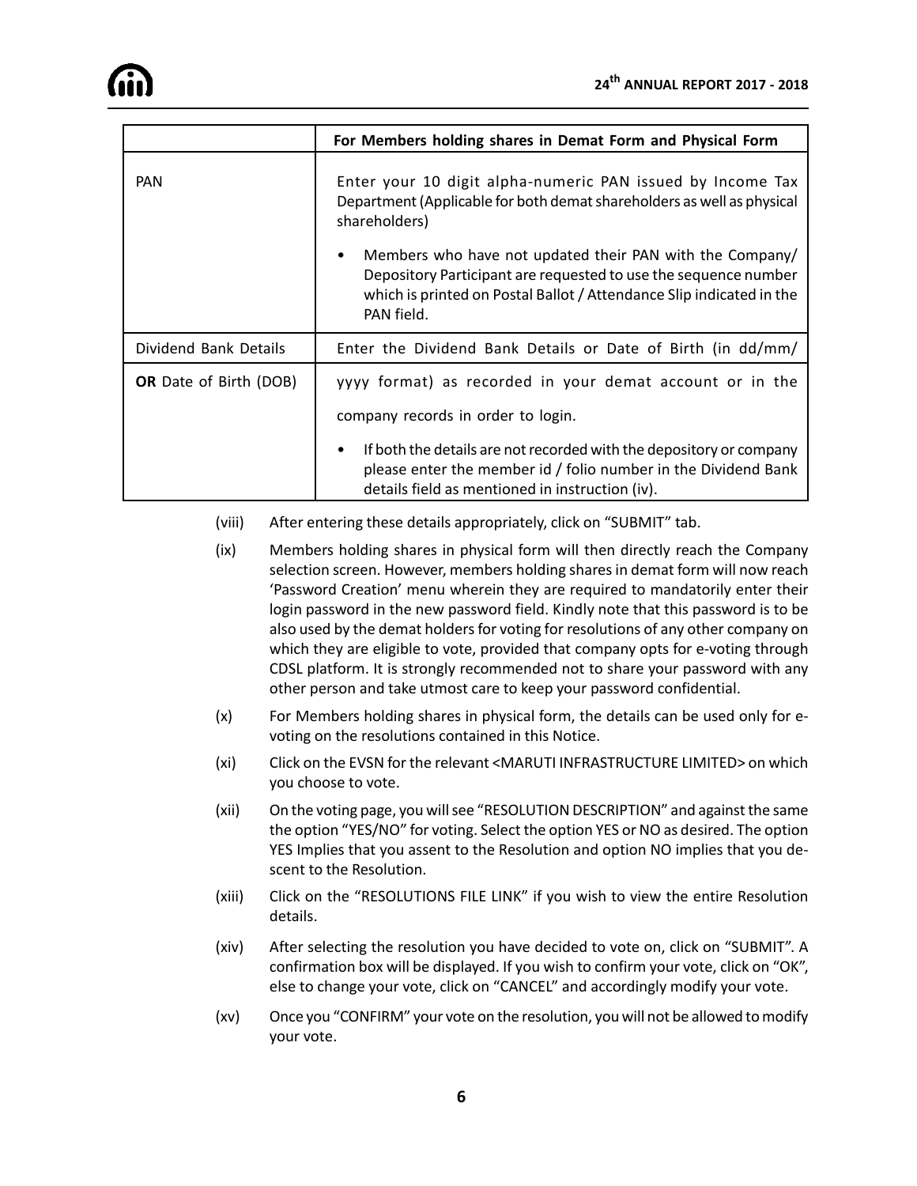| | For Members holding shares in Demat Form and Physical Form |
|---|---|
| PAN | Enter your 10 digit alpha-numeric PAN issued by Income Tax Department (Applicable for both demat shareholders as well as physical shareholders)<br><br>• Members who have not updated their PAN with the Company/ Depository Participant are requested to use the sequence number which is printed on Postal Ballot / Attendance Slip indicated in the PAN field. |
| Dividend Bank Details **OR** Date of Birth (DOB) | Enter the Dividend Bank Details or Date of Birth (in dd/mm/yyyy format) as recorded in your demat account or in the company records in order to login.<br><br>• If both the details are not recorded with the depository or company please enter the member id / folio number in the Dividend Bank details field as mentioned in instruction (iv). |

(viii) After entering these details appropriately, click on "SUBMIT" tab.

(ix) Members holding shares in physical form will then directly reach the Company selection screen. However, members holding shares in demat form will now reach 'Password Creation' menu wherein they are required to mandatorily enter their login password in the new password field. Kindly note that this password is to be also used by the demat holders for voting for resolutions of any other company on which they are eligible to vote, provided that company opts for e-voting through CDSL platform. It is strongly recommended not to share your password with any other person and take utmost care to keep your password confidential.

(x) For Members holding shares in physical form, the details can be used only for e-voting on the resolutions contained in this Notice.

(xi) Click on the EVSN for the relevant <MARUTI INFRASTRUCTURE LIMITED> on which you choose to vote.

(xii) On the voting page, you will see "RESOLUTION DESCRIPTION" and against the same the option "YES/NO" for voting. Select the option YES or NO as desired. The option YES Implies that you assent to the Resolution and option NO implies that you de-scent to the Resolution.

(xiii) Click on the "RESOLUTIONS FILE LINK" if you wish to view the entire Resolution details.

(xiv) After selecting the resolution you have decided to vote on, click on "SUBMIT". A confirmation box will be displayed. If you wish to confirm your vote, click on "OK", else to change your vote, click on "CANCEL" and accordingly modify your vote.

(xv) Once you "CONFIRM" your vote on the resolution, you will not be allowed to modify your vote.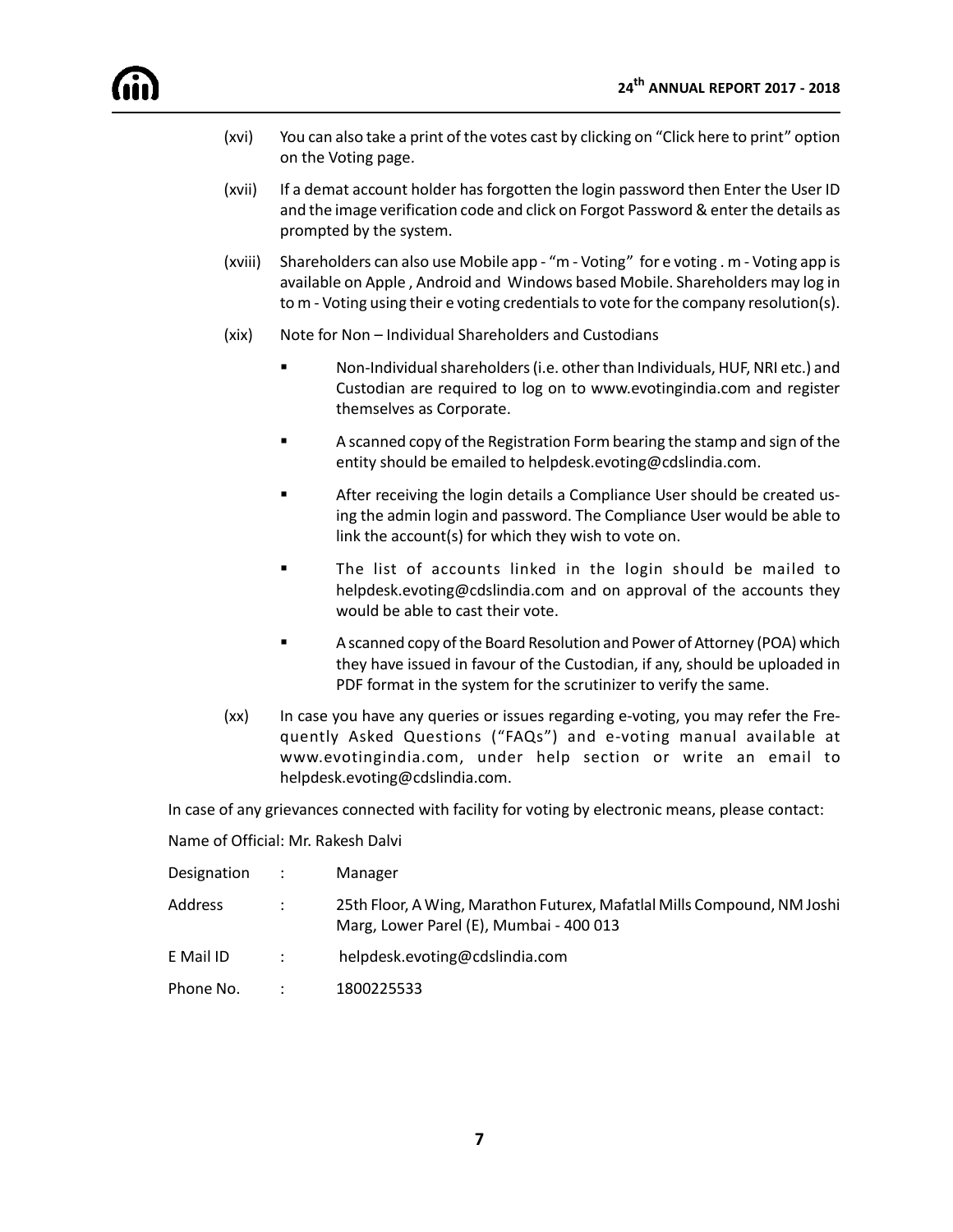(xvi) You can also take a print of the votes cast by clicking on "Click here to print" option on the Voting page.

(xvii) If a demat account holder has forgotten the login password then Enter the User ID and the image verification code and click on Forgot Password & enter the details as prompted by the system.

(xviii) Shareholders can also use Mobile app - "m - Voting" for e voting . m - Voting app is available on Apple , Android and Windows based Mobile. Shareholders may log in to m - Voting using their e voting credentials to vote for the company resolution(s).

(xix) Note for Non – Individual Shareholders and Custodians

- Non-Individual shareholders (i.e. other than Individuals, HUF, NRI etc.) and Custodian are required to log on to www.evotingindia.com and register themselves as Corporate.
- A scanned copy of the Registration Form bearing the stamp and sign of the entity should be emailed to helpdesk.evoting@cdslindia.com.
- After receiving the login details a Compliance User should be created using the admin login and password. The Compliance User would be able to link the account(s) for which they wish to vote on.
- The list of accounts linked in the login should be mailed to helpdesk.evoting@cdslindia.com and on approval of the accounts they would be able to cast their vote.
- A scanned copy of the Board Resolution and Power of Attorney (POA) which they have issued in favour of the Custodian, if any, should be uploaded in PDF format in the system for the scrutinizer to verify the same.

(xx) In case you have any queries or issues regarding e-voting, you may refer the Frequently Asked Questions ("FAQs") and e-voting manual available at www.evotingindia.com, under help section or write an email to helpdesk.evoting@cdslindia.com.

In case of any grievances connected with facility for voting by electronic means, please contact:

Name of Official: Mr. Rakesh Dalvi

| | | |
|---|---|---|
| Designation | : | Manager |
| Address | : | 25th Floor, A Wing, Marathon Futurex, Mafatlal Mills Compound, NM Joshi Marg, Lower Parel (E), Mumbai - 400 013 |
| E Mail ID | : | helpdesk.evoting@cdslindia.com |
| Phone No. | : | 1800225533 |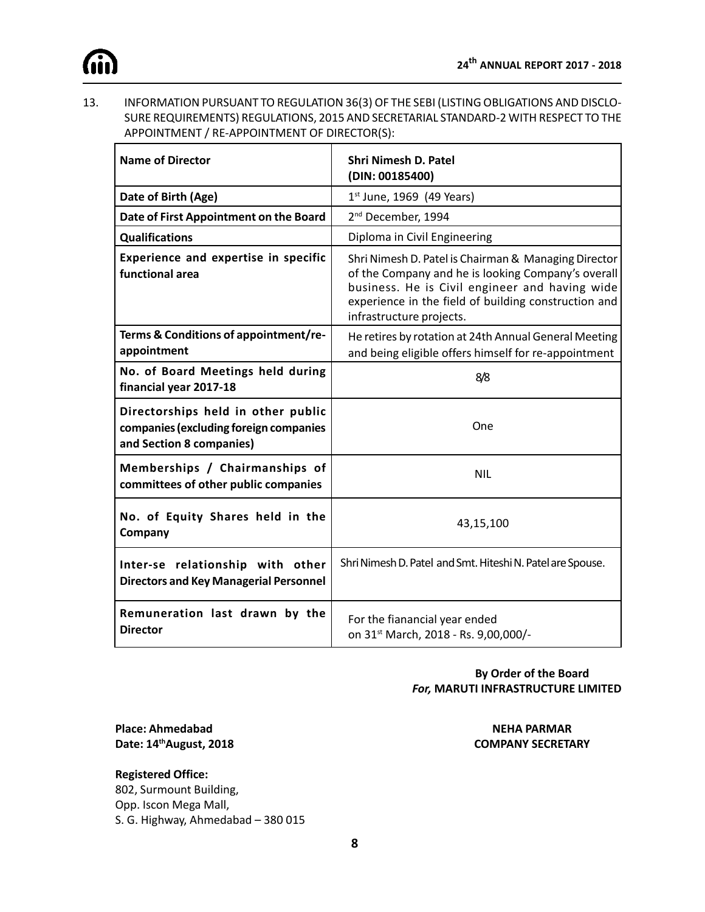13. INFORMATION PURSUANT TO REGULATION 36(3) OF THE SEBI (LISTING OBLIGATIONS AND DISCLOSURE REQUIREMENTS) REGULATIONS, 2015 AND SECRETARIAL STANDARD-2 WITH RESPECT TO THE APPOINTMENT / RE-APPOINTMENT OF DIRECTOR(S):

| **Name of Director** | **Shri Nimesh D. Patel (DIN: 00185400)** |
|---|---|
| **Date of Birth (Age)** | 1st June, 1969 (49 Years) |
| **Date of First Appointment on the Board** | 2nd December, 1994 |
| **Qualifications** | Diploma in Civil Engineering |
| **Experience and expertise in specific functional area** | Shri Nimesh D. Patel is Chairman & Managing Director of the Company and he is looking Company's overall business. He is Civil engineer and having wide experience in the field of building construction and infrastructure projects. |
| **Terms & Conditions of appointment/re-appointment** | He retires by rotation at 24th Annual General Meeting and being eligible offers himself for re-appointment |
| **No. of Board Meetings held during financial year 2017-18** | 8/8 |
| **Directorships held in other public companies (excluding foreign companies and Section 8 companies)** | One |
| **Memberships / Chairmanships of committees of other public companies** | NIL |
| **No. of Equity Shares held in the Company** | 43,15,100 |
| **Inter-se relationship with other Directors and Key Managerial Personnel** | Shri Nimesh D. Patel and Smt. Hiteshi N. Patel are Spouse. |
| **Remuneration last drawn by the Director** | For the fianancial year ended on 31st March, 2018 - Rs. 9,00,000/- |

**By Order of the Board**
***For,* MARUTI INFRASTRUCTURE LIMITED**

**Place: Ahmedabad**
**Date: 14th August, 2018**

**NEHA PARMAR**
**COMPANY SECRETARY**

**Registered Office:**
802, Surmount Building,
Opp. Iscon Mega Mall,
S. G. Highway, Ahmedabad – 380 015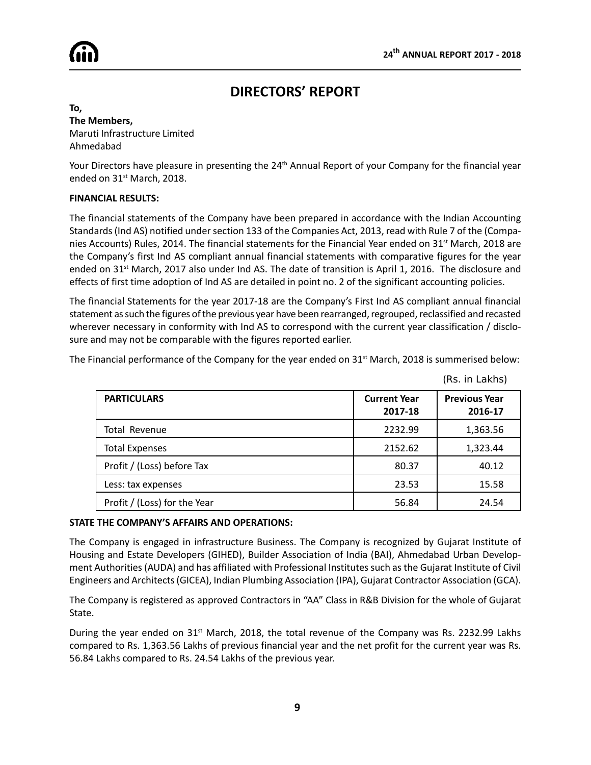# DIRECTORS' REPORT

**To,**
**The Members,**
Maruti Infrastructure Limited
Ahmedabad

Your Directors have pleasure in presenting the 24th Annual Report of your Company for the financial year ended on 31st March, 2018.

**FINANCIAL RESULTS:**

The financial statements of the Company have been prepared in accordance with the Indian Accounting Standards (Ind AS) notified under section 133 of the Companies Act, 2013, read with Rule 7 of the (Companies Accounts) Rules, 2014. The financial statements for the Financial Year ended on 31st March, 2018 are the Company's first Ind AS compliant annual financial statements with comparative figures for the year ended on 31st March, 2017 also under Ind AS. The date of transition is April 1, 2016. The disclosure and effects of first time adoption of Ind AS are detailed in point no. 2 of the significant accounting policies.

The financial Statements for the year 2017-18 are the Company's First Ind AS compliant annual financial statement as such the figures of the previous year have been rearranged, regrouped, reclassified and recasted wherever necessary in conformity with Ind AS to correspond with the current year classification / disclosure and may not be comparable with the figures reported earlier.

The Financial performance of the Company for the year ended on 31st March, 2018 is summerised below:

(Rs. in Lakhs)

| PARTICULARS | Current Year 2017-18 | Previous Year 2016-17 |
|---|---|---|
| Total Revenue | 2232.99 | 1,363.56 |
| Total Expenses | 2152.62 | 1,323.44 |
| Profit / (Loss) before Tax | 80.37 | 40.12 |
| Less: tax expenses | 23.53 | 15.58 |
| Profit / (Loss) for the Year | 56.84 | 24.54 |

**STATE THE COMPANY'S AFFAIRS AND OPERATIONS:**

The Company is engaged in infrastructure Business. The Company is recognized by Gujarat Institute of Housing and Estate Developers (GIHED), Builder Association of India (BAI), Ahmedabad Urban Development Authorities (AUDA) and has affiliated with Professional Institutes such as the Gujarat Institute of Civil Engineers and Architects (GICEA), Indian Plumbing Association (IPA), Gujarat Contractor Association (GCA).

The Company is registered as approved Contractors in "AA" Class in R&B Division for the whole of Gujarat State.

During the year ended on 31st March, 2018, the total revenue of the Company was Rs. 2232.99 Lakhs compared to Rs. 1,363.56 Lakhs of previous financial year and the net profit for the current year was Rs. 56.84 Lakhs compared to Rs. 24.54 Lakhs of the previous year.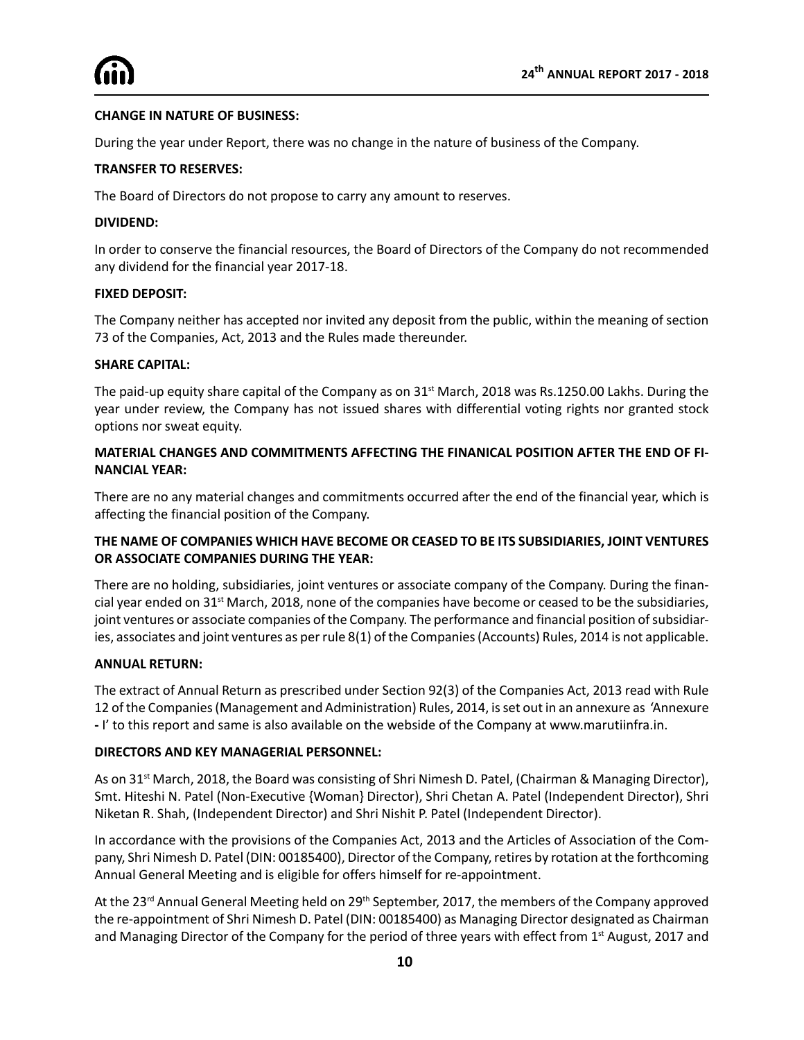**CHANGE IN NATURE OF BUSINESS:**

During the year under Report, there was no change in the nature of business of the Company.

**TRANSFER TO RESERVES:**

The Board of Directors do not propose to carry any amount to reserves.

**DIVIDEND:**

In order to conserve the financial resources, the Board of Directors of the Company do not recommended any dividend for the financial year 2017-18.

**FIXED DEPOSIT:**

The Company neither has accepted nor invited any deposit from the public, within the meaning of section 73 of the Companies, Act, 2013 and the Rules made thereunder.

**SHARE CAPITAL:**

The paid-up equity share capital of the Company as on 31st March, 2018 was Rs.1250.00 Lakhs. During the year under review, the Company has not issued shares with differential voting rights nor granted stock options nor sweat equity.

**MATERIAL CHANGES AND COMMITMENTS AFFECTING THE FINANICAL POSITION AFTER THE END OF FINANCIAL YEAR:**

There are no any material changes and commitments occurred after the end of the financial year, which is affecting the financial position of the Company.

**THE NAME OF COMPANIES WHICH HAVE BECOME OR CEASED TO BE ITS SUBSIDIARIES, JOINT VENTURES OR ASSOCIATE COMPANIES DURING THE YEAR:**

There are no holding, subsidiaries, joint ventures or associate company of the Company. During the financial year ended on 31st March, 2018, none of the companies have become or ceased to be the subsidiaries, joint ventures or associate companies of the Company. The performance and financial position of subsidiaries, associates and joint ventures as per rule 8(1) of the Companies (Accounts) Rules, 2014 is not applicable.

**ANNUAL RETURN:**

The extract of Annual Return as prescribed under Section 92(3) of the Companies Act, 2013 read with Rule 12 of the Companies (Management and Administration) Rules, 2014, is set out in an annexure as 'Annexure - I' to this report and same is also available on the webside of the Company at www.marutiinfra.in.

**DIRECTORS AND KEY MANAGERIAL PERSONNEL:**

As on 31st March, 2018, the Board was consisting of Shri Nimesh D. Patel, (Chairman & Managing Director), Smt. Hiteshi N. Patel (Non-Executive {Woman} Director), Shri Chetan A. Patel (Independent Director), Shri Niketan R. Shah, (Independent Director) and Shri Nishit P. Patel (Independent Director).

In accordance with the provisions of the Companies Act, 2013 and the Articles of Association of the Company, Shri Nimesh D. Patel (DIN: 00185400), Director of the Company, retires by rotation at the forthcoming Annual General Meeting and is eligible for offers himself for re-appointment.

At the 23rd Annual General Meeting held on 29th September, 2017, the members of the Company approved the re-appointment of Shri Nimesh D. Patel (DIN: 00185400) as Managing Director designated as Chairman and Managing Director of the Company for the period of three years with effect from 1st August, 2017 and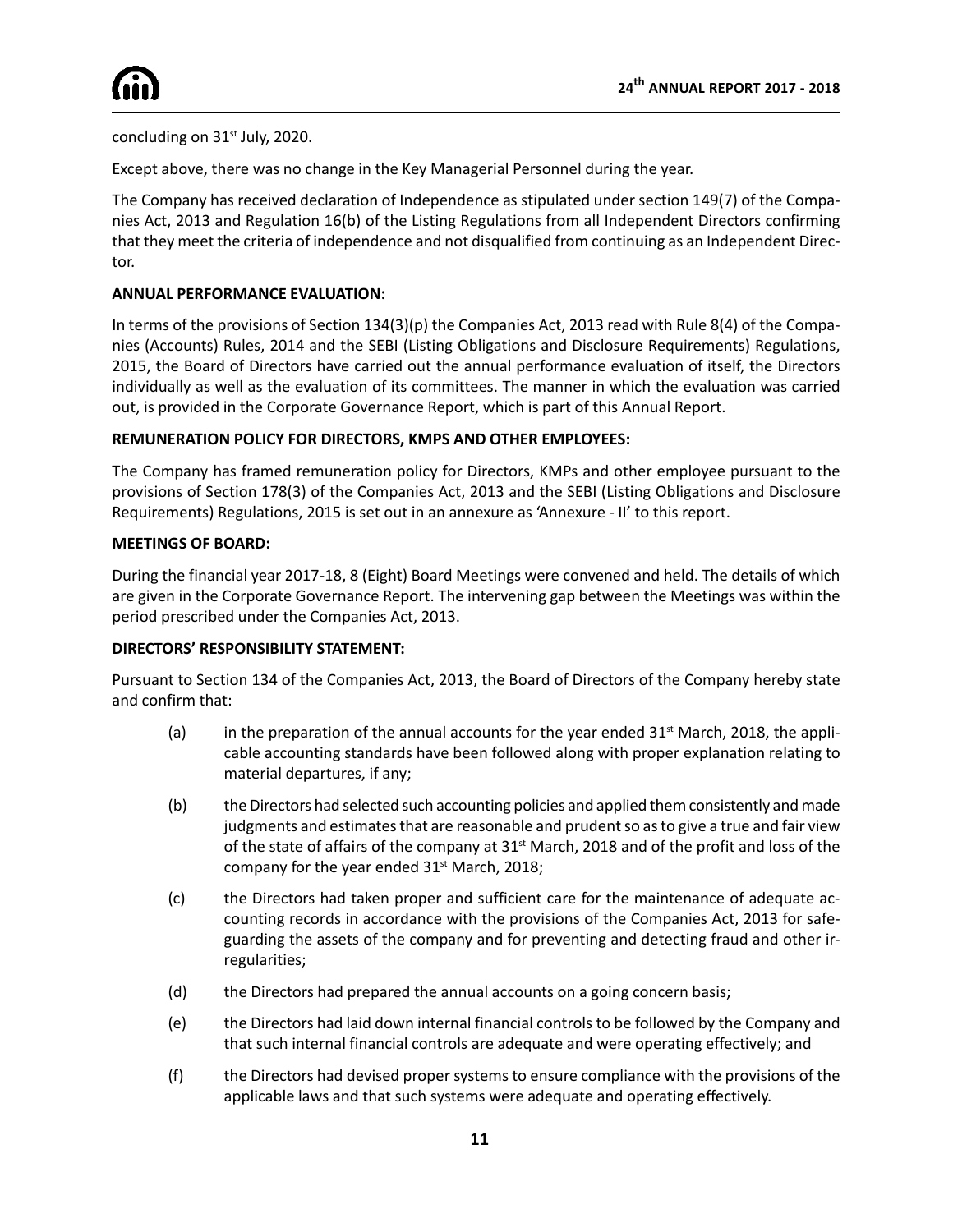concluding on 31st July, 2020.

Except above, there was no change in the Key Managerial Personnel during the year.

The Company has received declaration of Independence as stipulated under section 149(7) of the Companies Act, 2013 and Regulation 16(b) of the Listing Regulations from all Independent Directors confirming that they meet the criteria of independence and not disqualified from continuing as an Independent Director.

**ANNUAL PERFORMANCE EVALUATION:**

In terms of the provisions of Section 134(3)(p) the Companies Act, 2013 read with Rule 8(4) of the Companies (Accounts) Rules, 2014 and the SEBI (Listing Obligations and Disclosure Requirements) Regulations, 2015, the Board of Directors have carried out the annual performance evaluation of itself, the Directors individually as well as the evaluation of its committees. The manner in which the evaluation was carried out, is provided in the Corporate Governance Report, which is part of this Annual Report.

**REMUNERATION POLICY FOR DIRECTORS, KMPS AND OTHER EMPLOYEES:**

The Company has framed remuneration policy for Directors, KMPs and other employee pursuant to the provisions of Section 178(3) of the Companies Act, 2013 and the SEBI (Listing Obligations and Disclosure Requirements) Regulations, 2015 is set out in an annexure as 'Annexure - II' to this report.

**MEETINGS OF BOARD:**

During the financial year 2017-18, 8 (Eight) Board Meetings were convened and held. The details of which are given in the Corporate Governance Report. The intervening gap between the Meetings was within the period prescribed under the Companies Act, 2013.

**DIRECTORS' RESPONSIBILITY STATEMENT:**

Pursuant to Section 134 of the Companies Act, 2013, the Board of Directors of the Company hereby state and confirm that:

(a) in the preparation of the annual accounts for the year ended 31st March, 2018, the applicable accounting standards have been followed along with proper explanation relating to material departures, if any;

(b) the Directors had selected such accounting policies and applied them consistently and made judgments and estimates that are reasonable and prudent so as to give a true and fair view of the state of affairs of the company at 31st March, 2018 and of the profit and loss of the company for the year ended 31st March, 2018;

(c) the Directors had taken proper and sufficient care for the maintenance of adequate accounting records in accordance with the provisions of the Companies Act, 2013 for safeguarding the assets of the company and for preventing and detecting fraud and other irregularities;

(d) the Directors had prepared the annual accounts on a going concern basis;

(e) the Directors had laid down internal financial controls to be followed by the Company and that such internal financial controls are adequate and were operating effectively; and

(f) the Directors had devised proper systems to ensure compliance with the provisions of the applicable laws and that such systems were adequate and operating effectively.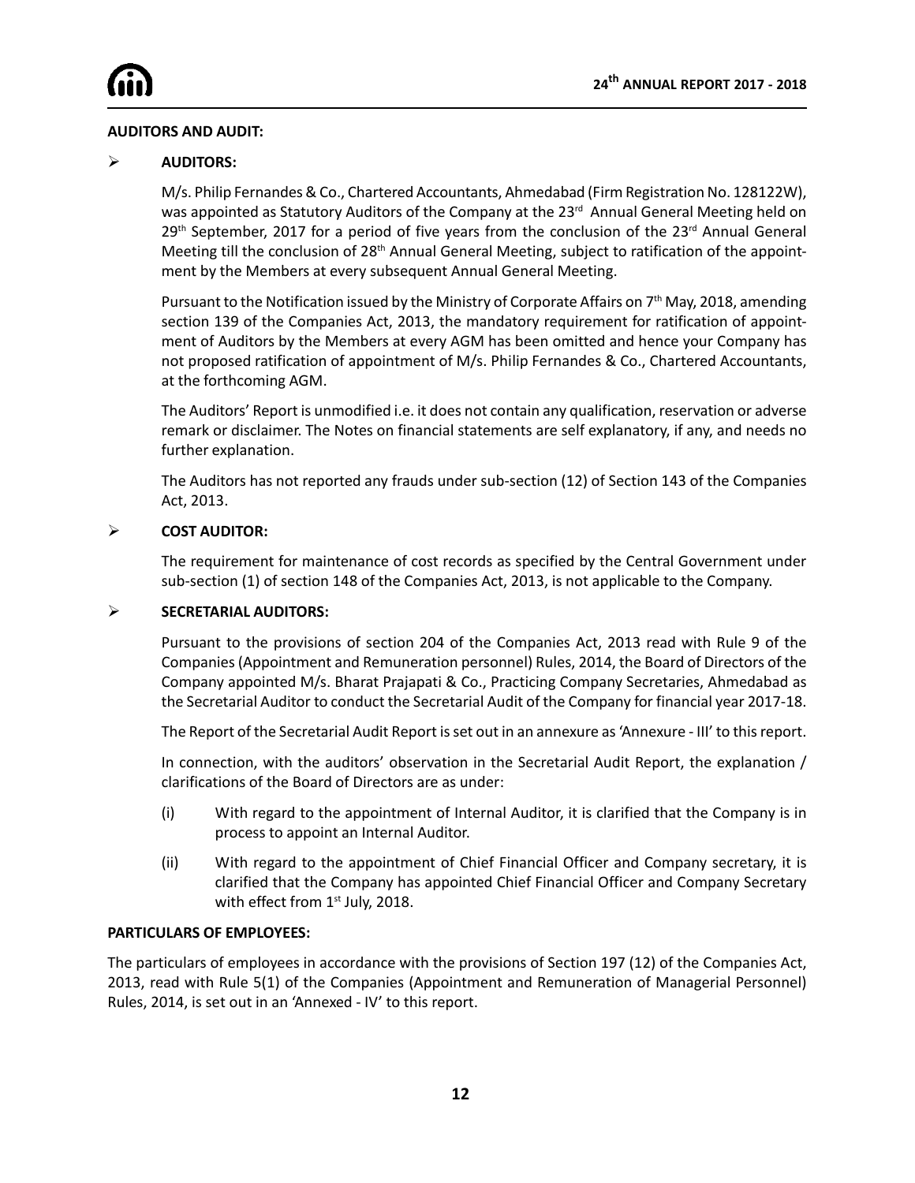**AUDITORS AND AUDIT:**

- **AUDITORS:**

  M/s. Philip Fernandes & Co., Chartered Accountants, Ahmedabad (Firm Registration No. 128122W), was appointed as Statutory Auditors of the Company at the 23rd Annual General Meeting held on 29th September, 2017 for a period of five years from the conclusion of the 23rd Annual General Meeting till the conclusion of 28th Annual General Meeting, subject to ratification of the appointment by the Members at every subsequent Annual General Meeting.

  Pursuant to the Notification issued by the Ministry of Corporate Affairs on 7th May, 2018, amending section 139 of the Companies Act, 2013, the mandatory requirement for ratification of appointment of Auditors by the Members at every AGM has been omitted and hence your Company has not proposed ratification of appointment of M/s. Philip Fernandes & Co., Chartered Accountants, at the forthcoming AGM.

  The Auditors' Report is unmodified i.e. it does not contain any qualification, reservation or adverse remark or disclaimer. The Notes on financial statements are self explanatory, if any, and needs no further explanation.

  The Auditors has not reported any frauds under sub-section (12) of Section 143 of the Companies Act, 2013.

- **COST AUDITOR:**

  The requirement for maintenance of cost records as specified by the Central Government under sub-section (1) of section 148 of the Companies Act, 2013, is not applicable to the Company.

- **SECRETARIAL AUDITORS:**

  Pursuant to the provisions of section 204 of the Companies Act, 2013 read with Rule 9 of the Companies (Appointment and Remuneration personnel) Rules, 2014, the Board of Directors of the Company appointed M/s. Bharat Prajapati & Co., Practicing Company Secretaries, Ahmedabad as the Secretarial Auditor to conduct the Secretarial Audit of the Company for financial year 2017-18.

  The Report of the Secretarial Audit Report is set out in an annexure as 'Annexure - III' to this report.

  In connection, with the auditors' observation in the Secretarial Audit Report, the explanation / clarifications of the Board of Directors are as under:

  (i) With regard to the appointment of Internal Auditor, it is clarified that the Company is in process to appoint an Internal Auditor.

  (ii) With regard to the appointment of Chief Financial Officer and Company secretary, it is clarified that the Company has appointed Chief Financial Officer and Company Secretary with effect from 1st July, 2018.

**PARTICULARS OF EMPLOYEES:**

The particulars of employees in accordance with the provisions of Section 197 (12) of the Companies Act, 2013, read with Rule 5(1) of the Companies (Appointment and Remuneration of Managerial Personnel) Rules, 2014, is set out in an 'Annexed - IV' to this report.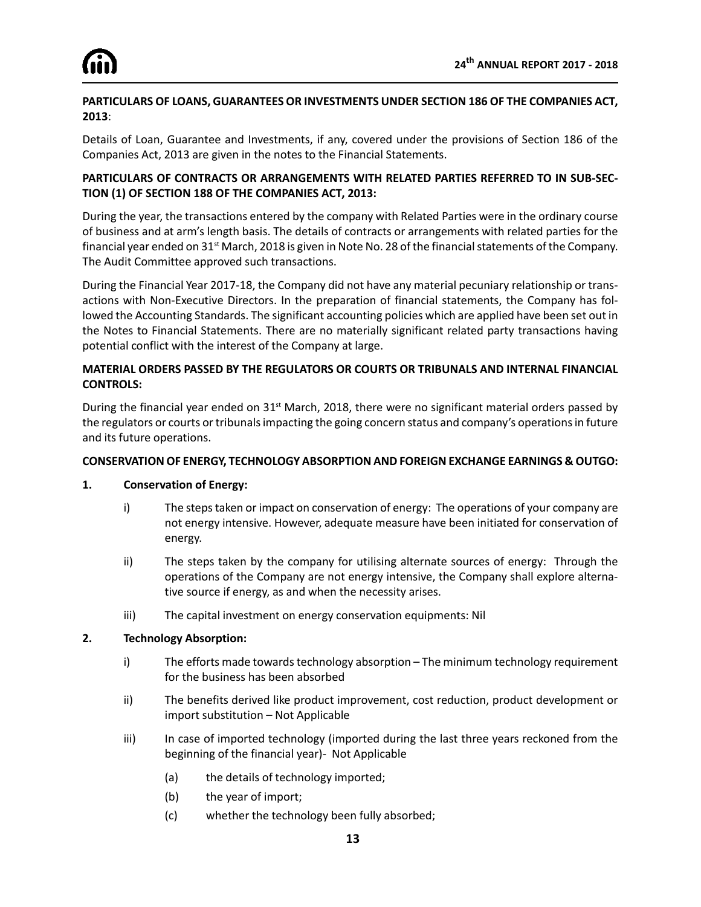**PARTICULARS OF LOANS, GUARANTEES OR INVESTMENTS UNDER SECTION 186 OF THE COMPANIES ACT, 2013**:

Details of Loan, Guarantee and Investments, if any, covered under the provisions of Section 186 of the Companies Act, 2013 are given in the notes to the Financial Statements.

**PARTICULARS OF CONTRACTS OR ARRANGEMENTS WITH RELATED PARTIES REFERRED TO IN SUB-SECTION (1) OF SECTION 188 OF THE COMPANIES ACT, 2013:**

During the year, the transactions entered by the company with Related Parties were in the ordinary course of business and at arm's length basis. The details of contracts or arrangements with related parties for the financial year ended on 31st March, 2018 is given in Note No. 28 of the financial statements of the Company. The Audit Committee approved such transactions.

During the Financial Year 2017-18, the Company did not have any material pecuniary relationship or transactions with Non-Executive Directors. In the preparation of financial statements, the Company has followed the Accounting Standards. The significant accounting policies which are applied have been set out in the Notes to Financial Statements. There are no materially significant related party transactions having potential conflict with the interest of the Company at large.

**MATERIAL ORDERS PASSED BY THE REGULATORS OR COURTS OR TRIBUNALS AND INTERNAL FINANCIAL CONTROLS:**

During the financial year ended on 31st March, 2018, there were no significant material orders passed by the regulators or courts or tribunals impacting the going concern status and company's operations in future and its future operations.

**CONSERVATION OF ENERGY, TECHNOLOGY ABSORPTION AND FOREIGN EXCHANGE EARNINGS & OUTGO:**

**1. Conservation of Energy:**

i) The steps taken or impact on conservation of energy: The operations of your company are not energy intensive. However, adequate measure have been initiated for conservation of energy.

ii) The steps taken by the company for utilising alternate sources of energy: Through the operations of the Company are not energy intensive, the Company shall explore alternative source if energy, as and when the necessity arises.

iii) The capital investment on energy conservation equipments: Nil

**2. Technology Absorption:**

i) The efforts made towards technology absorption – The minimum technology requirement for the business has been absorbed

ii) The benefits derived like product improvement, cost reduction, product development or import substitution – Not Applicable

iii) In case of imported technology (imported during the last three years reckoned from the beginning of the financial year)- Not Applicable

(a) the details of technology imported;

(b) the year of import;

(c) whether the technology been fully absorbed;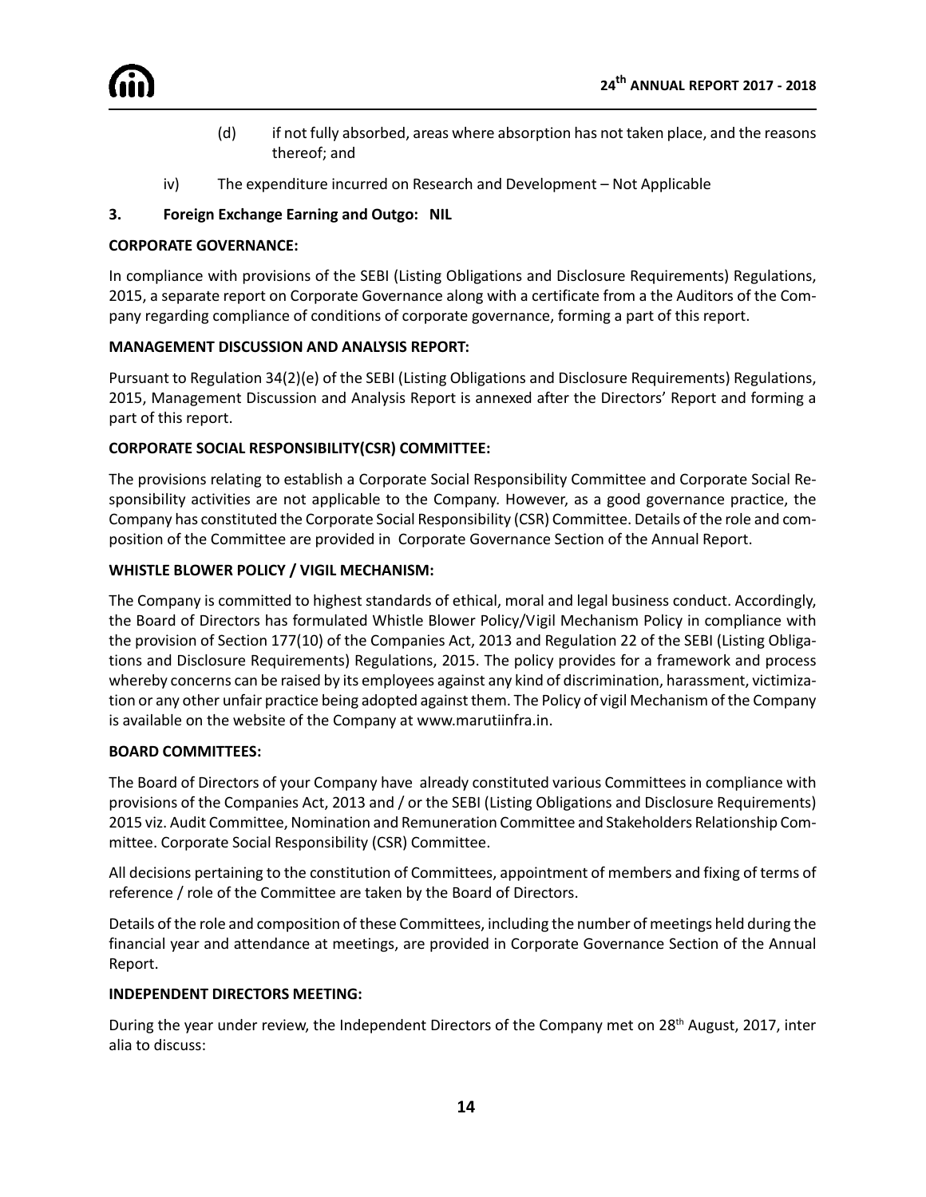(d) if not fully absorbed, areas where absorption has not taken place, and the reasons thereof; and

iv) The expenditure incurred on Research and Development – Not Applicable

**3. Foreign Exchange Earning and Outgo: NIL**

**CORPORATE GOVERNANCE:**

In compliance with provisions of the SEBI (Listing Obligations and Disclosure Requirements) Regulations, 2015, a separate report on Corporate Governance along with a certificate from a the Auditors of the Company regarding compliance of conditions of corporate governance, forming a part of this report.

**MANAGEMENT DISCUSSION AND ANALYSIS REPORT:**

Pursuant to Regulation 34(2)(e) of the SEBI (Listing Obligations and Disclosure Requirements) Regulations, 2015, Management Discussion and Analysis Report is annexed after the Directors' Report and forming a part of this report.

**CORPORATE SOCIAL RESPONSIBILITY(CSR) COMMITTEE:**

The provisions relating to establish a Corporate Social Responsibility Committee and Corporate Social Responsibility activities are not applicable to the Company. However, as a good governance practice, the Company has constituted the Corporate Social Responsibility (CSR) Committee. Details of the role and composition of the Committee are provided in Corporate Governance Section of the Annual Report.

**WHISTLE BLOWER POLICY / VIGIL MECHANISM:**

The Company is committed to highest standards of ethical, moral and legal business conduct. Accordingly, the Board of Directors has formulated Whistle Blower Policy/Vigil Mechanism Policy in compliance with the provision of Section 177(10) of the Companies Act, 2013 and Regulation 22 of the SEBI (Listing Obligations and Disclosure Requirements) Regulations, 2015. The policy provides for a framework and process whereby concerns can be raised by its employees against any kind of discrimination, harassment, victimization or any other unfair practice being adopted against them. The Policy of vigil Mechanism of the Company is available on the website of the Company at www.marutiinfra.in.

**BOARD COMMITTEES:**

The Board of Directors of your Company have already constituted various Committees in compliance with provisions of the Companies Act, 2013 and / or the SEBI (Listing Obligations and Disclosure Requirements) 2015 viz. Audit Committee, Nomination and Remuneration Committee and Stakeholders Relationship Committee. Corporate Social Responsibility (CSR) Committee.

All decisions pertaining to the constitution of Committees, appointment of members and fixing of terms of reference / role of the Committee are taken by the Board of Directors.

Details of the role and composition of these Committees, including the number of meetings held during the financial year and attendance at meetings, are provided in Corporate Governance Section of the Annual Report.

**INDEPENDENT DIRECTORS MEETING:**

During the year under review, the Independent Directors of the Company met on 28th August, 2017, inter alia to discuss: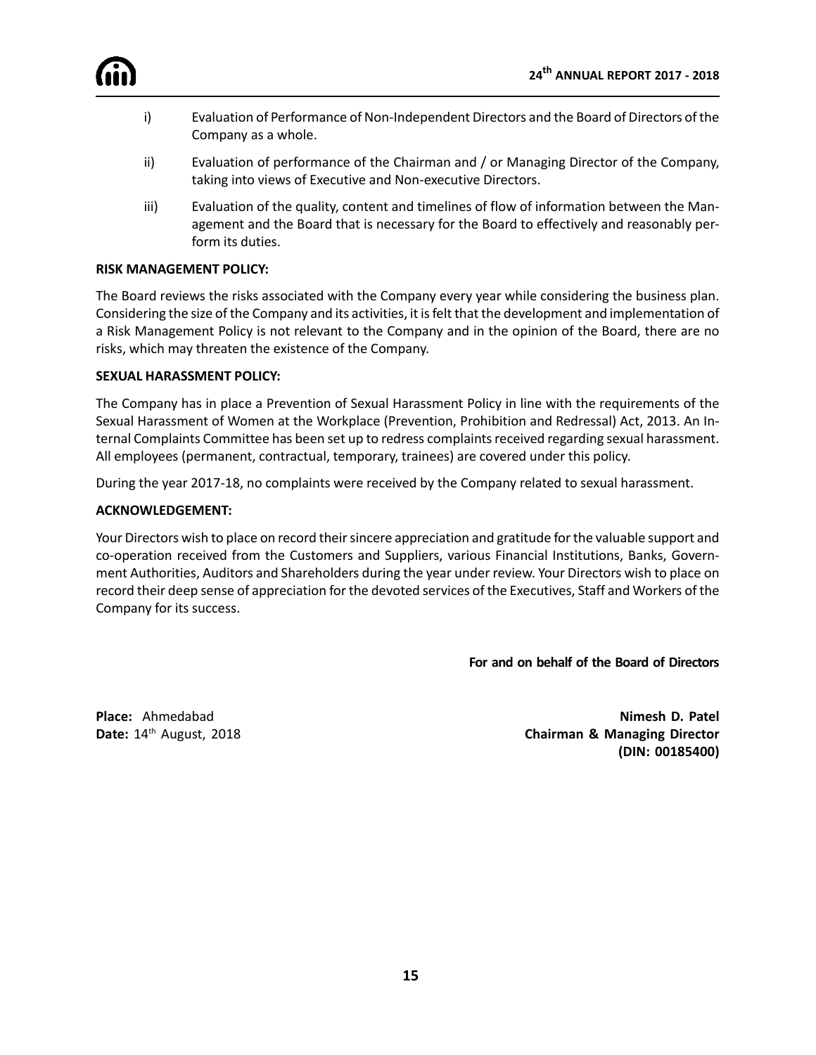i) Evaluation of Performance of Non-Independent Directors and the Board of Directors of the Company as a whole.

ii) Evaluation of performance of the Chairman and / or Managing Director of the Company, taking into views of Executive and Non-executive Directors.

iii) Evaluation of the quality, content and timelines of flow of information between the Management and the Board that is necessary for the Board to effectively and reasonably perform its duties.

**RISK MANAGEMENT POLICY:**

The Board reviews the risks associated with the Company every year while considering the business plan. Considering the size of the Company and its activities, it is felt that the development and implementation of a Risk Management Policy is not relevant to the Company and in the opinion of the Board, there are no risks, which may threaten the existence of the Company.

**SEXUAL HARASSMENT POLICY:**

The Company has in place a Prevention of Sexual Harassment Policy in line with the requirements of the Sexual Harassment of Women at the Workplace (Prevention, Prohibition and Redressal) Act, 2013. An Internal Complaints Committee has been set up to redress complaints received regarding sexual harassment. All employees (permanent, contractual, temporary, trainees) are covered under this policy.

During the year 2017-18, no complaints were received by the Company related to sexual harassment.

**ACKNOWLEDGEMENT:**

Your Directors wish to place on record their sincere appreciation and gratitude for the valuable support and co-operation received from the Customers and Suppliers, various Financial Institutions, Banks, Government Authorities, Auditors and Shareholders during the year under review. Your Directors wish to place on record their deep sense of appreciation for the devoted services of the Executives, Staff and Workers of the Company for its success.

**For and on behalf of the Board of Directors**

**Place:** Ahmedabad
**Date:** 14th August, 2018

**Nimesh D. Patel**
**Chairman & Managing Director**
**(DIN: 00185400)**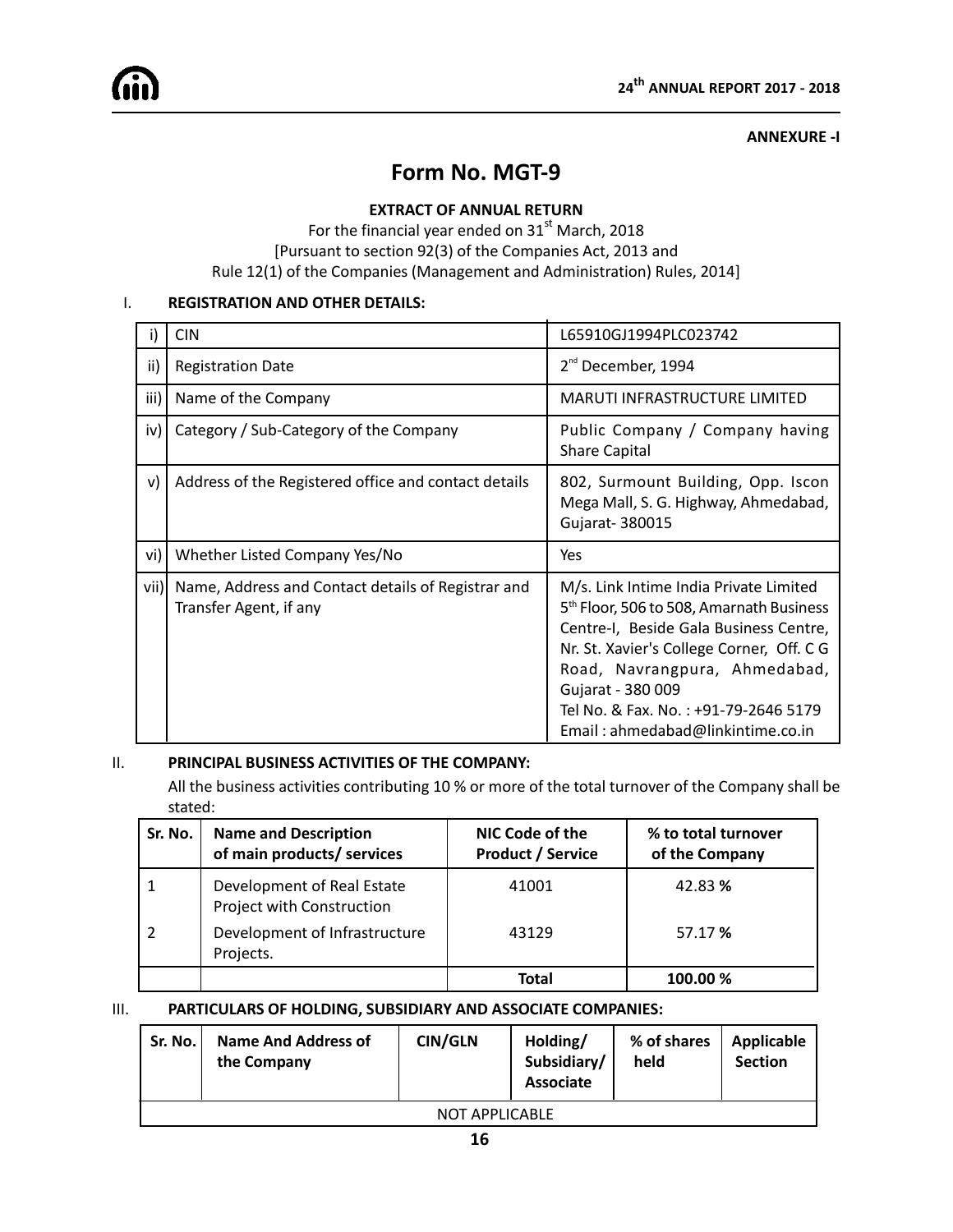**ANNEXURE -I**

# Form No. MGT-9

**EXTRACT OF ANNUAL RETURN**

For the financial year ended on 31st March, 2018

[Pursuant to section 92(3) of the Companies Act, 2013 and

Rule 12(1) of the Companies (Management and Administration) Rules, 2014]

## I. REGISTRATION AND OTHER DETAILS:

| | | |
|---|---|---|
| i) | CIN | L65910GJ1994PLC023742 |
| ii) | Registration Date | 2nd December, 1994 |
| iii) | Name of the Company | MARUTI INFRASTRUCTURE LIMITED |
| iv) | Category / Sub-Category of the Company | Public Company / Company having Share Capital |
| v) | Address of the Registered office and contact details | 802, Surmount Building, Opp. Iscon Mega Mall, S. G. Highway, Ahmedabad, Gujarat- 380015 |
| vi) | Whether Listed Company Yes/No | Yes |
| vii) | Name, Address and Contact details of Registrar and Transfer Agent, if any | M/s. Link Intime India Private Limited 5th Floor, 506 to 508, Amarnath Business Centre-I, Beside Gala Business Centre, Nr. St. Xavier's College Corner, Off. C G Road, Navrangpura, Ahmedabad, Gujarat - 380 009 Tel No. & Fax. No. : +91-79-2646 5179 Email : ahmedabad@linkintime.co.in |

## II. PRINCIPAL BUSINESS ACTIVITIES OF THE COMPANY:

All the business activities contributing 10 % or more of the total turnover of the Company shall be stated:

| Sr. No. | Name and Description of main products/ services | NIC Code of the Product / Service | % to total turnover of the Company |
|---|---|---|---|
| 1 | Development of Real Estate Project with Construction | 41001 | 42.83 % |
| 2 | Development of Infrastructure Projects. | 43129 | 57.17 % |
| | | **Total** | **100.00 %** |

## III. PARTICULARS OF HOLDING, SUBSIDIARY AND ASSOCIATE COMPANIES:

| Sr. No. | Name And Address of the Company | CIN/GLN | Holding/ Subsidiary/ Associate | % of shares held | Applicable Section |
|---|---|---|---|---|---|
| NOT APPLICABLE | | | | | |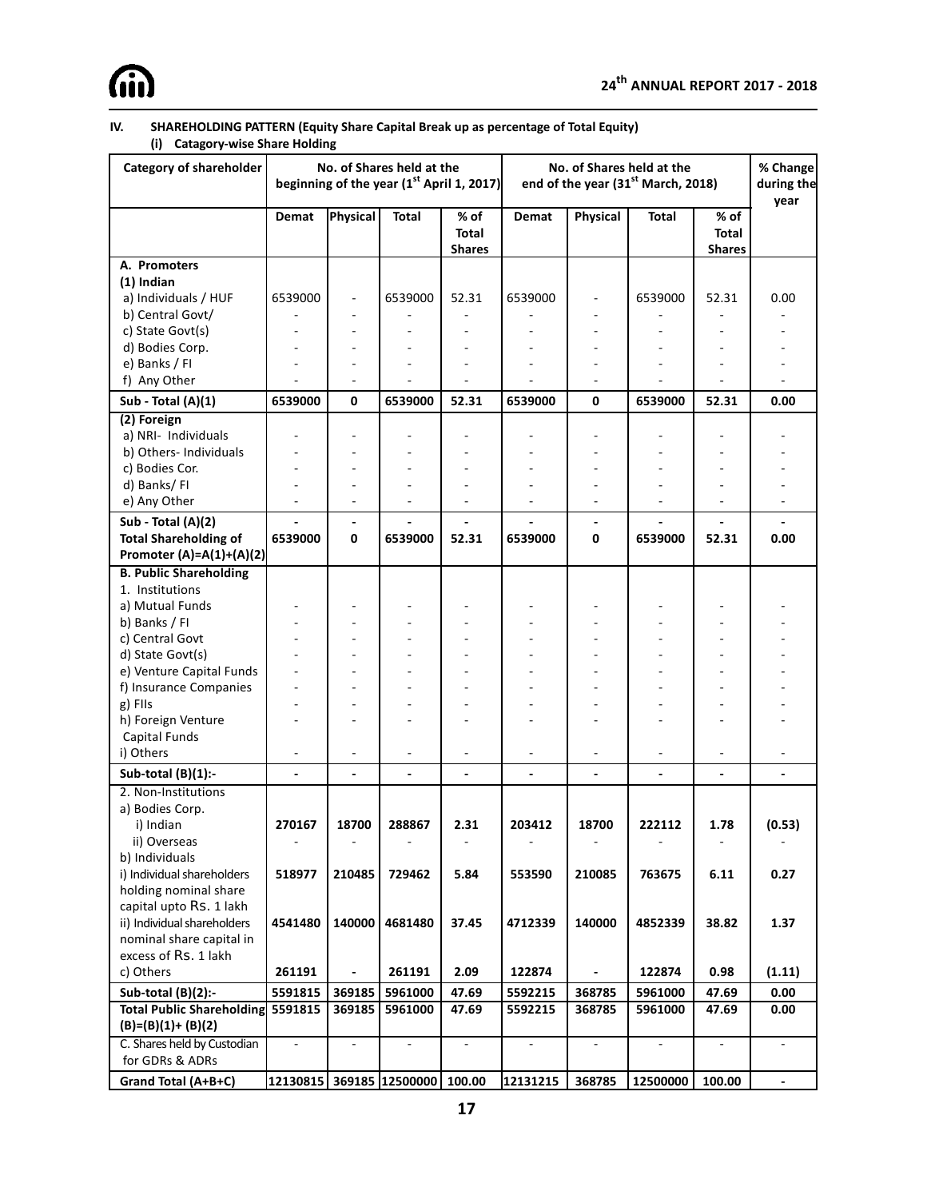## IV. SHAREHOLDING PATTERN (Equity Share Capital Break up as percentage of Total Equity)

### (i) Catagory-wise Share Holding

| Category of shareholder | No. of Shares held at the beginning of the year (1st April 1, 2017) | | | | No. of Shares held at the end of the year (31st March, 2018) | | | | % Change during the year |
|---|---|---|---|---|---|---|---|---|---|
| | Demat | Physical | Total | % of Total Shares | Demat | Physical | Total | % of Total Shares | |
| **A. Promoters** | | | | | | | | | |
| **(1) Indian** | | | | | | | | | |
| a) Individuals / HUF | 6539000 | - | 6539000 | 52.31 | 6539000 | - | 6539000 | 52.31 | 0.00 |
| b) Central Govt/ | - | - | - | - | - | - | - | - | - |
| c) State Govt(s) | - | - | - | - | - | - | - | - | - |
| d) Bodies Corp. | - | - | - | - | - | - | - | - | - |
| e) Banks / FI | - | - | - | - | - | - | - | - | - |
| f) Any Other | - | - | - | - | - | - | - | - | - |
| **Sub - Total (A)(1)** | **6539000** | **0** | **6539000** | **52.31** | **6539000** | **0** | **6539000** | **52.31** | **0.00** |
| **(2) Foreign** | | | | | | | | | |
| a) NRI- Individuals | - | - | - | - | - | - | - | - | - |
| b) Others- Individuals | - | - | - | - | - | - | - | - | - |
| c) Bodies Cor. | - | - | - | - | - | - | - | - | - |
| d) Banks/ FI | - | - | - | - | - | - | - | - | - |
| e) Any Other | - | - | - | - | - | - | - | - | - |
| **Sub - Total (A)(2)** | **-** | **-** | **-** | **-** | **-** | **-** | **-** | **-** | **-** |
| **Total Shareholding of Promoter (A)=A(1)+(A)(2)** | **6539000** | **0** | **6539000** | **52.31** | **6539000** | **0** | **6539000** | **52.31** | **0.00** |
| **B. Public Shareholding** | | | | | | | | | |
| 1. Institutions | | | | | | | | | |
| a) Mutual Funds | - | - | - | - | - | - | - | - | - |
| b) Banks / FI | - | - | - | - | - | - | - | - | - |
| c) Central Govt | - | - | - | - | - | - | - | - | - |
| d) State Govt(s) | - | - | - | - | - | - | - | - | - |
| e) Venture Capital Funds | - | - | - | - | - | - | - | - | - |
| f) Insurance Companies | - | - | - | - | - | - | - | - | - |
| g) FIIs | - | - | - | - | - | - | - | - | - |
| h) Foreign Venture Capital Funds | - | - | - | - | - | - | - | - | - |
| i) Others | - | - | - | - | - | - | - | - | - |
| **Sub-total (B)(1):-** | **-** | **-** | **-** | **-** | **-** | **-** | **-** | **-** | **-** |
| 2. Non-Institutions | | | | | | | | | |
| a) Bodies Corp. | | | | | | | | | |
| i) Indian | **270167** | **18700** | **288867** | **2.31** | **203412** | **18700** | **222112** | **1.78** | **(0.53)** |
| ii) Overseas | - | - | - | - | - | - | - | - | - |
| b) Individuals | | | | | | | | | |
| i) Individual shareholders holding nominal share capital upto Rs. 1 lakh | **518977** | **210485** | **729462** | **5.84** | **553590** | **210085** | **763675** | **6.11** | **0.27** |
| ii) Individual shareholders nominal share capital in excess of Rs. 1 lakh | **4541480** | **140000** | **4681480** | **37.45** | **4712339** | **140000** | **4852339** | **38.82** | **1.37** |
| c) Others | **261191** | **-** | **261191** | **2.09** | **122874** | **-** | **122874** | **0.98** | **(1.11)** |
| **Sub-total (B)(2):-** | **5591815** | **369185** | **5961000** | **47.69** | **5592215** | **368785** | **5961000** | **47.69** | **0.00** |
| **Total Public Shareholding (B)=(B)(1)+ (B)(2)** | **5591815** | **369185** | **5961000** | **47.69** | **5592215** | **368785** | **5961000** | **47.69** | **0.00** |
| C. Shares held by Custodian for GDRs & ADRs | - | - | - | - | - | - | - | - | - |
| **Grand Total (A+B+C)** | **12130815** | **369185** | **12500000** | **100.00** | **12131215** | **368785** | **12500000** | **100.00** | **-** |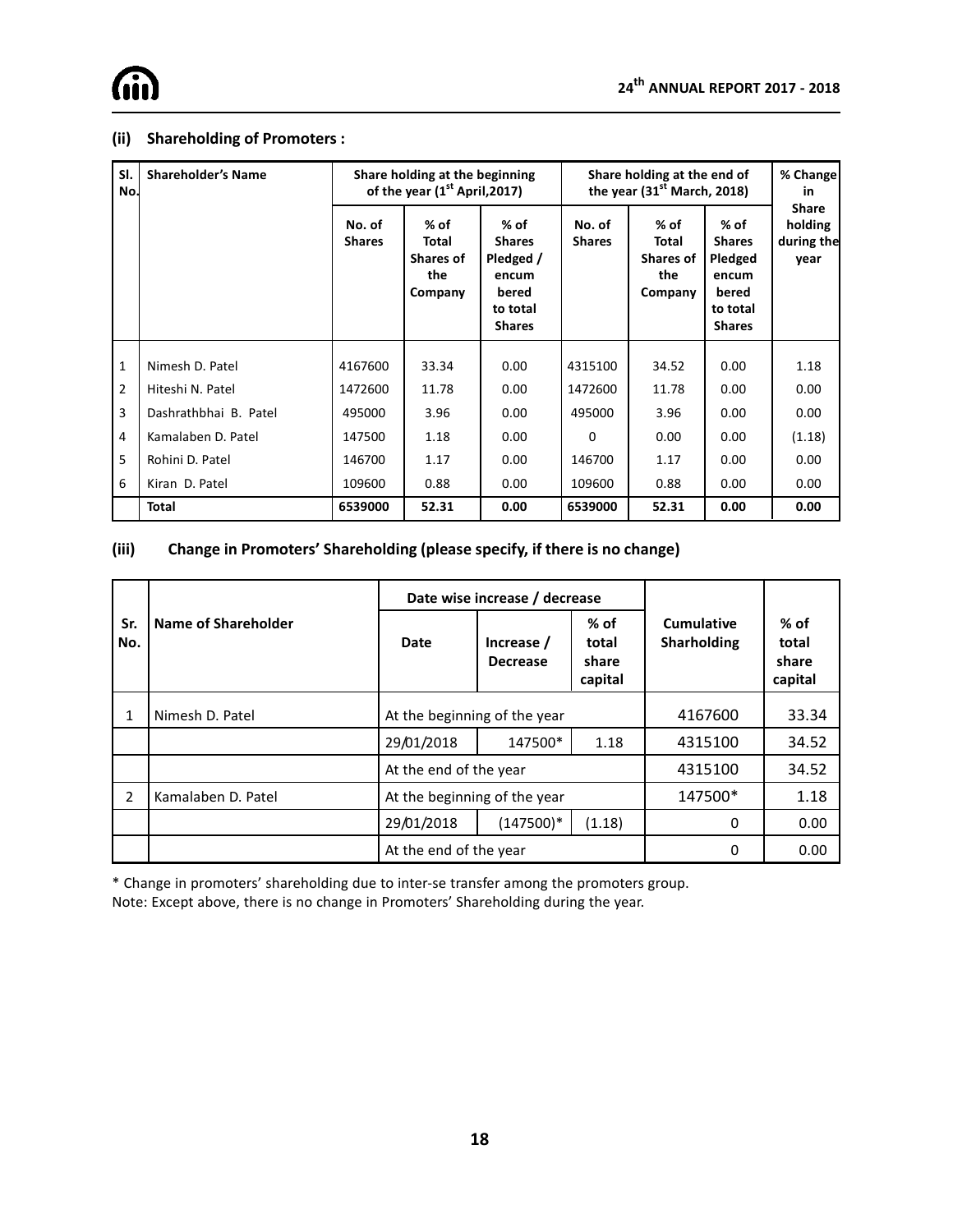### (ii) Shareholding of Promoters :

| Sl. No. | Shareholder's Name | Share holding at the beginning of the year (1st April,2017) | | | Share holding at the end of the year (31st March, 2018) | | | % Change in Share holding during the year |
|---|---|---|---|---|---|---|---|---|
| | | No. of Shares | % of Total Shares of the Company | % of Shares Pledged / encum bered to total Shares | No. of Shares | % of Total Shares of the Company | % of Shares Pledged encum bered to total Shares | |
| 1 | Nimesh D. Patel | 4167600 | 33.34 | 0.00 | 4315100 | 34.52 | 0.00 | 1.18 |
| 2 | Hiteshi N. Patel | 1472600 | 11.78 | 0.00 | 1472600 | 11.78 | 0.00 | 0.00 |
| 3 | Dashrathbhai B. Patel | 495000 | 3.96 | 0.00 | 495000 | 3.96 | 0.00 | 0.00 |
| 4 | Kamalaben D. Patel | 147500 | 1.18 | 0.00 | 0 | 0.00 | 0.00 | (1.18) |
| 5 | Rohini D. Patel | 146700 | 1.17 | 0.00 | 146700 | 1.17 | 0.00 | 0.00 |
| 6 | Kiran D. Patel | 109600 | 0.88 | 0.00 | 109600 | 0.88 | 0.00 | 0.00 |
| | **Total** | **6539000** | **52.31** | **0.00** | **6539000** | **52.31** | **0.00** | **0.00** |

### (iii) Change in Promoters' Shareholding (please specify, if there is no change)

| Sr. No. | Name of Shareholder | Date wise increase / decrease | | | Cumulative Sharholding | % of total share capital |
|---|---|---|---|---|---|---|
| | | Date | Increase / Decrease | % of total share capital | | |
| 1 | Nimesh D. Patel | At the beginning of the year | | | 4167600 | 33.34 |
| | | 29/01/2018 | 147500* | 1.18 | 4315100 | 34.52 |
| | | At the end of the year | | | 4315100 | 34.52 |
| 2 | Kamalaben D. Patel | At the beginning of the year | | | 147500* | 1.18 |
| | | 29/01/2018 | (147500)* | (1.18) | 0 | 0.00 |
| | | At the end of the year | | | 0 | 0.00 |

* Change in promoters' shareholding due to inter-se transfer among the promoters group.

Note: Except above, there is no change in Promoters' Shareholding during the year.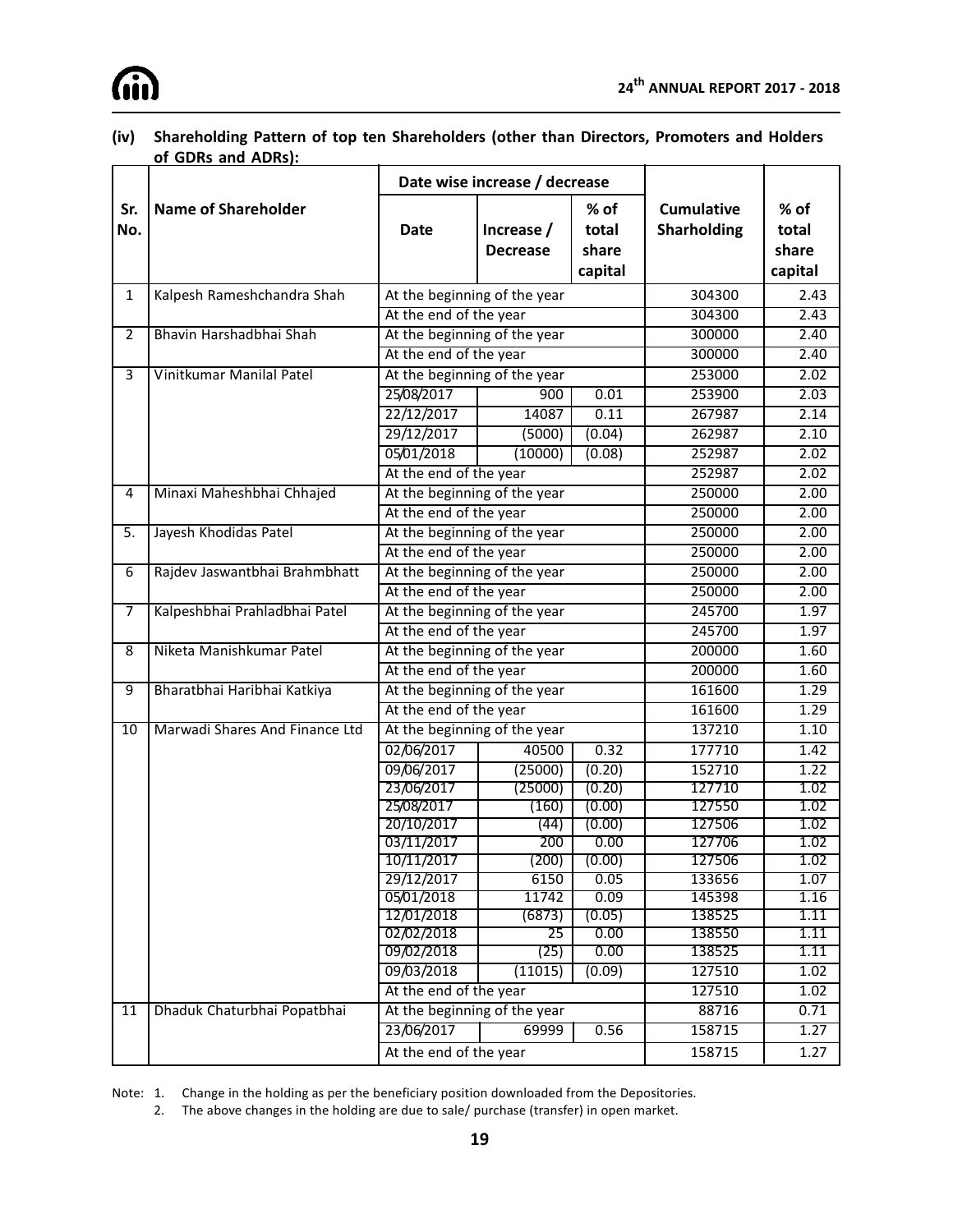**(iv) Shareholding Pattern of top ten Shareholders (other than Directors, Promoters and Holders of GDRs and ADRs):**

| Sr. No. | Name of Shareholder | Date wise increase / decrease | | | Cumulative Sharholding | % of total share capital |
|---|---|---|---|---|---|---|
| | | Date | Increase / Decrease | % of total share capital | | |
| 1 | Kalpesh Rameshchandra Shah | At the beginning of the year | | | 304300 | 2.43 |
| | | At the end of the year | | | 304300 | 2.43 |
| 2 | Bhavin Harshadbhai Shah | At the beginning of the year | | | 300000 | 2.40 |
| | | At the end of the year | | | 300000 | 2.40 |
| 3 | Vinitkumar Manilal Patel | At the beginning of the year | | | 253000 | 2.02 |
| | | 25/08/2017 | 900 | 0.01 | 253900 | 2.03 |
| | | 22/12/2017 | 14087 | 0.11 | 267987 | 2.14 |
| | | 29/12/2017 | (5000) | (0.04) | 262987 | 2.10 |
| | | 05/01/2018 | (10000) | (0.08) | 252987 | 2.02 |
| | | At the end of the year | | | 252987 | 2.02 |
| 4 | Minaxi Maheshbhai Chhajed | At the beginning of the year | | | 250000 | 2.00 |
| | | At the end of the year | | | 250000 | 2.00 |
| 5. | Jayesh Khodidas Patel | At the beginning of the year | | | 250000 | 2.00 |
| | | At the end of the year | | | 250000 | 2.00 |
| 6 | Rajdev Jaswantbhai Brahmbhatt | At the beginning of the year | | | 250000 | 2.00 |
| | | At the end of the year | | | 250000 | 2.00 |
| 7 | Kalpeshbhai Prahladbhai Patel | At the beginning of the year | | | 245700 | 1.97 |
| | | At the end of the year | | | 245700 | 1.97 |
| 8 | Niketa Manishkumar Patel | At the beginning of the year | | | 200000 | 1.60 |
| | | At the end of the year | | | 200000 | 1.60 |
| 9 | Bharatbhai Haribhai Katkiya | At the beginning of the year | | | 161600 | 1.29 |
| | | At the end of the year | | | 161600 | 1.29 |
| 10 | Marwadi Shares And Finance Ltd | At the beginning of the year | | | 137210 | 1.10 |
| | | 02/06/2017 | 40500 | 0.32 | 177710 | 1.42 |
| | | 09/06/2017 | (25000) | (0.20) | 152710 | 1.22 |
| | | 23/06/2017 | (25000) | (0.20) | 127710 | 1.02 |
| | | 25/08/2017 | (160) | (0.00) | 127550 | 1.02 |
| | | 20/10/2017 | (44) | (0.00) | 127506 | 1.02 |
| | | 03/11/2017 | 200 | 0.00 | 127706 | 1.02 |
| | | 10/11/2017 | (200) | (0.00) | 127506 | 1.02 |
| | | 29/12/2017 | 6150 | 0.05 | 133656 | 1.07 |
| | | 05/01/2018 | 11742 | 0.09 | 145398 | 1.16 |
| | | 12/01/2018 | (6873) | (0.05) | 138525 | 1.11 |
| | | 02/02/2018 | 25 | 0.00 | 138550 | 1.11 |
| | | 09/02/2018 | (25) | 0.00 | 138525 | 1.11 |
| | | 09/03/2018 | (11015) | (0.09) | 127510 | 1.02 |
| | | At the end of the year | | | 127510 | 1.02 |
| 11 | Dhaduk Chaturbhai Popatbhai | At the beginning of the year | | | 88716 | 0.71 |
| | | 23/06/2017 | 69999 | 0.56 | 158715 | 1.27 |
| | | At the end of the year | | | 158715 | 1.27 |

Note: 1. Change in the holding as per the beneficiary position downloaded from the Depositories.

2. The above changes in the holding are due to sale/ purchase (transfer) in open market.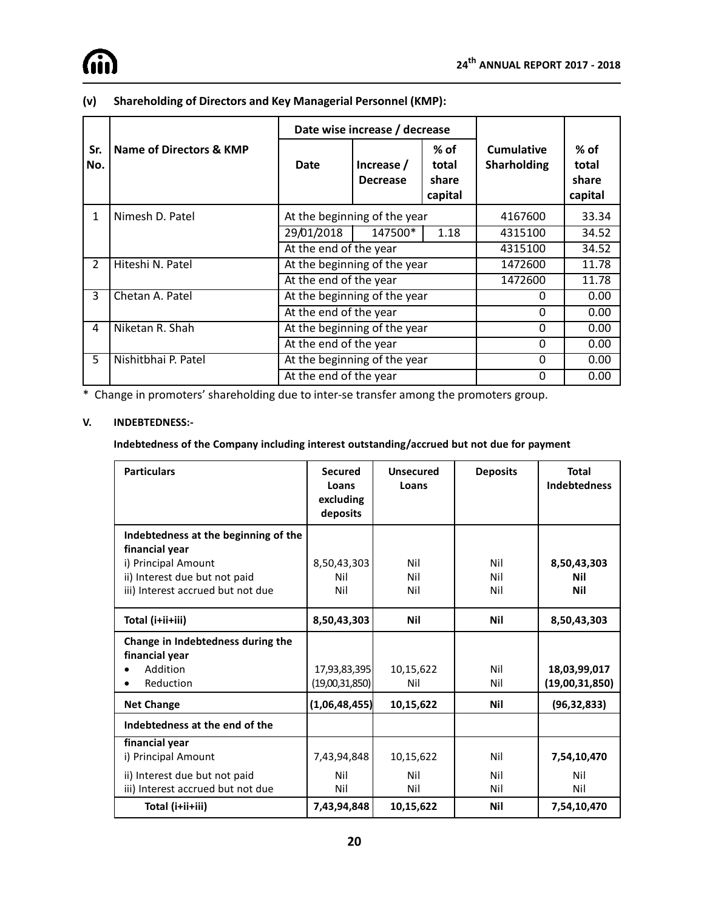### (v) Shareholding of Directors and Key Managerial Personnel (KMP):

| Sr. No. | Name of Directors & KMP | Date wise increase / decrease | | | Cumulative Sharholding | % of total share capital |
|---|---|---|---|---|---|---|
| | | Date | Increase / Decrease | % of total share capital | | |
| 1 | Nimesh D. Patel | At the beginning of the year | | | 4167600 | 33.34 |
| | | 29/01/2018 | 147500* | 1.18 | 4315100 | 34.52 |
| | | At the end of the year | | | 4315100 | 34.52 |
| 2 | Hiteshi N. Patel | At the beginning of the year | | | 1472600 | 11.78 |
| | | At the end of the year | | | 1472600 | 11.78 |
| 3 | Chetan A. Patel | At the beginning of the year | | | 0 | 0.00 |
| | | At the end of the year | | | 0 | 0.00 |
| 4 | Niketan R. Shah | At the beginning of the year | | | 0 | 0.00 |
| | | At the end of the year | | | 0 | 0.00 |
| 5 | Nishitbhai P. Patel | At the beginning of the year | | | 0 | 0.00 |
| | | At the end of the year | | | 0 | 0.00 |

* Change in promoters' shareholding due to inter-se transfer among the promoters group.

## V. INDEBTEDNESS:-

**Indebtedness of the Company including interest outstanding/accrued but not due for payment**

| Particulars | Secured Loans excluding deposits | Unsecured Loans | Deposits | Total Indebtedness |
|---|---|---|---|---|
| **Indebtedness at the beginning of the financial year** | | | | |
| i) Principal Amount | 8,50,43,303 | Nil | Nil | **8,50,43,303** |
| ii) Interest due but not paid | Nil | Nil | Nil | **Nil** |
| iii) Interest accrued but not due | Nil | Nil | Nil | **Nil** |
| **Total (i+ii+iii)** | **8,50,43,303** | **Nil** | **Nil** | **8,50,43,303** |
| **Change in Indebtedness during the financial year** | | | | |
| • Addition | 17,93,83,395 | 10,15,622 | Nil | **18,03,99,017** |
| • Reduction | (19,00,31,850) | Nil | Nil | **(19,00,31,850)** |
| **Net Change** | **(1,06,48,455)** | **10,15,622** | **Nil** | **(96,32,833)** |
| **Indebtedness at the end of the financial year** | | | | |
| i) Principal Amount | 7,43,94,848 | 10,15,622 | Nil | **7,54,10,470** |
| ii) Interest due but not paid | Nil | Nil | Nil | Nil |
| iii) Interest accrued but not due | Nil | Nil | Nil | Nil |
| **Total (i+ii+iii)** | **7,43,94,848** | **10,15,622** | **Nil** | **7,54,10,470** |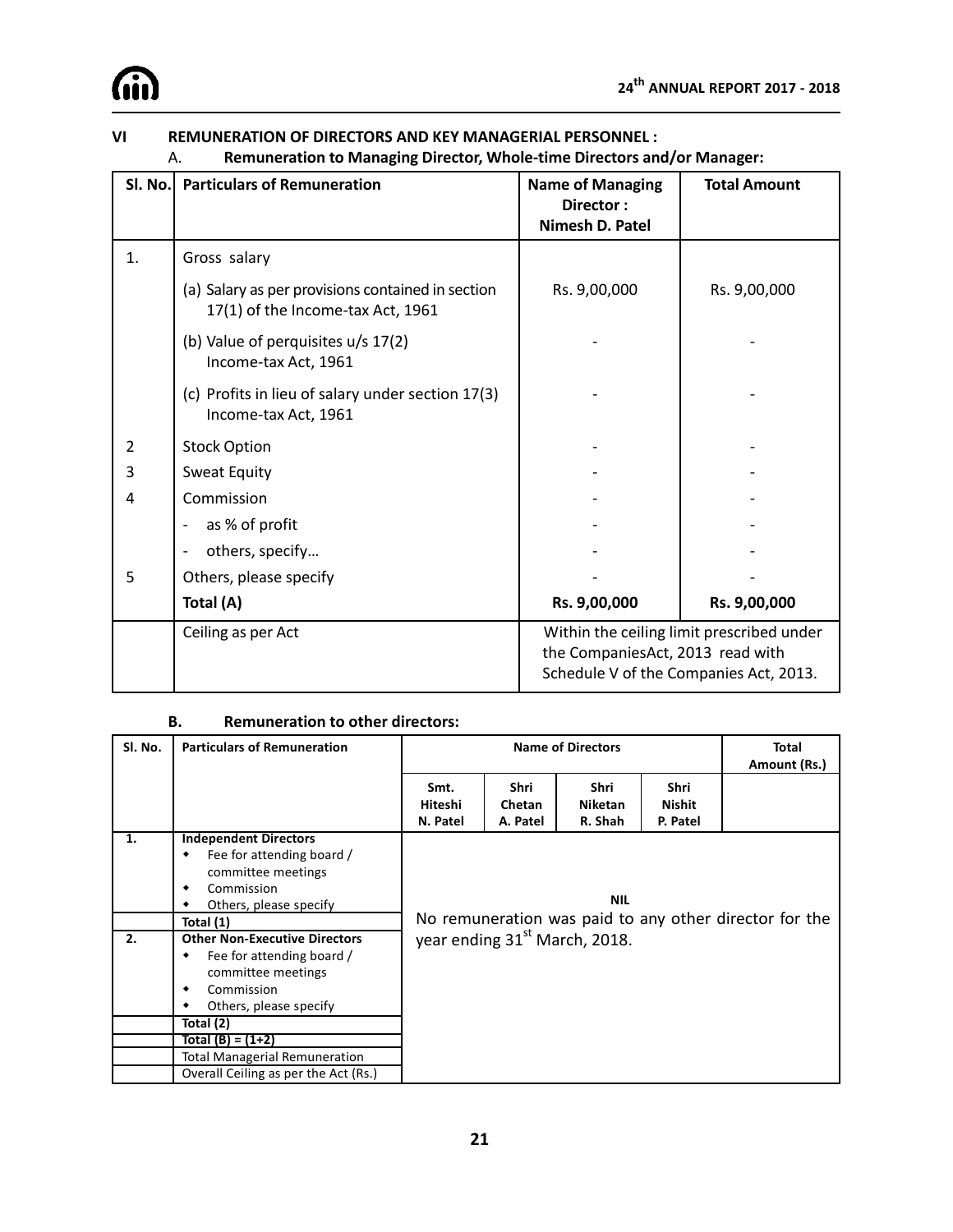## VI REMUNERATION OF DIRECTORS AND KEY MANAGERIAL PERSONNEL :

### A. Remuneration to Managing Director, Whole-time Directors and/or Manager:

| Sl. No. | Particulars of Remuneration | Name of Managing Director : Nimesh D. Patel | Total Amount |
|---|---|---|---|
| 1. | Gross salary | | |
| | (a) Salary as per provisions contained in section 17(1) of the Income-tax Act, 1961 | Rs. 9,00,000 | Rs. 9,00,000 |
| | (b) Value of perquisites u/s 17(2) Income-tax Act, 1961 | - | - |
| | (c) Profits in lieu of salary under section 17(3) Income-tax Act, 1961 | - | - |
| 2 | Stock Option | - | - |
| 3 | Sweat Equity | - | - |
| 4 | Commission | - | - |
| | - as % of profit | - | - |
| | - others, specify… | - | - |
| 5 | Others, please specify | - | - |
| | **Total (A)** | **Rs. 9,00,000** | **Rs. 9,00,000** |
| | Ceiling as per Act | Within the ceiling limit prescribed under the CompaniesAct, 2013 read with Schedule V of the Companies Act, 2013. | |

### B. Remuneration to other directors:

| Sl. No. | Particulars of Remuneration | Name of Directors | | | | Total Amount (Rs.) |
|---|---|---|---|---|---|---|
| | | Smt. Hiteshi N. Patel | Shri Chetan A. Patel | Shri Niketan R. Shah | Shri Nishit P. Patel | |
| 1. | **Independent Directors** ◆ Fee for attending board / committee meetings ◆ Commission ◆ Others, please specify | **NIL** No remuneration was paid to any other director for the year ending 31st March, 2018. | | | | |
| | **Total (1)** | | | | | |
| 2. | **Other Non-Executive Directors** ◆ Fee for attending board / committee meetings ◆ Commission ◆ Others, please specify | | | | | |
| | **Total (2)** | | | | | |
| | **Total (B) = (1+2)** | | | | | |
| | Total Managerial Remuneration | | | | | |
| | Overall Ceiling as per the Act (Rs.) | | | | | |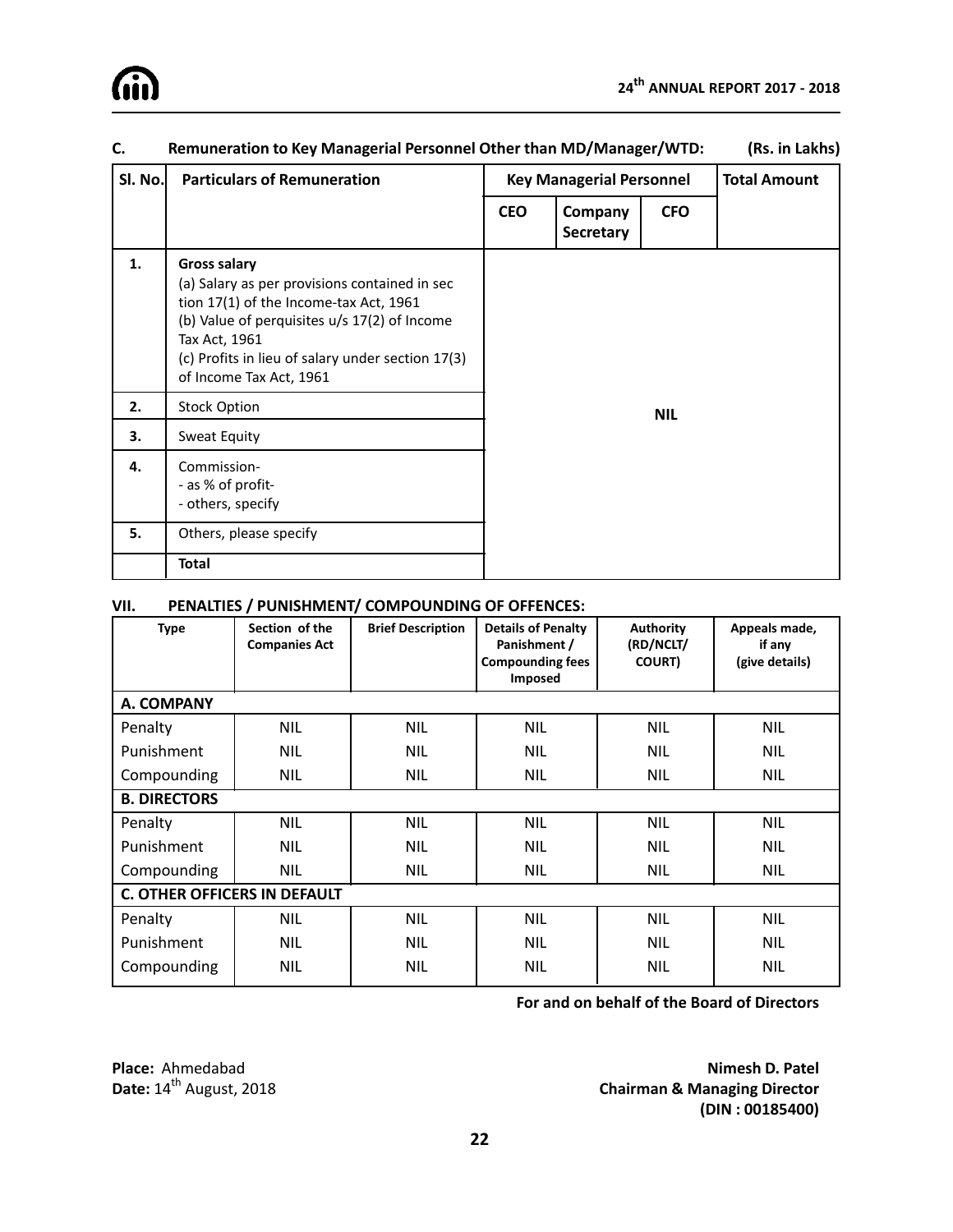### C. Remuneration to Key Managerial Personnel Other than MD/Manager/WTD: (Rs. in Lakhs)

| Sl. No. | Particulars of Remuneration | Key Managerial Personnel | | | Total Amount |
|---|---|---|---|---|---|
| | | CEO | Company Secretary | CFO | |
| 1. | **Gross salary**<br>(a) Salary as per provisions contained in sec tion 17(1) of the Income-tax Act, 1961<br>(b) Value of perquisites u/s 17(2) of Income Tax Act, 1961<br>(c) Profits in lieu of salary under section 17(3) of Income Tax Act, 1961 | NIL | | | |
| 2. | Stock Option | | | | |
| 3. | Sweat Equity | | | | |
| 4. | Commission-<br>- as % of profit-<br>- others, specify | | | | |
| 5. | Others, please specify | | | | |
| | **Total** | | | | |

### VII. PENALTIES / PUNISHMENT/ COMPOUNDING OF OFFENCES:

| Type | Section of the Companies Act | Brief Description | Details of Penalty Panishment / Compounding fees Imposed | Authority (RD/NCLT/ COURT) | Appeals made, if any (give details) |
|---|---|---|---|---|---|
| **A. COMPANY** | | | | | |
| Penalty | NIL | NIL | NIL | NIL | NIL |
| Punishment | NIL | NIL | NIL | NIL | NIL |
| Compounding | NIL | NIL | NIL | NIL | NIL |
| **B. DIRECTORS** | | | | | |
| Penalty | NIL | NIL | NIL | NIL | NIL |
| Punishment | NIL | NIL | NIL | NIL | NIL |
| Compounding | NIL | NIL | NIL | NIL | NIL |
| **C. OTHER OFFICERS IN DEFAULT** | | | | | |
| Penalty | NIL | NIL | NIL | NIL | NIL |
| Punishment | NIL | NIL | NIL | NIL | NIL |
| Compounding | NIL | NIL | NIL | NIL | NIL |

**For and on behalf of the Board of Directors**

**Place:** Ahmedabad
**Date:** 14th August, 2018

**Nimesh D. Patel**
**Chairman & Managing Director**
**(DIN : 00185400)**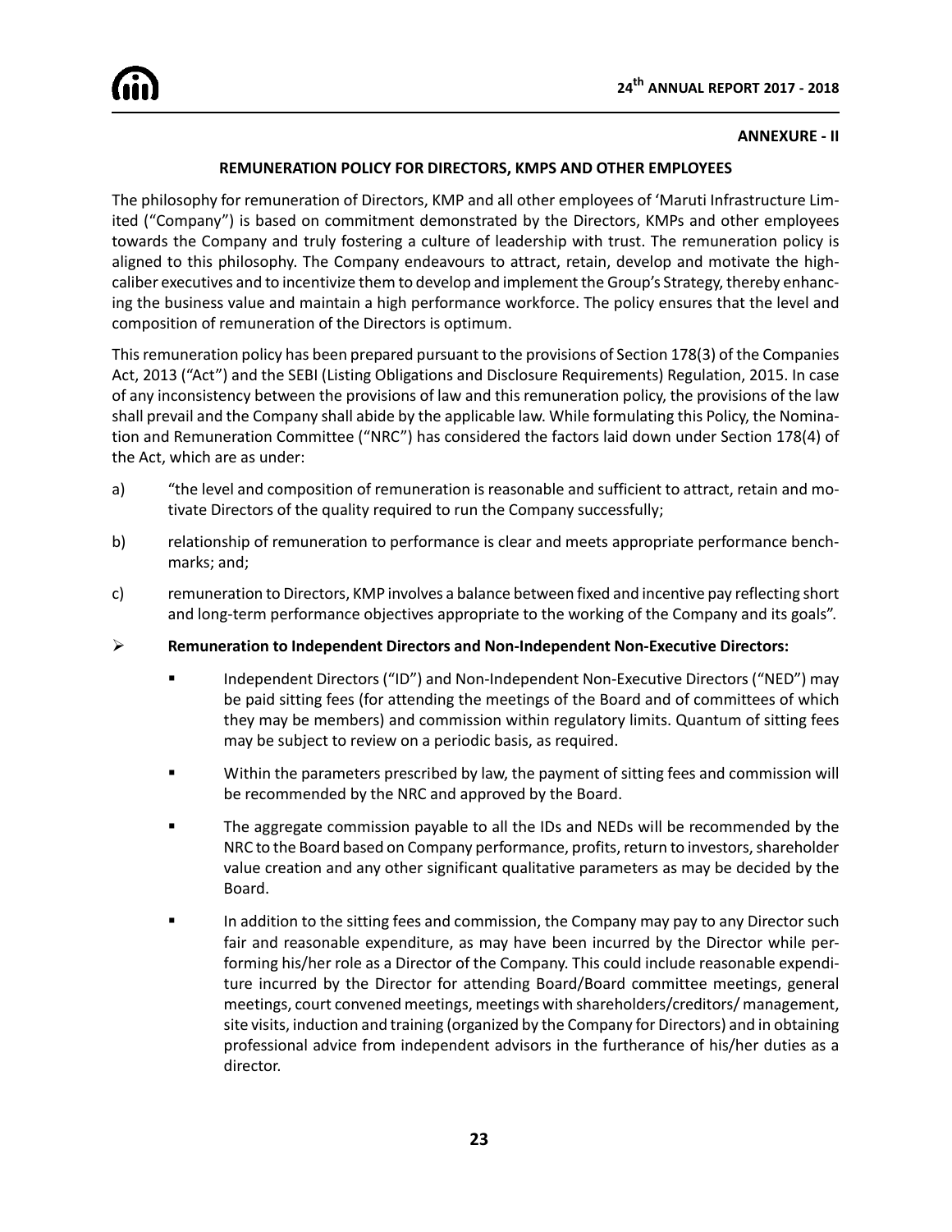**ANNEXURE - II**

## REMUNERATION POLICY FOR DIRECTORS, KMPS AND OTHER EMPLOYEES

The philosophy for remuneration of Directors, KMP and all other employees of 'Maruti Infrastructure Limited ("Company") is based on commitment demonstrated by the Directors, KMPs and other employees towards the Company and truly fostering a culture of leadership with trust. The remuneration policy is aligned to this philosophy. The Company endeavours to attract, retain, develop and motivate the high-caliber executives and to incentivize them to develop and implement the Group's Strategy, thereby enhancing the business value and maintain a high performance workforce. The policy ensures that the level and composition of remuneration of the Directors is optimum.

This remuneration policy has been prepared pursuant to the provisions of Section 178(3) of the Companies Act, 2013 ("Act") and the SEBI (Listing Obligations and Disclosure Requirements) Regulation, 2015. In case of any inconsistency between the provisions of law and this remuneration policy, the provisions of the law shall prevail and the Company shall abide by the applicable law. While formulating this Policy, the Nomination and Remuneration Committee ("NRC") has considered the factors laid down under Section 178(4) of the Act, which are as under:

a) "the level and composition of remuneration is reasonable and sufficient to attract, retain and motivate Directors of the quality required to run the Company successfully;

b) relationship of remuneration to performance is clear and meets appropriate performance benchmarks; and;

c) remuneration to Directors, KMP involves a balance between fixed and incentive pay reflecting short and long-term performance objectives appropriate to the working of the Company and its goals".

- **Remuneration to Independent Directors and Non-Independent Non-Executive Directors:**

  - Independent Directors ("ID") and Non-Independent Non-Executive Directors ("NED") may be paid sitting fees (for attending the meetings of the Board and of committees of which they may be members) and commission within regulatory limits. Quantum of sitting fees may be subject to review on a periodic basis, as required.

  - Within the parameters prescribed by law, the payment of sitting fees and commission will be recommended by the NRC and approved by the Board.

  - The aggregate commission payable to all the IDs and NEDs will be recommended by the NRC to the Board based on Company performance, profits, return to investors, shareholder value creation and any other significant qualitative parameters as may be decided by the Board.

  - In addition to the sitting fees and commission, the Company may pay to any Director such fair and reasonable expenditure, as may have been incurred by the Director while performing his/her role as a Director of the Company. This could include reasonable expenditure incurred by the Director for attending Board/Board committee meetings, general meetings, court convened meetings, meetings with shareholders/creditors/ management, site visits, induction and training (organized by the Company for Directors) and in obtaining professional advice from independent advisors in the furtherance of his/her duties as a director.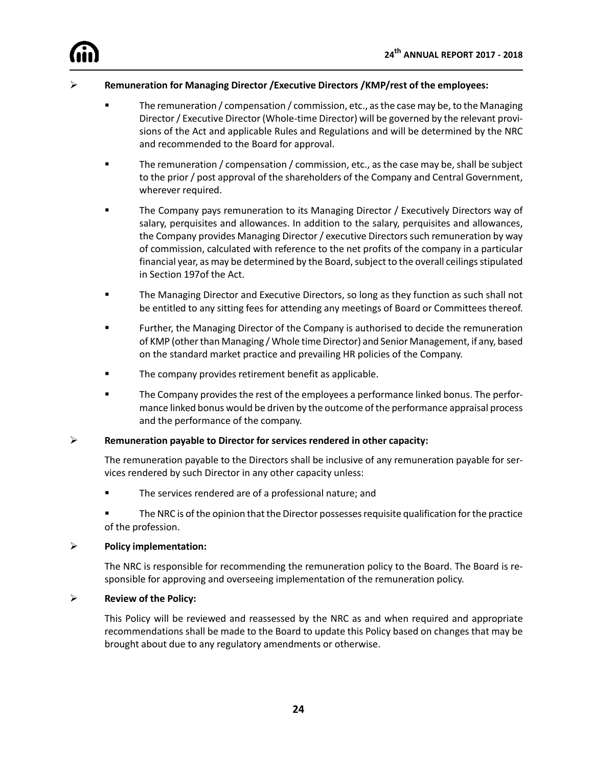- **Remuneration for Managing Director /Executive Directors /KMP/rest of the employees:**

  - The remuneration / compensation / commission, etc., as the case may be, to the Managing Director / Executive Director (Whole-time Director) will be governed by the relevant provisions of the Act and applicable Rules and Regulations and will be determined by the NRC and recommended to the Board for approval.
  - The remuneration / compensation / commission, etc., as the case may be, shall be subject to the prior / post approval of the shareholders of the Company and Central Government, wherever required.
  - The Company pays remuneration to its Managing Director / Executively Directors way of salary, perquisites and allowances. In addition to the salary, perquisites and allowances, the Company provides Managing Director / executive Directors such remuneration by way of commission, calculated with reference to the net profits of the company in a particular financial year, as may be determined by the Board, subject to the overall ceilings stipulated in Section 197of the Act.
  - The Managing Director and Executive Directors, so long as they function as such shall not be entitled to any sitting fees for attending any meetings of Board or Committees thereof.
  - Further, the Managing Director of the Company is authorised to decide the remuneration of KMP (other than Managing / Whole time Director) and Senior Management, if any, based on the standard market practice and prevailing HR policies of the Company.
  - The company provides retirement benefit as applicable.
  - The Company provides the rest of the employees a performance linked bonus. The performance linked bonus would be driven by the outcome of the performance appraisal process and the performance of the company.

- **Remuneration payable to Director for services rendered in other capacity:**

  The remuneration payable to the Directors shall be inclusive of any remuneration payable for services rendered by such Director in any other capacity unless:

  - The services rendered are of a professional nature; and
  - The NRC is of the opinion that the Director possesses requisite qualification for the practice of the profession.

- **Policy implementation:**

  The NRC is responsible for recommending the remuneration policy to the Board. The Board is responsible for approving and overseeing implementation of the remuneration policy.

- **Review of the Policy:**

  This Policy will be reviewed and reassessed by the NRC as and when required and appropriate recommendations shall be made to the Board to update this Policy based on changes that may be brought about due to any regulatory amendments or otherwise.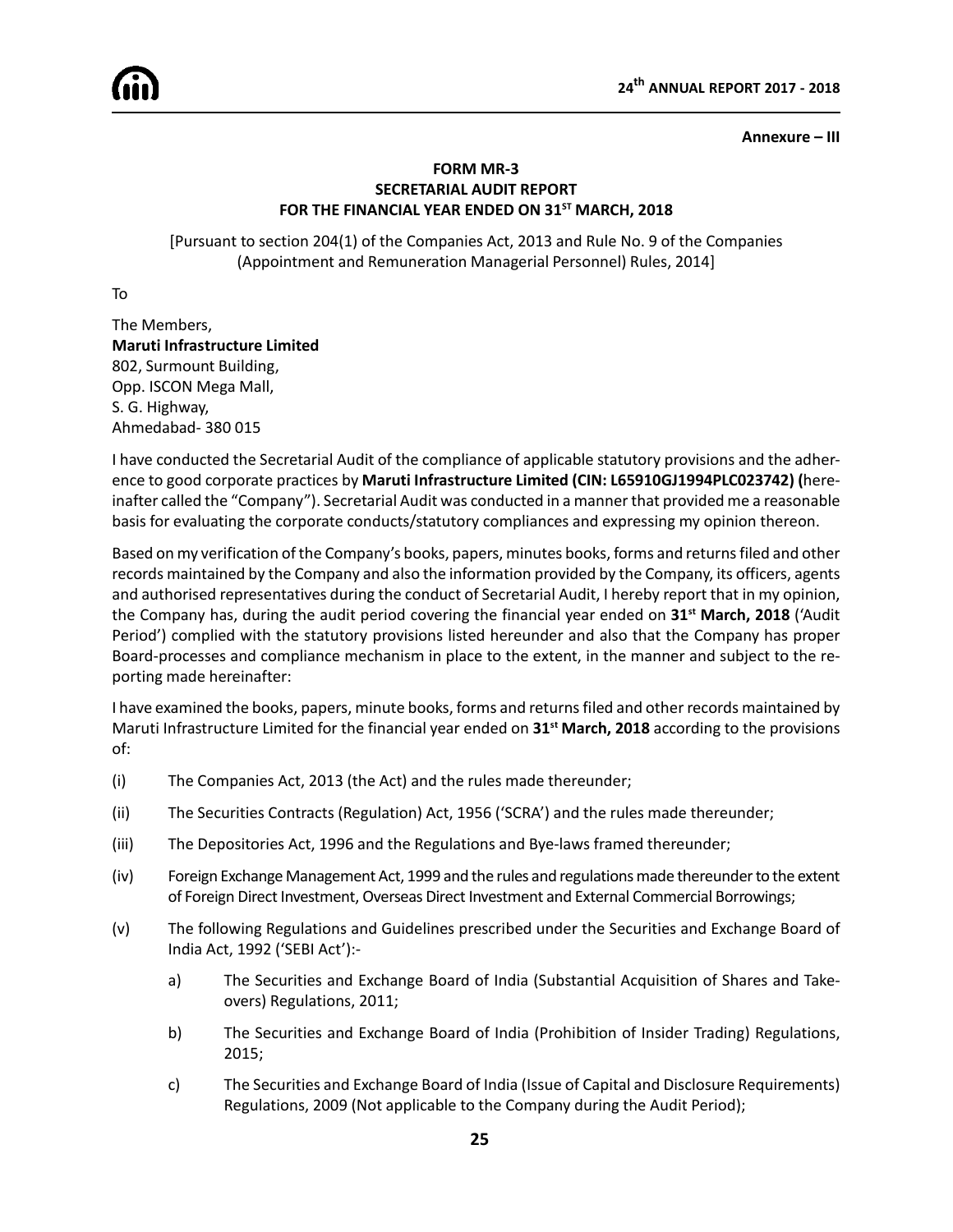Annexure – III

# FORM MR-3
## SECRETARIAL AUDIT REPORT
## FOR THE FINANCIAL YEAR ENDED ON 31ST MARCH, 2018

[Pursuant to section 204(1) of the Companies Act, 2013 and Rule No. 9 of the Companies (Appointment and Remuneration Managerial Personnel) Rules, 2014]

To

The Members,
**Maruti Infrastructure Limited**
802, Surmount Building,
Opp. ISCON Mega Mall,
S. G. Highway,
Ahmedabad- 380 015

I have conducted the Secretarial Audit of the compliance of applicable statutory provisions and the adherence to good corporate practices by **Maruti Infrastructure Limited (CIN: L65910GJ1994PLC023742) (**hereinafter called the "Company"). Secretarial Audit was conducted in a manner that provided me a reasonable basis for evaluating the corporate conducts/statutory compliances and expressing my opinion thereon.

Based on my verification of the Company's books, papers, minutes books, forms and returns filed and other records maintained by the Company and also the information provided by the Company, its officers, agents and authorised representatives during the conduct of Secretarial Audit, I hereby report that in my opinion, the Company has, during the audit period covering the financial year ended on **31st March, 2018** ('Audit Period') complied with the statutory provisions listed hereunder and also that the Company has proper Board-processes and compliance mechanism in place to the extent, in the manner and subject to the reporting made hereinafter:

I have examined the books, papers, minute books, forms and returns filed and other records maintained by Maruti Infrastructure Limited for the financial year ended on **31st March, 2018** according to the provisions of:

(i) The Companies Act, 2013 (the Act) and the rules made thereunder;

(ii) The Securities Contracts (Regulation) Act, 1956 ('SCRA') and the rules made thereunder;

(iii) The Depositories Act, 1996 and the Regulations and Bye-laws framed thereunder;

(iv) Foreign Exchange Management Act, 1999 and the rules and regulations made thereunder to the extent of Foreign Direct Investment, Overseas Direct Investment and External Commercial Borrowings;

(v) The following Regulations and Guidelines prescribed under the Securities and Exchange Board of India Act, 1992 ('SEBI Act'):-

   a) The Securities and Exchange Board of India (Substantial Acquisition of Shares and Takeovers) Regulations, 2011;

   b) The Securities and Exchange Board of India (Prohibition of Insider Trading) Regulations, 2015;

   c) The Securities and Exchange Board of India (Issue of Capital and Disclosure Requirements) Regulations, 2009 (Not applicable to the Company during the Audit Period);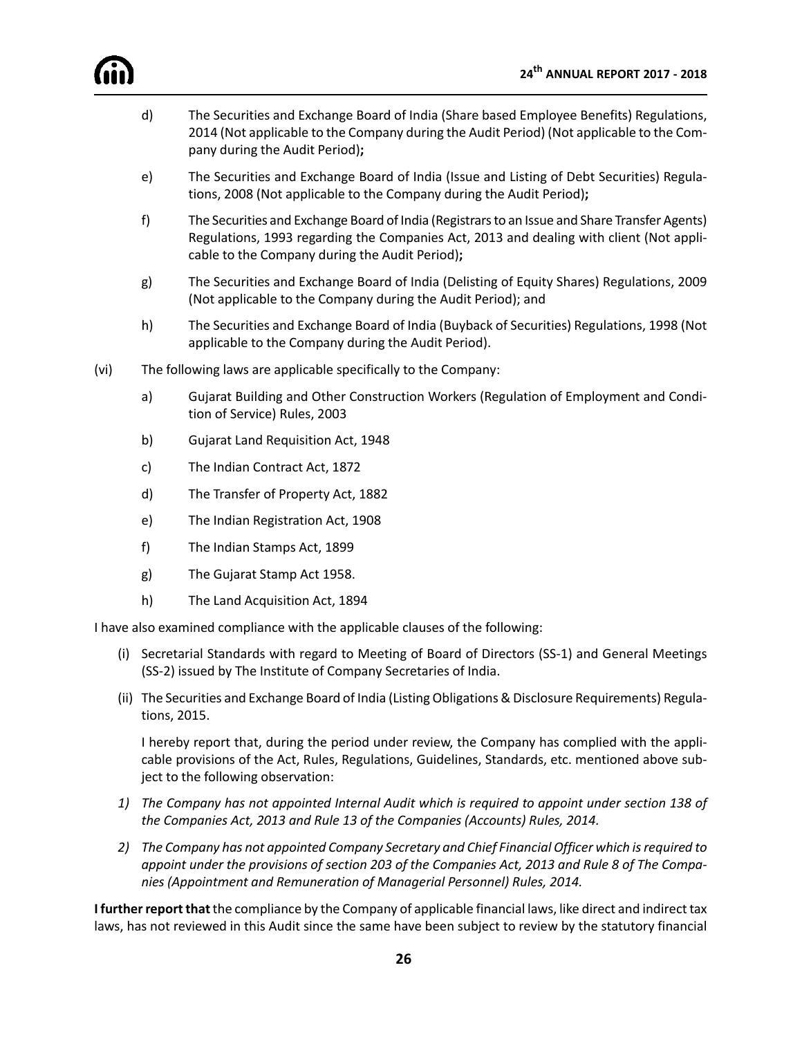d) The Securities and Exchange Board of India (Share based Employee Benefits) Regulations, 2014 (Not applicable to the Company during the Audit Period) (Not applicable to the Company during the Audit Period)**;**

e) The Securities and Exchange Board of India (Issue and Listing of Debt Securities) Regulations, 2008 (Not applicable to the Company during the Audit Period)**;**

f) The Securities and Exchange Board of India (Registrars to an Issue and Share Transfer Agents) Regulations, 1993 regarding the Companies Act, 2013 and dealing with client (Not applicable to the Company during the Audit Period)**;**

g) The Securities and Exchange Board of India (Delisting of Equity Shares) Regulations, 2009 (Not applicable to the Company during the Audit Period); and

h) The Securities and Exchange Board of India (Buyback of Securities) Regulations, 1998 (Not applicable to the Company during the Audit Period).

(vi) The following laws are applicable specifically to the Company:

a) Gujarat Building and Other Construction Workers (Regulation of Employment and Condition of Service) Rules, 2003

b) Gujarat Land Requisition Act, 1948

c) The Indian Contract Act, 1872

d) The Transfer of Property Act, 1882

e) The Indian Registration Act, 1908

f) The Indian Stamps Act, 1899

g) The Gujarat Stamp Act 1958.

h) The Land Acquisition Act, 1894

I have also examined compliance with the applicable clauses of the following:

(i) Secretarial Standards with regard to Meeting of Board of Directors (SS-1) and General Meetings (SS-2) issued by The Institute of Company Secretaries of India.

(ii) The Securities and Exchange Board of India (Listing Obligations & Disclosure Requirements) Regulations, 2015.

I hereby report that, during the period under review, the Company has complied with the applicable provisions of the Act, Rules, Regulations, Guidelines, Standards, etc. mentioned above subject to the following observation:

*1) The Company has not appointed Internal Audit which is required to appoint under section 138 of the Companies Act, 2013 and Rule 13 of the Companies (Accounts) Rules, 2014.*

*2) The Company has not appointed Company Secretary and Chief Financial Officer which is required to appoint under the provisions of section 203 of the Companies Act, 2013 and Rule 8 of The Companies (Appointment and Remuneration of Managerial Personnel) Rules, 2014.*

**I further report that** the compliance by the Company of applicable financial laws, like direct and indirect tax laws, has not reviewed in this Audit since the same have been subject to review by the statutory financial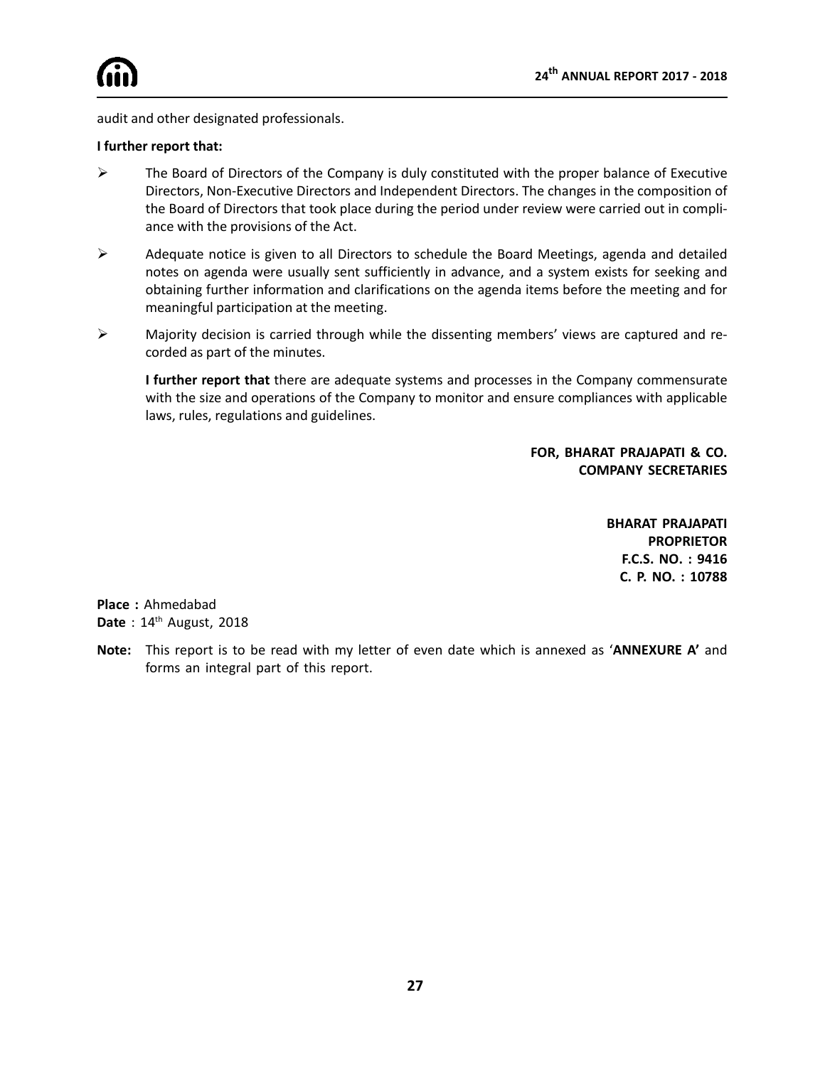audit and other designated professionals.

**I further report that:**

- The Board of Directors of the Company is duly constituted with the proper balance of Executive Directors, Non-Executive Directors and Independent Directors. The changes in the composition of the Board of Directors that took place during the period under review were carried out in compliance with the provisions of the Act.
- Adequate notice is given to all Directors to schedule the Board Meetings, agenda and detailed notes on agenda were usually sent sufficiently in advance, and a system exists for seeking and obtaining further information and clarifications on the agenda items before the meeting and for meaningful participation at the meeting.
- Majority decision is carried through while the dissenting members' views are captured and recorded as part of the minutes.

**I further report that** there are adequate systems and processes in the Company commensurate with the size and operations of the Company to monitor and ensure compliances with applicable laws, rules, regulations and guidelines.

**FOR, BHARAT PRAJAPATI & CO.**
**COMPANY SECRETARIES**

**BHARAT PRAJAPATI**
**PROPRIETOR**
**F.C.S. NO. : 9416**
**C. P. NO. : 10788**

**Place :** Ahmedabad
**Date** : 14th August, 2018

**Note:** This report is to be read with my letter of even date which is annexed as '**ANNEXURE A'** and forms an integral part of this report.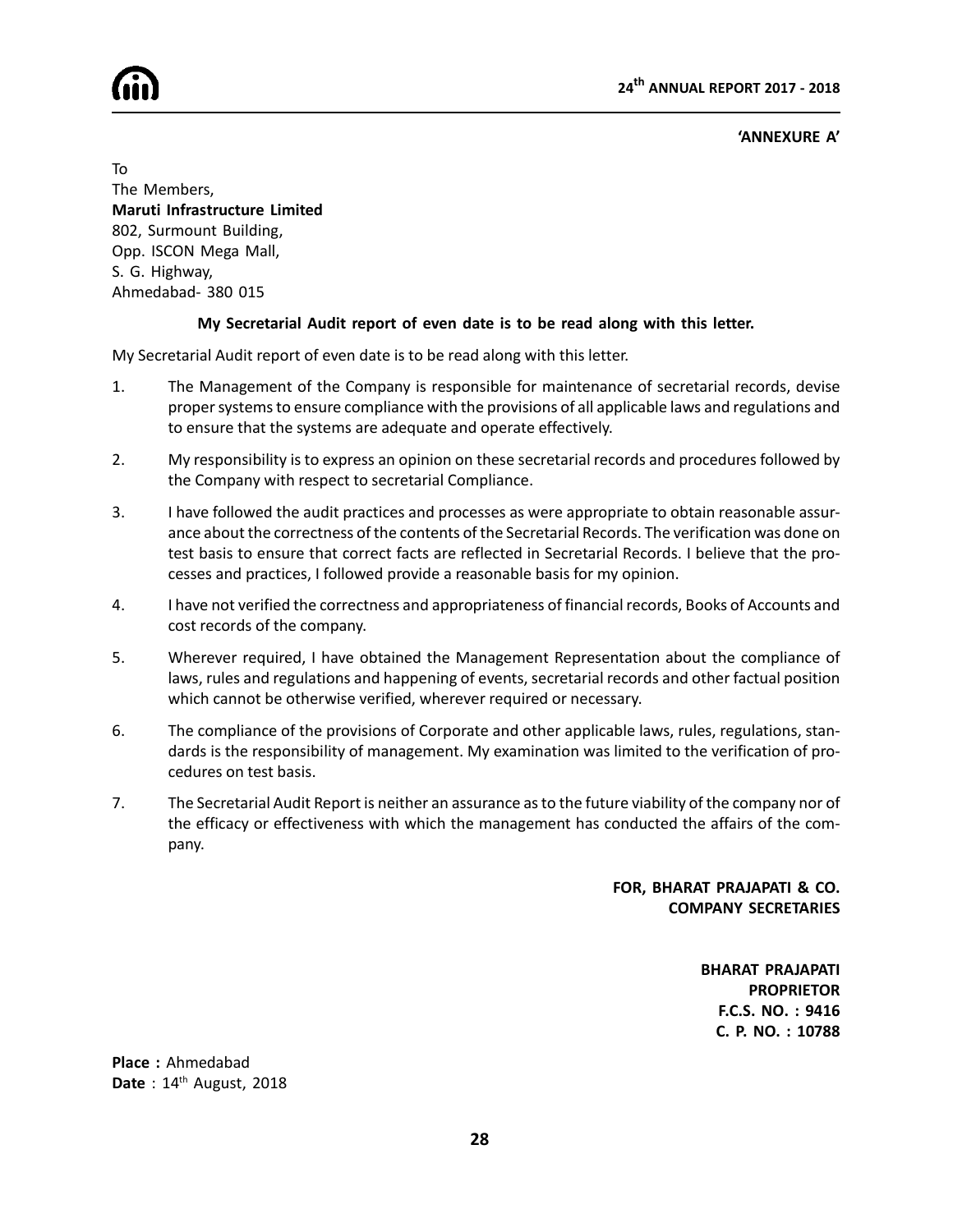**'ANNEXURE A'**

To
The Members,
**Maruti Infrastructure Limited**
802, Surmount Building,
Opp. ISCON Mega Mall,
S. G. Highway,
Ahmedabad- 380 015

**My Secretarial Audit report of even date is to be read along with this letter.**

My Secretarial Audit report of even date is to be read along with this letter.

1. The Management of the Company is responsible for maintenance of secretarial records, devise proper systems to ensure compliance with the provisions of all applicable laws and regulations and to ensure that the systems are adequate and operate effectively.

2. My responsibility is to express an opinion on these secretarial records and procedures followed by the Company with respect to secretarial Compliance.

3. I have followed the audit practices and processes as were appropriate to obtain reasonable assurance about the correctness of the contents of the Secretarial Records. The verification was done on test basis to ensure that correct facts are reflected in Secretarial Records. I believe that the processes and practices, I followed provide a reasonable basis for my opinion.

4. I have not verified the correctness and appropriateness of financial records, Books of Accounts and cost records of the company.

5. Wherever required, I have obtained the Management Representation about the compliance of laws, rules and regulations and happening of events, secretarial records and other factual position which cannot be otherwise verified, wherever required or necessary.

6. The compliance of the provisions of Corporate and other applicable laws, rules, regulations, standards is the responsibility of management. My examination was limited to the verification of procedures on test basis.

7. The Secretarial Audit Report is neither an assurance as to the future viability of the company nor of the efficacy or effectiveness with which the management has conducted the affairs of the company.

**FOR, BHARAT PRAJAPATI & CO.**
**COMPANY SECRETARIES**

**BHARAT PRAJAPATI**
**PROPRIETOR**
**F.C.S. NO. : 9416**
**C. P. NO. : 10788**

**Place :** Ahmedabad
**Date** : 14th August, 2018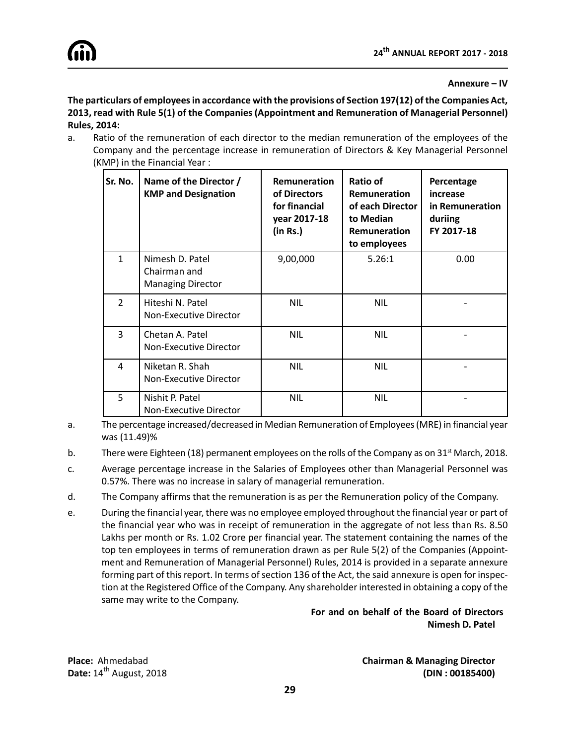**Annexure – IV**

**The particulars of employees in accordance with the provisions of Section 197(12) of the Companies Act, 2013, read with Rule 5(1) of the Companies (Appointment and Remuneration of Managerial Personnel) Rules, 2014:**

a. Ratio of the remuneration of each director to the median remuneration of the employees of the Company and the percentage increase in remuneration of Directors & Key Managerial Personnel (KMP) in the Financial Year :

| Sr. No. | Name of the Director / KMP and Designation | Remuneration of Directors for financial year 2017-18 (in Rs.) | Ratio of Remuneration of each Director to Median Remuneration to employees | Percentage increase in Remuneration duriing FY 2017-18 |
|---|---|---|---|---|
| 1 | Nimesh D. Patel Chairman and Managing Director | 9,00,000 | 5.26:1 | 0.00 |
| 2 | Hiteshi N. Patel Non-Executive Director | NIL | NIL | - |
| 3 | Chetan A. Patel Non-Executive Director | NIL | NIL | - |
| 4 | Niketan R. Shah Non-Executive Director | NIL | NIL | - |
| 5 | Nishit P. Patel Non-Executive Director | NIL | NIL | - |

a. The percentage increased/decreased in Median Remuneration of Employees (MRE) in financial year was (11.49)%

b. There were Eighteen (18) permanent employees on the rolls of the Company as on 31st March, 2018.

c. Average percentage increase in the Salaries of Employees other than Managerial Personnel was 0.57%. There was no increase in salary of managerial remuneration.

d. The Company affirms that the remuneration is as per the Remuneration policy of the Company.

e. During the financial year, there was no employee employed throughout the financial year or part of the financial year who was in receipt of remuneration in the aggregate of not less than Rs. 8.50 Lakhs per month or Rs. 1.02 Crore per financial year. The statement containing the names of the top ten employees in terms of remuneration drawn as per Rule 5(2) of the Companies (Appointment and Remuneration of Managerial Personnel) Rules, 2014 is provided in a separate annexure forming part of this report. In terms of section 136 of the Act, the said annexure is open for inspection at the Registered Office of the Company. Any shareholder interested in obtaining a copy of the same may write to the Company.

**For and on behalf of the Board of Directors**
**Nimesh D. Patel**

**Place:** Ahmedabad
**Date:** 14th August, 2018

**Chairman & Managing Director**
**(DIN : 00185400)**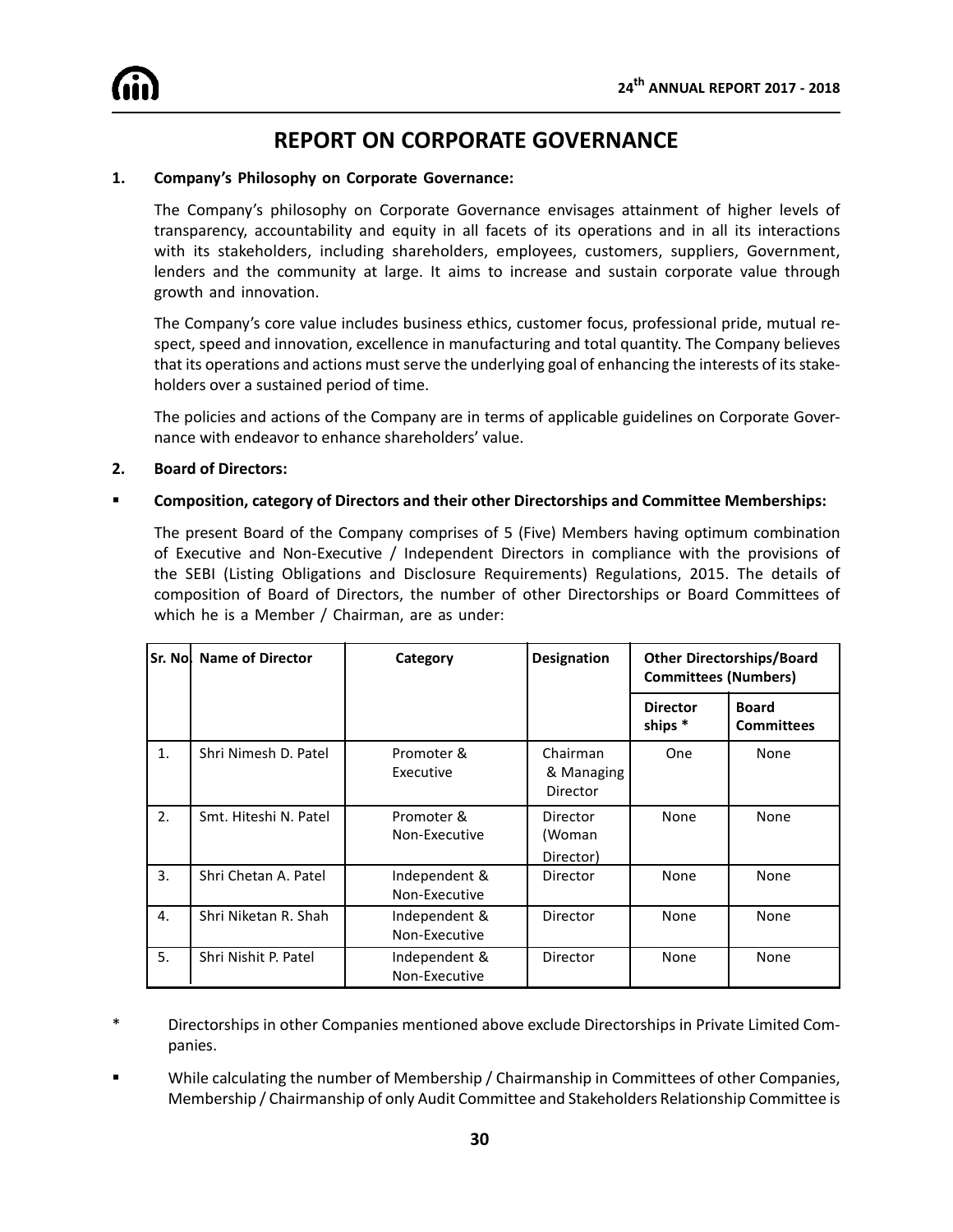# REPORT ON CORPORATE GOVERNANCE

**1. Company's Philosophy on Corporate Governance:**

The Company's philosophy on Corporate Governance envisages attainment of higher levels of transparency, accountability and equity in all facets of its operations and in all its interactions with its stakeholders, including shareholders, employees, customers, suppliers, Government, lenders and the community at large. It aims to increase and sustain corporate value through growth and innovation.

The Company's core value includes business ethics, customer focus, professional pride, mutual respect, speed and innovation, excellence in manufacturing and total quantity. The Company believes that its operations and actions must serve the underlying goal of enhancing the interests of its stakeholders over a sustained period of time.

The policies and actions of the Company are in terms of applicable guidelines on Corporate Governance with endeavor to enhance shareholders' value.

**2. Board of Directors:**

- **Composition, category of Directors and their other Directorships and Committee Memberships:**

The present Board of the Company comprises of 5 (Five) Members having optimum combination of Executive and Non-Executive / Independent Directors in compliance with the provisions of the SEBI (Listing Obligations and Disclosure Requirements) Regulations, 2015. The details of composition of Board of Directors, the number of other Directorships or Board Committees of which he is a Member / Chairman, are as under:

| Sr. No. | Name of Director | Category | Designation | Other Directorships/Board Committees (Numbers) | |
|---|---|---|---|---|---|
| | | | | Director ships * | Board Committees |
| 1. | Shri Nimesh D. Patel | Promoter & Executive | Chairman & Managing Director | One | None |
| 2. | Smt. Hiteshi N. Patel | Promoter & Non-Executive | Director (Woman Director) | None | None |
| 3. | Shri Chetan A. Patel | Independent & Non-Executive | Director | None | None |
| 4. | Shri Niketan R. Shah | Independent & Non-Executive | Director | None | None |
| 5. | Shri Nishit P. Patel | Independent & Non-Executive | Director | None | None |

\* Directorships in other Companies mentioned above exclude Directorships in Private Limited Companies.

- While calculating the number of Membership / Chairmanship in Committees of other Companies, Membership / Chairmanship of only Audit Committee and Stakeholders Relationship Committee is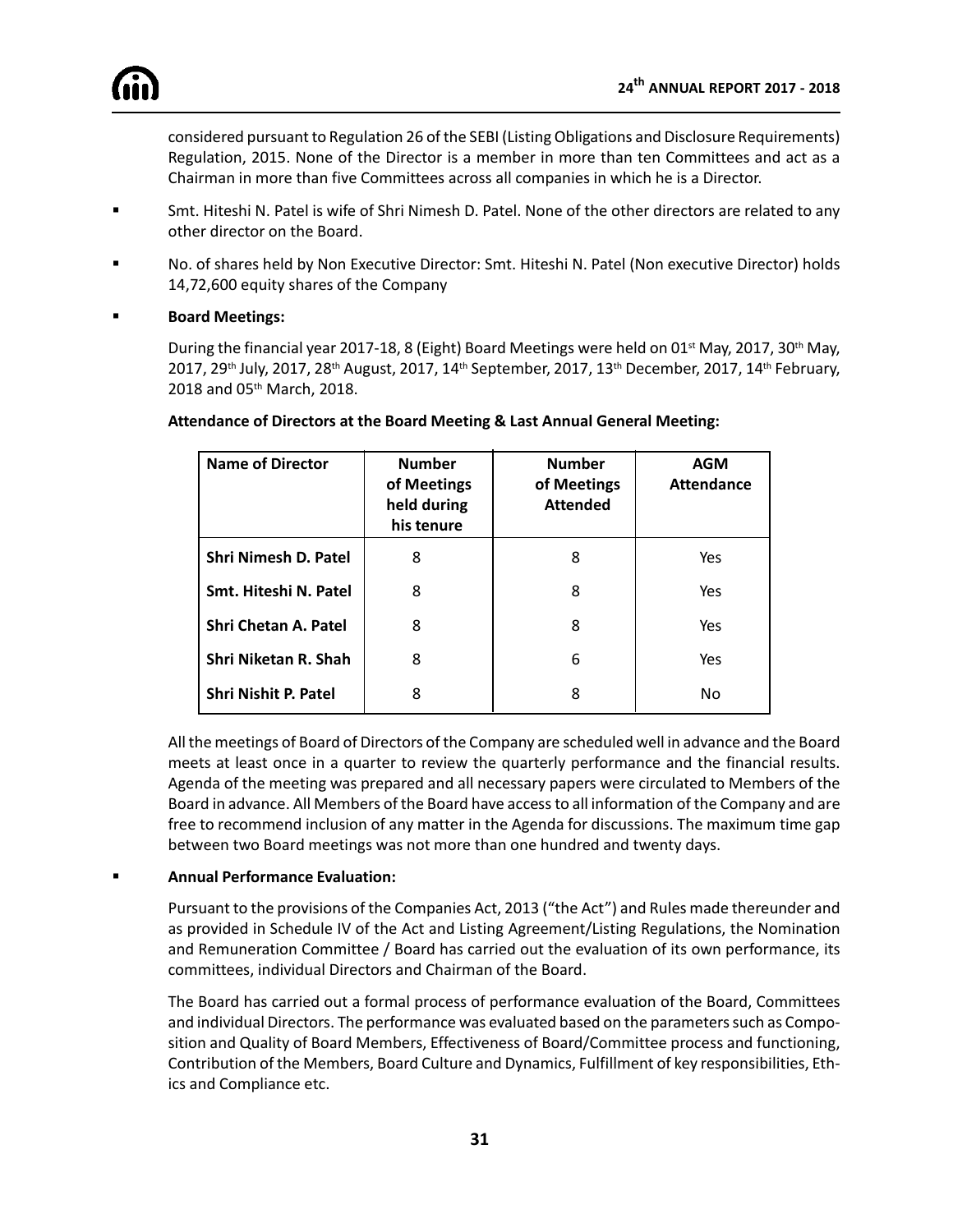considered pursuant to Regulation 26 of the SEBI (Listing Obligations and Disclosure Requirements) Regulation, 2015. None of the Director is a member in more than ten Committees and act as a Chairman in more than five Committees across all companies in which he is a Director.

- Smt. Hiteshi N. Patel is wife of Shri Nimesh D. Patel. None of the other directors are related to any other director on the Board.
- No. of shares held by Non Executive Director: Smt. Hiteshi N. Patel (Non executive Director) holds 14,72,600 equity shares of the Company
- **Board Meetings:**

  During the financial year 2017-18, 8 (Eight) Board Meetings were held on 01st May, 2017, 30th May, 2017, 29th July, 2017, 28th August, 2017, 14th September, 2017, 13th December, 2017, 14th February, 2018 and 05th March, 2018.

  **Attendance of Directors at the Board Meeting & Last Annual General Meeting:**

| Name of Director | Number of Meetings held during his tenure | Number of Meetings Attended | AGM Attendance |
|---|---|---|---|
| **Shri Nimesh D. Patel** | 8 | 8 | Yes |
| **Smt. Hiteshi N. Patel** | 8 | 8 | Yes |
| **Shri Chetan A. Patel** | 8 | 8 | Yes |
| **Shri Niketan R. Shah** | 8 | 6 | Yes |
| **Shri Nishit P. Patel** | 8 | 8 | No |

  All the meetings of Board of Directors of the Company are scheduled well in advance and the Board meets at least once in a quarter to review the quarterly performance and the financial results. Agenda of the meeting was prepared and all necessary papers were circulated to Members of the Board in advance. All Members of the Board have access to all information of the Company and are free to recommend inclusion of any matter in the Agenda for discussions. The maximum time gap between two Board meetings was not more than one hundred and twenty days.

- **Annual Performance Evaluation:**

  Pursuant to the provisions of the Companies Act, 2013 ("the Act") and Rules made thereunder and as provided in Schedule IV of the Act and Listing Agreement/Listing Regulations, the Nomination and Remuneration Committee / Board has carried out the evaluation of its own performance, its committees, individual Directors and Chairman of the Board.

  The Board has carried out a formal process of performance evaluation of the Board, Committees and individual Directors. The performance was evaluated based on the parameters such as Composition and Quality of Board Members, Effectiveness of Board/Committee process and functioning, Contribution of the Members, Board Culture and Dynamics, Fulfillment of key responsibilities, Ethics and Compliance etc.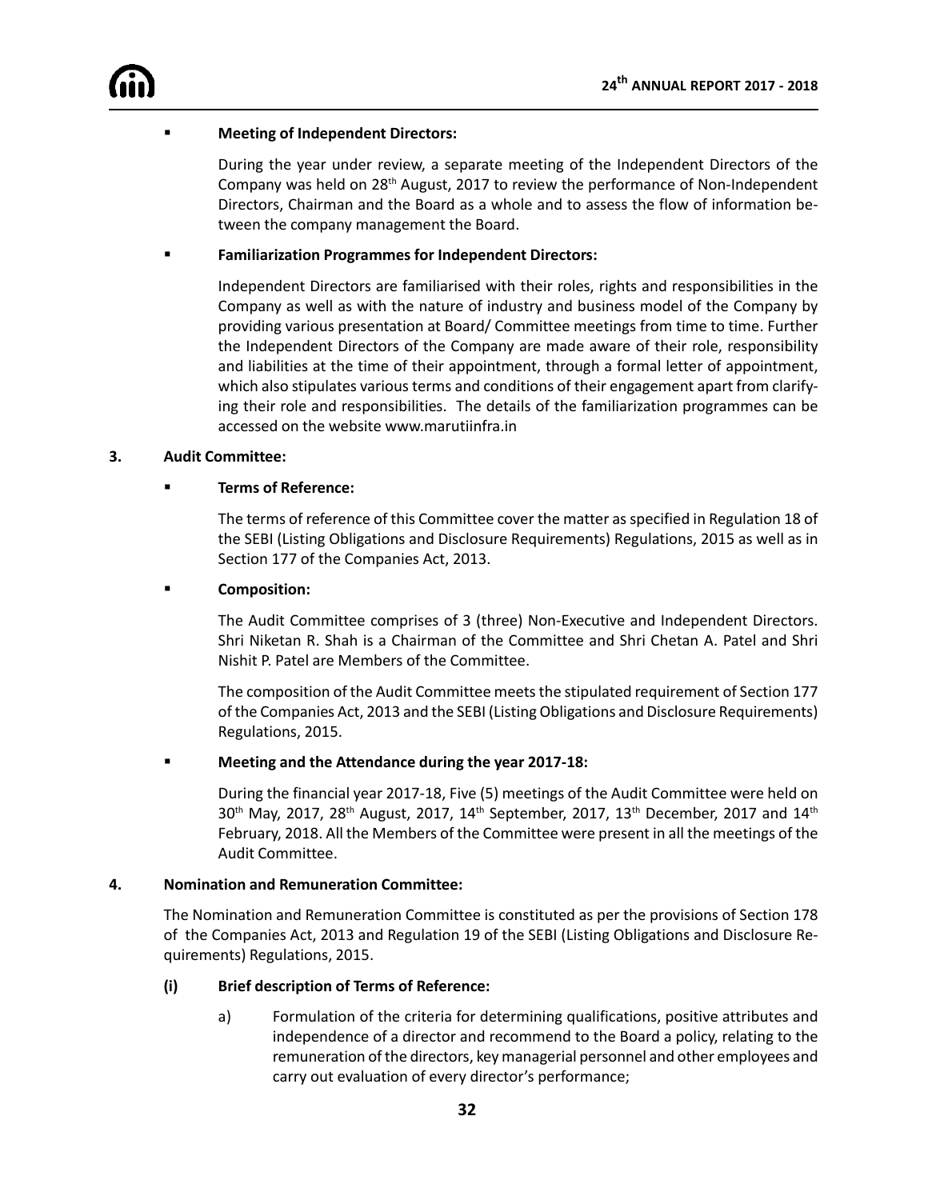- **Meeting of Independent Directors:**

  During the year under review, a separate meeting of the Independent Directors of the Company was held on 28th August, 2017 to review the performance of Non-Independent Directors, Chairman and the Board as a whole and to assess the flow of information between the company management the Board.

- **Familiarization Programmes for Independent Directors:**

  Independent Directors are familiarised with their roles, rights and responsibilities in the Company as well as with the nature of industry and business model of the Company by providing various presentation at Board/ Committee meetings from time to time. Further the Independent Directors of the Company are made aware of their role, responsibility and liabilities at the time of their appointment, through a formal letter of appointment, which also stipulates various terms and conditions of their engagement apart from clarifying their role and responsibilities. The details of the familiarization programmes can be accessed on the website www.marutiinfra.in

## 3. Audit Committee:

- **Terms of Reference:**

  The terms of reference of this Committee cover the matter as specified in Regulation 18 of the SEBI (Listing Obligations and Disclosure Requirements) Regulations, 2015 as well as in Section 177 of the Companies Act, 2013.

- **Composition:**

  The Audit Committee comprises of 3 (three) Non-Executive and Independent Directors. Shri Niketan R. Shah is a Chairman of the Committee and Shri Chetan A. Patel and Shri Nishit P. Patel are Members of the Committee.

  The composition of the Audit Committee meets the stipulated requirement of Section 177 of the Companies Act, 2013 and the SEBI (Listing Obligations and Disclosure Requirements) Regulations, 2015.

- **Meeting and the Attendance during the year 2017-18:**

  During the financial year 2017-18, Five (5) meetings of the Audit Committee were held on 30th May, 2017, 28th August, 2017, 14th September, 2017, 13th December, 2017 and 14th February, 2018. All the Members of the Committee were present in all the meetings of the Audit Committee.

## 4. Nomination and Remuneration Committee:

The Nomination and Remuneration Committee is constituted as per the provisions of Section 178 of the Companies Act, 2013 and Regulation 19 of the SEBI (Listing Obligations and Disclosure Requirements) Regulations, 2015.

**(i) Brief description of Terms of Reference:**

a) Formulation of the criteria for determining qualifications, positive attributes and independence of a director and recommend to the Board a policy, relating to the remuneration of the directors, key managerial personnel and other employees and carry out evaluation of every director's performance;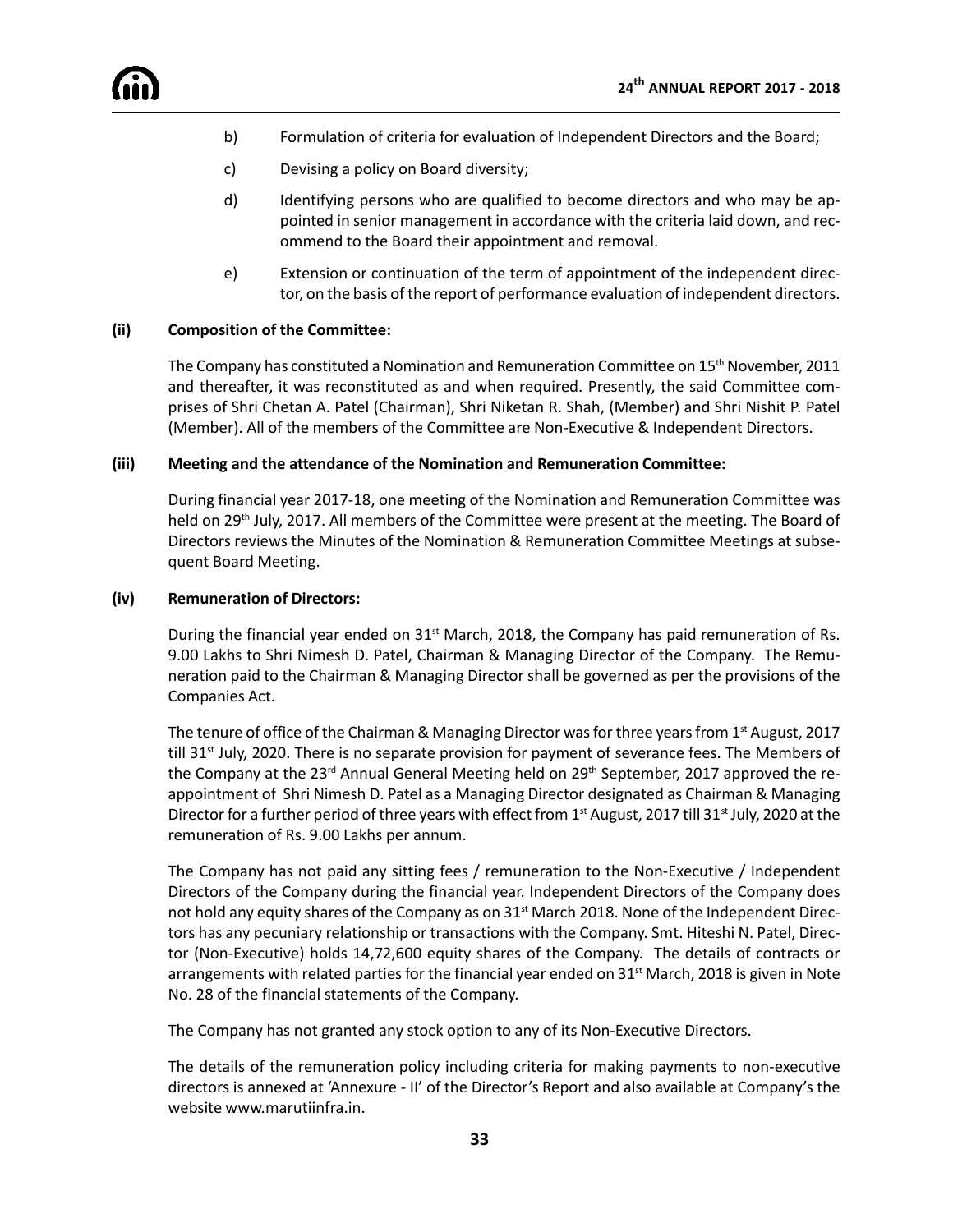b) Formulation of criteria for evaluation of Independent Directors and the Board;

c) Devising a policy on Board diversity;

d) Identifying persons who are qualified to become directors and who may be appointed in senior management in accordance with the criteria laid down, and recommend to the Board their appointment and removal.

e) Extension or continuation of the term of appointment of the independent director, on the basis of the report of performance evaluation of independent directors.

**(ii) Composition of the Committee:**

The Company has constituted a Nomination and Remuneration Committee on 15th November, 2011 and thereafter, it was reconstituted as and when required. Presently, the said Committee comprises of Shri Chetan A. Patel (Chairman), Shri Niketan R. Shah, (Member) and Shri Nishit P. Patel (Member). All of the members of the Committee are Non-Executive & Independent Directors.

**(iii) Meeting and the attendance of the Nomination and Remuneration Committee:**

During financial year 2017-18, one meeting of the Nomination and Remuneration Committee was held on 29th July, 2017. All members of the Committee were present at the meeting. The Board of Directors reviews the Minutes of the Nomination & Remuneration Committee Meetings at subsequent Board Meeting.

**(iv) Remuneration of Directors:**

During the financial year ended on 31st March, 2018, the Company has paid remuneration of Rs. 9.00 Lakhs to Shri Nimesh D. Patel, Chairman & Managing Director of the Company. The Remuneration paid to the Chairman & Managing Director shall be governed as per the provisions of the Companies Act.

The tenure of office of the Chairman & Managing Director was for three years from 1st August, 2017 till 31st July, 2020. There is no separate provision for payment of severance fees. The Members of the Company at the 23rd Annual General Meeting held on 29th September, 2017 approved the reappointment of Shri Nimesh D. Patel as a Managing Director designated as Chairman & Managing Director for a further period of three years with effect from 1st August, 2017 till 31st July, 2020 at the remuneration of Rs. 9.00 Lakhs per annum.

The Company has not paid any sitting fees / remuneration to the Non-Executive / Independent Directors of the Company during the financial year. Independent Directors of the Company does not hold any equity shares of the Company as on 31st March 2018. None of the Independent Directors has any pecuniary relationship or transactions with the Company. Smt. Hiteshi N. Patel, Director (Non-Executive) holds 14,72,600 equity shares of the Company. The details of contracts or arrangements with related parties for the financial year ended on 31st March, 2018 is given in Note No. 28 of the financial statements of the Company.

The Company has not granted any stock option to any of its Non-Executive Directors.

The details of the remuneration policy including criteria for making payments to non-executive directors is annexed at 'Annexure - II' of the Director's Report and also available at Company's the website www.marutiinfra.in.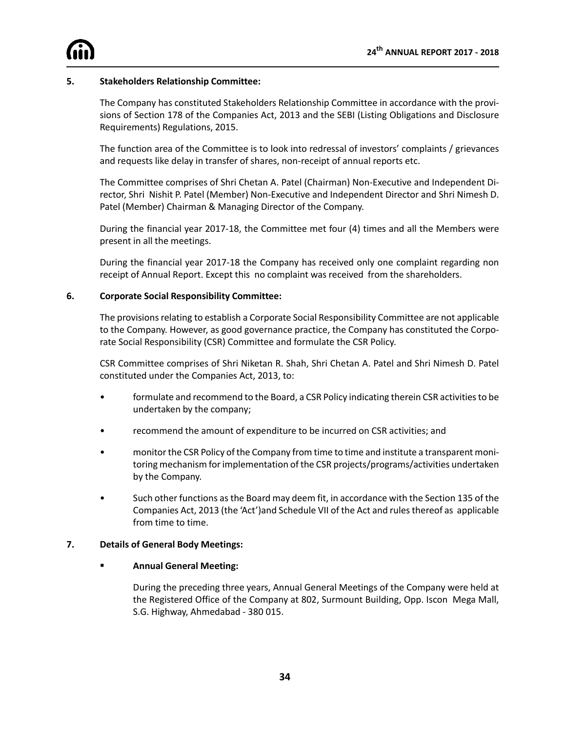## 5. Stakeholders Relationship Committee:

The Company has constituted Stakeholders Relationship Committee in accordance with the provisions of Section 178 of the Companies Act, 2013 and the SEBI (Listing Obligations and Disclosure Requirements) Regulations, 2015.

The function area of the Committee is to look into redressal of investors' complaints / grievances and requests like delay in transfer of shares, non-receipt of annual reports etc.

The Committee comprises of Shri Chetan A. Patel (Chairman) Non-Executive and Independent Director, Shri Nishit P. Patel (Member) Non-Executive and Independent Director and Shri Nimesh D. Patel (Member) Chairman & Managing Director of the Company.

During the financial year 2017-18, the Committee met four (4) times and all the Members were present in all the meetings.

During the financial year 2017-18 the Company has received only one complaint regarding non receipt of Annual Report. Except this no complaint was received from the shareholders.

## 6. Corporate Social Responsibility Committee:

The provisions relating to establish a Corporate Social Responsibility Committee are not applicable to the Company. However, as good governance practice, the Company has constituted the Corporate Social Responsibility (CSR) Committee and formulate the CSR Policy.

CSR Committee comprises of Shri Niketan R. Shah, Shri Chetan A. Patel and Shri Nimesh D. Patel constituted under the Companies Act, 2013, to:

- formulate and recommend to the Board, a CSR Policy indicating therein CSR activities to be undertaken by the company;
- recommend the amount of expenditure to be incurred on CSR activities; and
- monitor the CSR Policy of the Company from time to time and institute a transparent monitoring mechanism for implementation of the CSR projects/programs/activities undertaken by the Company.
- Such other functions as the Board may deem fit, in accordance with the Section 135 of the Companies Act, 2013 (the 'Act')and Schedule VII of the Act and rules thereof as applicable from time to time.

## 7. Details of General Body Meetings:

- **Annual General Meeting:**

  During the preceding three years, Annual General Meetings of the Company were held at the Registered Office of the Company at 802, Surmount Building, Opp. Iscon Mega Mall, S.G. Highway, Ahmedabad - 380 015.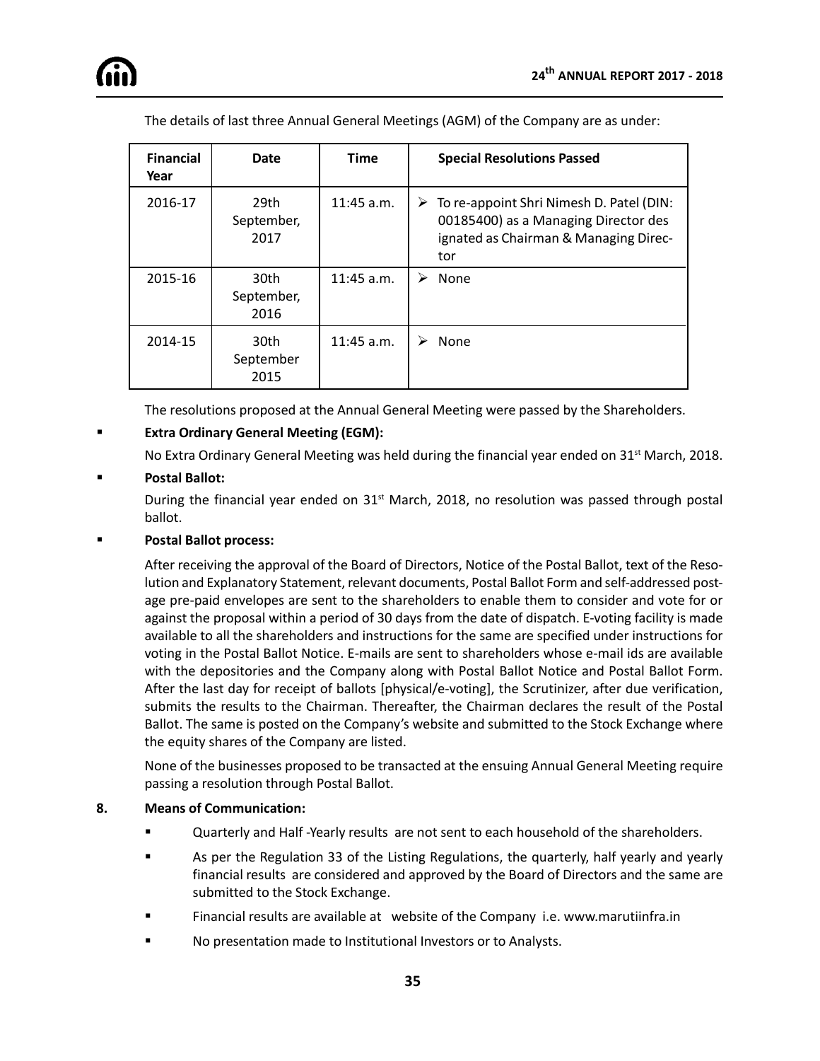The details of last three Annual General Meetings (AGM) of the Company are as under:

| Financial Year | Date | Time | Special Resolutions Passed |
|---|---|---|---|
| 2016-17 | 29th September, 2017 | 11:45 a.m. | ➢ To re-appoint Shri Nimesh D. Patel (DIN: 00185400) as a Managing Director des ignated as Chairman & Managing Director |
| 2015-16 | 30th September, 2016 | 11:45 a.m. | ➢ None |
| 2014-15 | 30th September 2015 | 11:45 a.m. | ➢ None |

The resolutions proposed at the Annual General Meeting were passed by the Shareholders.

- **Extra Ordinary General Meeting (EGM):**

  No Extra Ordinary General Meeting was held during the financial year ended on 31st March, 2018.

- **Postal Ballot:**

  During the financial year ended on 31st March, 2018, no resolution was passed through postal ballot.

- **Postal Ballot process:**

  After receiving the approval of the Board of Directors, Notice of the Postal Ballot, text of the Resolution and Explanatory Statement, relevant documents, Postal Ballot Form and self-addressed postage pre-paid envelopes are sent to the shareholders to enable them to consider and vote for or against the proposal within a period of 30 days from the date of dispatch. E-voting facility is made available to all the shareholders and instructions for the same are specified under instructions for voting in the Postal Ballot Notice. E-mails are sent to shareholders whose e-mail ids are available with the depositories and the Company along with Postal Ballot Notice and Postal Ballot Form. After the last day for receipt of ballots [physical/e-voting], the Scrutinizer, after due verification, submits the results to the Chairman. Thereafter, the Chairman declares the result of the Postal Ballot. The same is posted on the Company's website and submitted to the Stock Exchange where the equity shares of the Company are listed.

  None of the businesses proposed to be transacted at the ensuing Annual General Meeting require passing a resolution through Postal Ballot.

**8. Means of Communication:**

- Quarterly and Half -Yearly results are not sent to each household of the shareholders.
- As per the Regulation 33 of the Listing Regulations, the quarterly, half yearly and yearly financial results are considered and approved by the Board of Directors and the same are submitted to the Stock Exchange.
- Financial results are available at website of the Company i.e. www.marutiinfra.in
- No presentation made to Institutional Investors or to Analysts.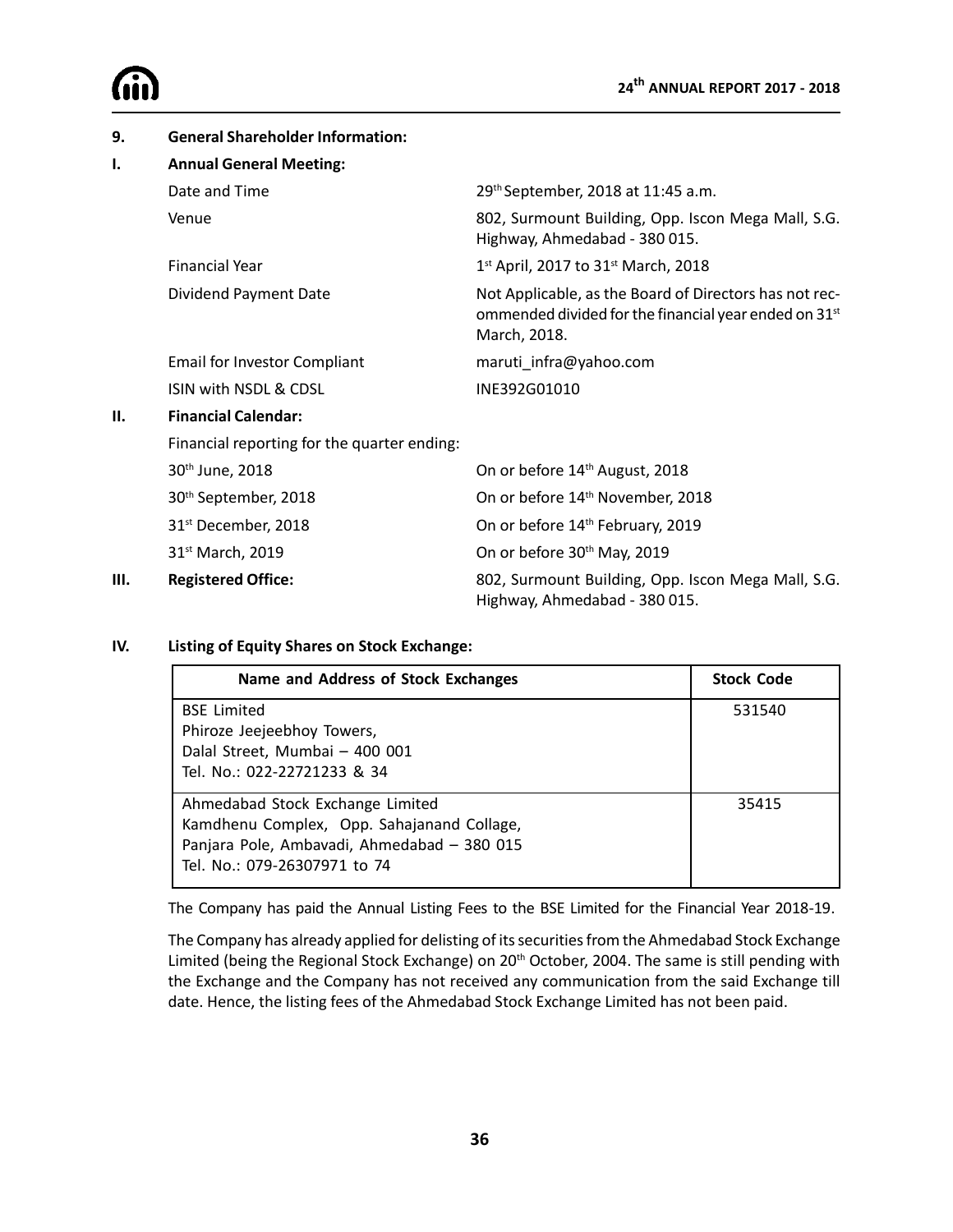## 9. General Shareholder Information:

### I. Annual General Meeting:

| | |
|---|---|
| Date and Time | 29th September, 2018 at 11:45 a.m. |
| Venue | 802, Surmount Building, Opp. Iscon Mega Mall, S.G. Highway, Ahmedabad - 380 015. |
| Financial Year | 1st April, 2017 to 31st March, 2018 |
| Dividend Payment Date | Not Applicable, as the Board of Directors has not recommended divided for the financial year ended on 31st March, 2018. |
| Email for Investor Compliant | maruti_infra@yahoo.com |
| ISIN with NSDL & CDSL | INE392G01010 |

### II. Financial Calendar:

Financial reporting for the quarter ending:

| | |
|---|---|
| 30th June, 2018 | On or before 14th August, 2018 |
| 30th September, 2018 | On or before 14th November, 2018 |
| 31st December, 2018 | On or before 14th February, 2019 |
| 31st March, 2019 | On or before 30th May, 2019 |

### III. Registered Office:

802, Surmount Building, Opp. Iscon Mega Mall, S.G. Highway, Ahmedabad - 380 015.

### IV. Listing of Equity Shares on Stock Exchange:

| Name and Address of Stock Exchanges | Stock Code |
|---|---|
| BSE Limited<br>Phiroze Jeejeebhoy Towers,<br>Dalal Street, Mumbai – 400 001<br>Tel. No.: 022-22721233 & 34 | 531540 |
| Ahmedabad Stock Exchange Limited<br>Kamdhenu Complex, Opp. Sahajanand Collage,<br>Panjara Pole, Ambavadi, Ahmedabad – 380 015<br>Tel. No.: 079-26307971 to 74 | 35415 |

The Company has paid the Annual Listing Fees to the BSE Limited for the Financial Year 2018-19.

The Company has already applied for delisting of its securities from the Ahmedabad Stock Exchange Limited (being the Regional Stock Exchange) on 20th October, 2004. The same is still pending with the Exchange and the Company has not received any communication from the said Exchange till date. Hence, the listing fees of the Ahmedabad Stock Exchange Limited has not been paid.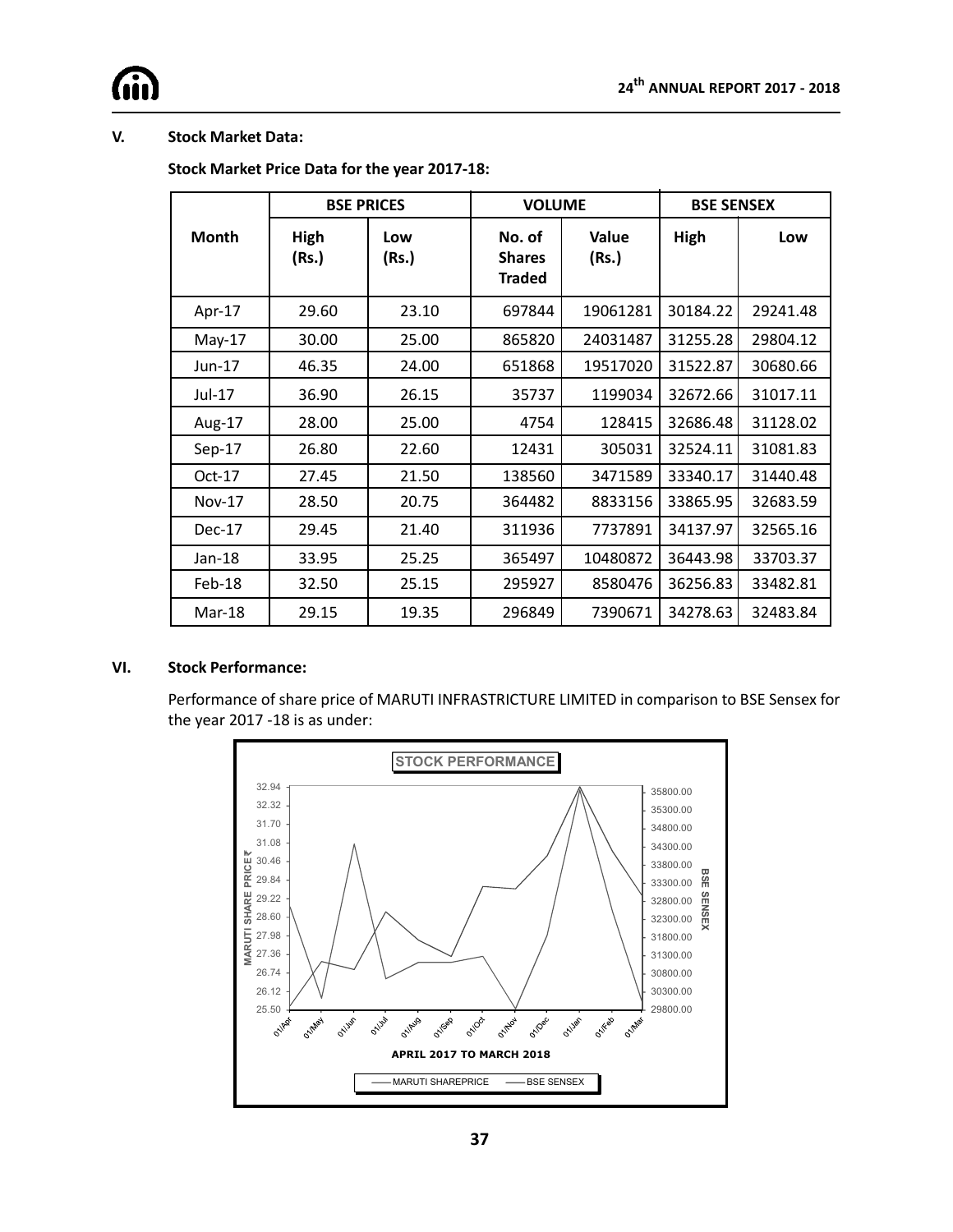## V. Stock Market Data:

**Stock Market Price Data for the year 2017-18:**

| Month | BSE PRICES | | VOLUME | | BSE SENSEX | |
|---|---|---|---|---|---|---|
| | High (Rs.) | Low (Rs.) | No. of Shares Traded | Value (Rs.) | High | Low |
| Apr-17 | 29.60 | 23.10 | 697844 | 19061281 | 30184.22 | 29241.48 |
| May-17 | 30.00 | 25.00 | 865820 | 24031487 | 31255.28 | 29804.12 |
| Jun-17 | 46.35 | 24.00 | 651868 | 19517020 | 31522.87 | 30680.66 |
| Jul-17 | 36.90 | 26.15 | 35737 | 1199034 | 32672.66 | 31017.11 |
| Aug-17 | 28.00 | 25.00 | 4754 | 128415 | 32686.48 | 31128.02 |
| Sep-17 | 26.80 | 22.60 | 12431 | 305031 | 32524.11 | 31081.83 |
| Oct-17 | 27.45 | 21.50 | 138560 | 3471589 | 33340.17 | 31440.48 |
| Nov-17 | 28.50 | 20.75 | 364482 | 8833156 | 33865.95 | 32683.59 |
| Dec-17 | 29.45 | 21.40 | 311936 | 7737891 | 34137.97 | 32565.16 |
| Jan-18 | 33.95 | 25.25 | 365497 | 10480872 | 36443.98 | 33703.37 |
| Feb-18 | 32.50 | 25.15 | 295927 | 8580476 | 36256.83 | 33482.81 |
| Mar-18 | 29.15 | 19.35 | 296849 | 7390671 | 34278.63 | 32483.84 |

## VI. Stock Performance:

Performance of share price of MARUTI INFRASTRICTURE LIMITED in comparison to BSE Sensex for the year 2017 -18 is as under:

**STOCK PERFORMANCE**

APRIL 2017 TO MARCH 2018

MARUTI SHAREPRICE — BSE SENSEX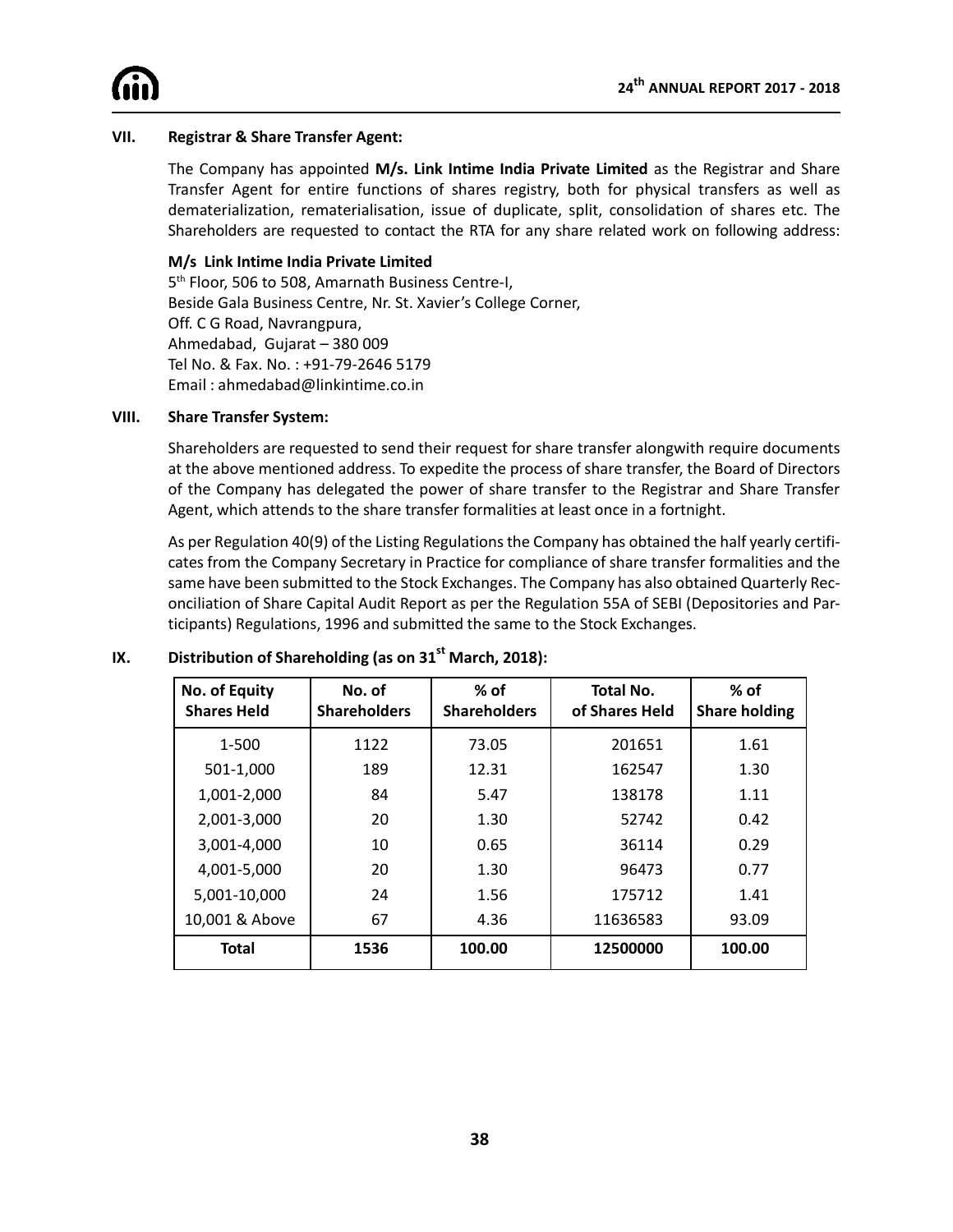### VII. Registrar & Share Transfer Agent:

The Company has appointed **M/s. Link Intime India Private Limited** as the Registrar and Share Transfer Agent for entire functions of shares registry, both for physical transfers as well as dematerialization, rematerialisation, issue of duplicate, split, consolidation of shares etc. The Shareholders are requested to contact the RTA for any share related work on following address:

**M/s Link Intime India Private Limited**
5th Floor, 506 to 508, Amarnath Business Centre-I,
Beside Gala Business Centre, Nr. St. Xavier's College Corner,
Off. C G Road, Navrangpura,
Ahmedabad, Gujarat – 380 009
Tel No. & Fax. No. : +91-79-2646 5179
Email : ahmedabad@linkintime.co.in

### VIII. Share Transfer System:

Shareholders are requested to send their request for share transfer alongwith require documents at the above mentioned address. To expedite the process of share transfer, the Board of Directors of the Company has delegated the power of share transfer to the Registrar and Share Transfer Agent, which attends to the share transfer formalities at least once in a fortnight.

As per Regulation 40(9) of the Listing Regulations the Company has obtained the half yearly certificates from the Company Secretary in Practice for compliance of share transfer formalities and the same have been submitted to the Stock Exchanges. The Company has also obtained Quarterly Reconciliation of Share Capital Audit Report as per the Regulation 55A of SEBI (Depositories and Participants) Regulations, 1996 and submitted the same to the Stock Exchanges.

### IX. Distribution of Shareholding (as on 31st March, 2018):

| No. of Equity Shares Held | No. of Shareholders | % of Shareholders | Total No. of Shares Held | % of Share holding |
|---|---|---|---|---|
| 1-500 | 1122 | 73.05 | 201651 | 1.61 |
| 501-1,000 | 189 | 12.31 | 162547 | 1.30 |
| 1,001-2,000 | 84 | 5.47 | 138178 | 1.11 |
| 2,001-3,000 | 20 | 1.30 | 52742 | 0.42 |
| 3,001-4,000 | 10 | 0.65 | 36114 | 0.29 |
| 4,001-5,000 | 20 | 1.30 | 96473 | 0.77 |
| 5,001-10,000 | 24 | 1.56 | 175712 | 1.41 |
| 10,001 & Above | 67 | 4.36 | 11636583 | 93.09 |
| **Total** | **1536** | **100.00** | **12500000** | **100.00** |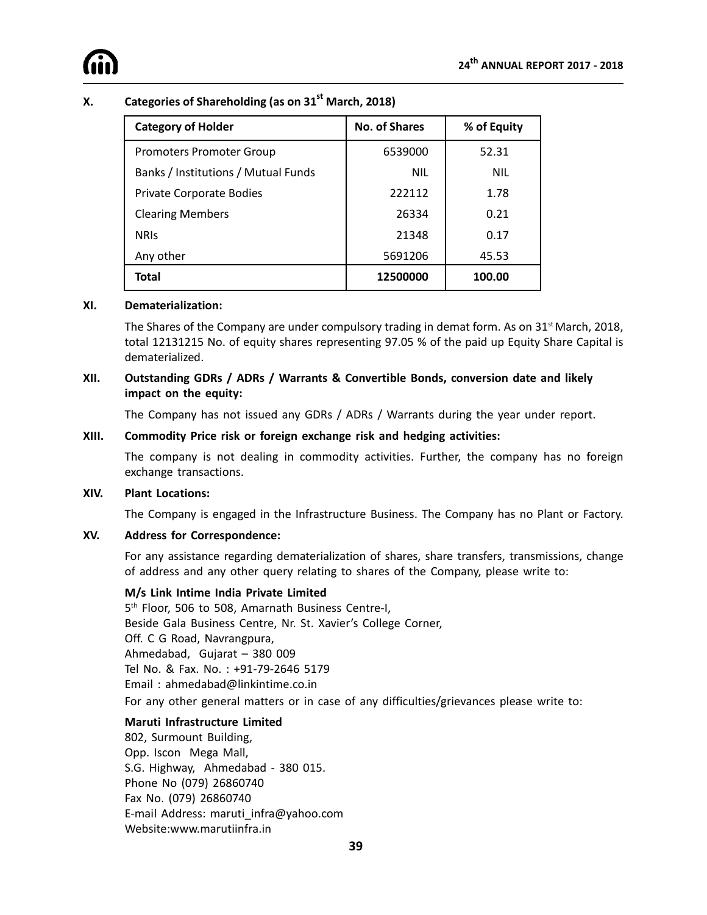### X. Categories of Shareholding (as on 31st March, 2018)

| Category of Holder | No. of Shares | % of Equity |
|---|---|---|
| Promoters Promoter Group | 6539000 | 52.31 |
| Banks / Institutions / Mutual Funds | NIL | NIL |
| Private Corporate Bodies | 222112 | 1.78 |
| Clearing Members | 26334 | 0.21 |
| NRIs | 21348 | 0.17 |
| Any other | 5691206 | 45.53 |
| **Total** | **12500000** | **100.00** |

### XI. Dematerialization:

The Shares of the Company are under compulsory trading in demat form. As on 31st March, 2018, total 12131215 No. of equity shares representing 97.05 % of the paid up Equity Share Capital is dematerialized.

### XII. Outstanding GDRs / ADRs / Warrants & Convertible Bonds, conversion date and likely impact on the equity:

The Company has not issued any GDRs / ADRs / Warrants during the year under report.

### XIII. Commodity Price risk or foreign exchange risk and hedging activities:

The company is not dealing in commodity activities. Further, the company has no foreign exchange transactions.

### XIV. Plant Locations:

The Company is engaged in the Infrastructure Business. The Company has no Plant or Factory.

### XV. Address for Correspondence:

For any assistance regarding dematerialization of shares, share transfers, transmissions, change of address and any other query relating to shares of the Company, please write to:

**M/s Link Intime India Private Limited**
5th Floor, 506 to 508, Amarnath Business Centre-I,
Beside Gala Business Centre, Nr. St. Xavier's College Corner,
Off. C G Road, Navrangpura,
Ahmedabad, Gujarat – 380 009
Tel No. & Fax. No. : +91-79-2646 5179
Email : ahmedabad@linkintime.co.in

For any other general matters or in case of any difficulties/grievances please write to:

**Maruti Infrastructure Limited**
802, Surmount Building,
Opp. Iscon Mega Mall,
S.G. Highway, Ahmedabad - 380 015.
Phone No (079) 26860740
Fax No. (079) 26860740
E-mail Address: maruti_infra@yahoo.com
Website:www.marutiinfra.in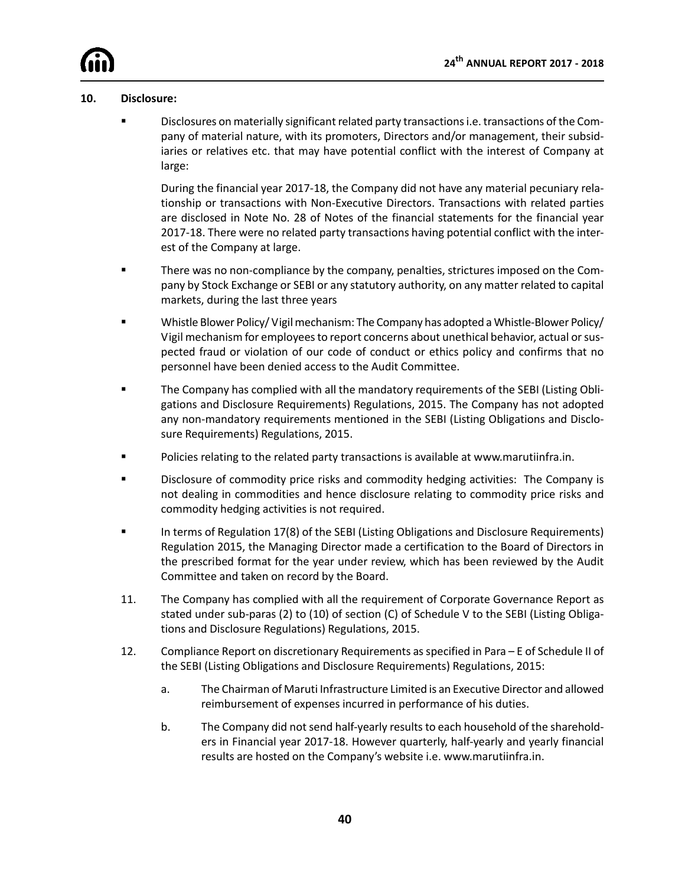## 10. Disclosure:

- Disclosures on materially significant related party transactions i.e. transactions of the Company of material nature, with its promoters, Directors and/or management, their subsidiaries or relatives etc. that may have potential conflict with the interest of Company at large:

  During the financial year 2017-18, the Company did not have any material pecuniary relationship or transactions with Non-Executive Directors. Transactions with related parties are disclosed in Note No. 28 of Notes of the financial statements for the financial year 2017-18. There were no related party transactions having potential conflict with the interest of the Company at large.

- There was no non-compliance by the company, penalties, strictures imposed on the Company by Stock Exchange or SEBI or any statutory authority, on any matter related to capital markets, during the last three years

- Whistle Blower Policy/ Vigil mechanism: The Company has adopted a Whistle-Blower Policy/ Vigil mechanism for employees to report concerns about unethical behavior, actual or suspected fraud or violation of our code of conduct or ethics policy and confirms that no personnel have been denied access to the Audit Committee.

- The Company has complied with all the mandatory requirements of the SEBI (Listing Obligations and Disclosure Requirements) Regulations, 2015. The Company has not adopted any non-mandatory requirements mentioned in the SEBI (Listing Obligations and Disclosure Requirements) Regulations, 2015.

- Policies relating to the related party transactions is available at www.marutiinfra.in.

- Disclosure of commodity price risks and commodity hedging activities: The Company is not dealing in commodities and hence disclosure relating to commodity price risks and commodity hedging activities is not required.

- In terms of Regulation 17(8) of the SEBI (Listing Obligations and Disclosure Requirements) Regulation 2015, the Managing Director made a certification to the Board of Directors in the prescribed format for the year under review, which has been reviewed by the Audit Committee and taken on record by the Board.

11. The Company has complied with all the requirement of Corporate Governance Report as stated under sub-paras (2) to (10) of section (C) of Schedule V to the SEBI (Listing Obligations and Disclosure Regulations) Regulations, 2015.

12. Compliance Report on discretionary Requirements as specified in Para – E of Schedule II of the SEBI (Listing Obligations and Disclosure Requirements) Regulations, 2015:

    a. The Chairman of Maruti Infrastructure Limited is an Executive Director and allowed reimbursement of expenses incurred in performance of his duties.

    b. The Company did not send half-yearly results to each household of the shareholders in Financial year 2017-18. However quarterly, half-yearly and yearly financial results are hosted on the Company's website i.e. www.marutiinfra.in.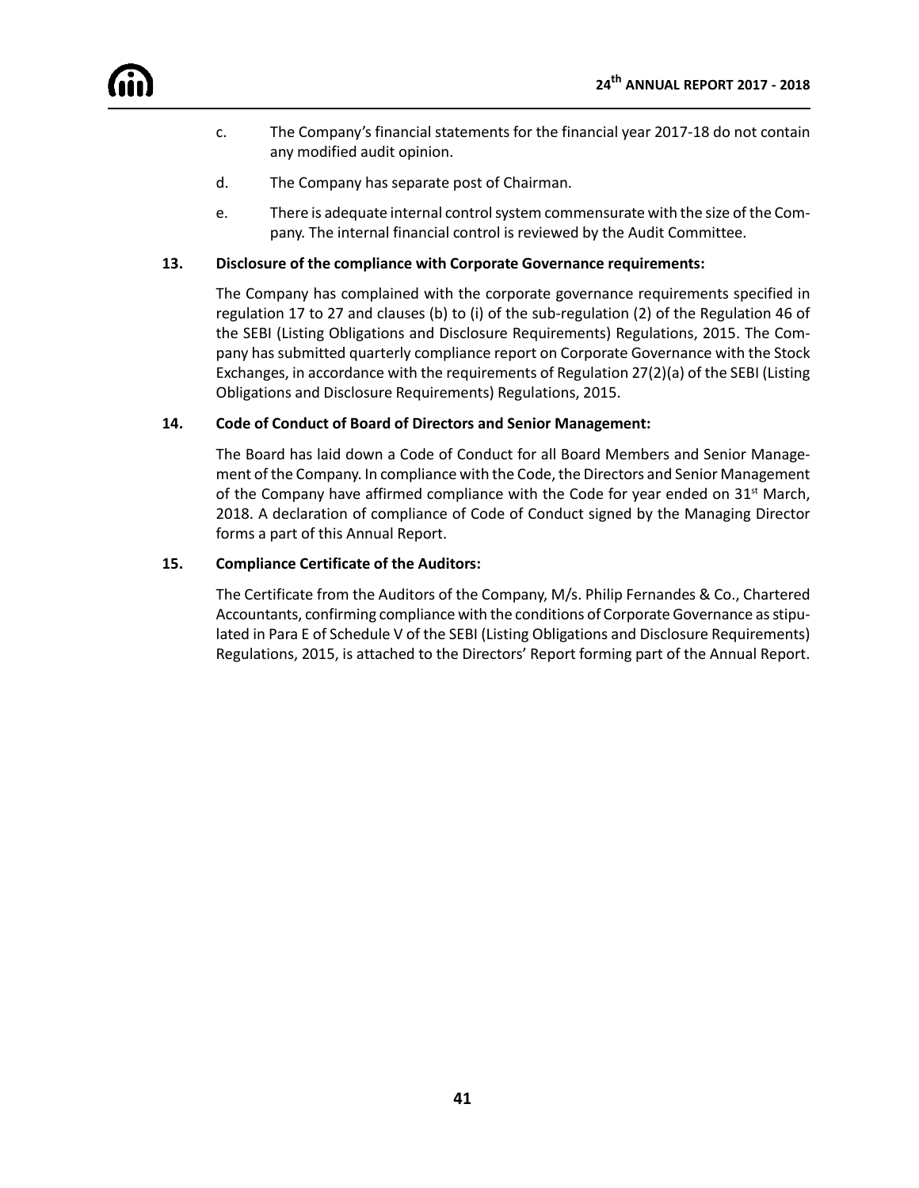c. The Company's financial statements for the financial year 2017-18 do not contain any modified audit opinion.

d. The Company has separate post of Chairman.

e. There is adequate internal control system commensurate with the size of the Company. The internal financial control is reviewed by the Audit Committee.

**13. Disclosure of the compliance with Corporate Governance requirements:**

The Company has complained with the corporate governance requirements specified in regulation 17 to 27 and clauses (b) to (i) of the sub-regulation (2) of the Regulation 46 of the SEBI (Listing Obligations and Disclosure Requirements) Regulations, 2015. The Company has submitted quarterly compliance report on Corporate Governance with the Stock Exchanges, in accordance with the requirements of Regulation 27(2)(a) of the SEBI (Listing Obligations and Disclosure Requirements) Regulations, 2015.

**14. Code of Conduct of Board of Directors and Senior Management:**

The Board has laid down a Code of Conduct for all Board Members and Senior Management of the Company. In compliance with the Code, the Directors and Senior Management of the Company have affirmed compliance with the Code for year ended on 31st March, 2018. A declaration of compliance of Code of Conduct signed by the Managing Director forms a part of this Annual Report.

**15. Compliance Certificate of the Auditors:**

The Certificate from the Auditors of the Company, M/s. Philip Fernandes & Co., Chartered Accountants, confirming compliance with the conditions of Corporate Governance as stipulated in Para E of Schedule V of the SEBI (Listing Obligations and Disclosure Requirements) Regulations, 2015, is attached to the Directors' Report forming part of the Annual Report.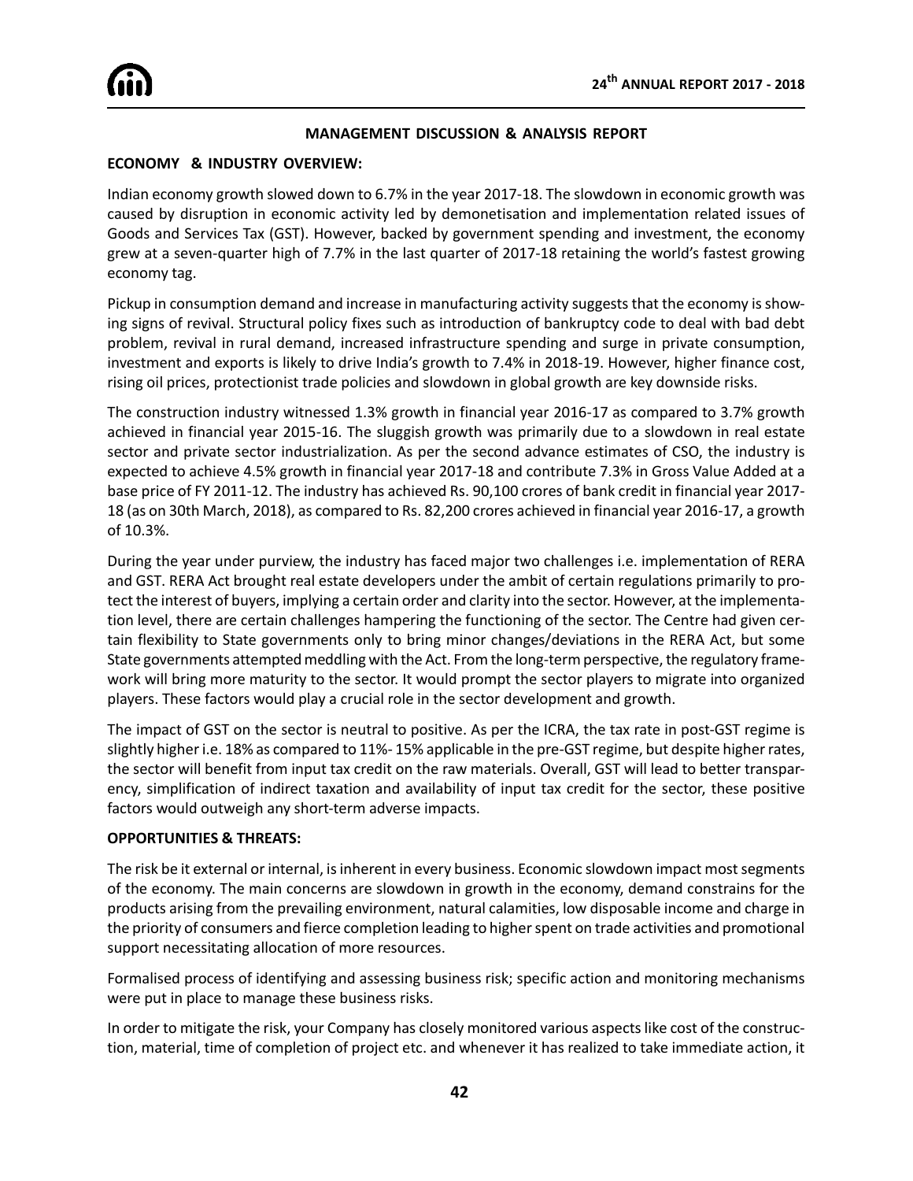## MANAGEMENT DISCUSSION & ANALYSIS REPORT

**ECONOMY & INDUSTRY OVERVIEW:**

Indian economy growth slowed down to 6.7% in the year 2017-18. The slowdown in economic growth was caused by disruption in economic activity led by demonetisation and implementation related issues of Goods and Services Tax (GST). However, backed by government spending and investment, the economy grew at a seven-quarter high of 7.7% in the last quarter of 2017-18 retaining the world's fastest growing economy tag.

Pickup in consumption demand and increase in manufacturing activity suggests that the economy is showing signs of revival. Structural policy fixes such as introduction of bankruptcy code to deal with bad debt problem, revival in rural demand, increased infrastructure spending and surge in private consumption, investment and exports is likely to drive India's growth to 7.4% in 2018-19. However, higher finance cost, rising oil prices, protectionist trade policies and slowdown in global growth are key downside risks.

The construction industry witnessed 1.3% growth in financial year 2016-17 as compared to 3.7% growth achieved in financial year 2015-16. The sluggish growth was primarily due to a slowdown in real estate sector and private sector industrialization. As per the second advance estimates of CSO, the industry is expected to achieve 4.5% growth in financial year 2017-18 and contribute 7.3% in Gross Value Added at a base price of FY 2011-12. The industry has achieved Rs. 90,100 crores of bank credit in financial year 2017-18 (as on 30th March, 2018), as compared to Rs. 82,200 crores achieved in financial year 2016-17, a growth of 10.3%.

During the year under purview, the industry has faced major two challenges i.e. implementation of RERA and GST. RERA Act brought real estate developers under the ambit of certain regulations primarily to protect the interest of buyers, implying a certain order and clarity into the sector. However, at the implementation level, there are certain challenges hampering the functioning of the sector. The Centre had given certain flexibility to State governments only to bring minor changes/deviations in the RERA Act, but some State governments attempted meddling with the Act. From the long-term perspective, the regulatory framework will bring more maturity to the sector. It would prompt the sector players to migrate into organized players. These factors would play a crucial role in the sector development and growth.

The impact of GST on the sector is neutral to positive. As per the ICRA, the tax rate in post-GST regime is slightly higher i.e. 18% as compared to 11%- 15% applicable in the pre-GST regime, but despite higher rates, the sector will benefit from input tax credit on the raw materials. Overall, GST will lead to better transparency, simplification of indirect taxation and availability of input tax credit for the sector, these positive factors would outweigh any short-term adverse impacts.

**OPPORTUNITIES & THREATS:**

The risk be it external or internal, is inherent in every business. Economic slowdown impact most segments of the economy. The main concerns are slowdown in growth in the economy, demand constrains for the products arising from the prevailing environment, natural calamities, low disposable income and charge in the priority of consumers and fierce completion leading to higher spent on trade activities and promotional support necessitating allocation of more resources.

Formalised process of identifying and assessing business risk; specific action and monitoring mechanisms were put in place to manage these business risks.

In order to mitigate the risk, your Company has closely monitored various aspects like cost of the construction, material, time of completion of project etc. and whenever it has realized to take immediate action, it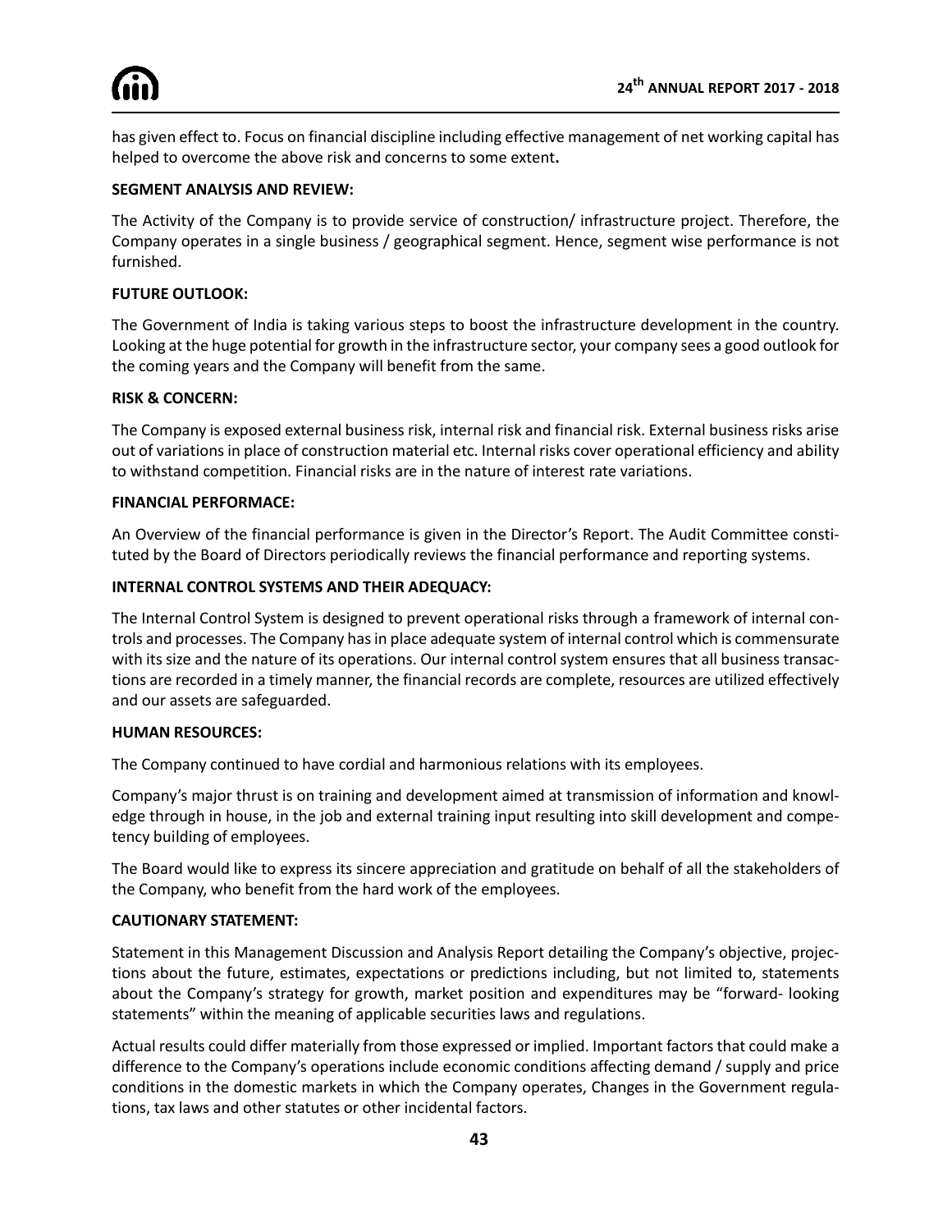has given effect to. Focus on financial discipline including effective management of net working capital has helped to overcome the above risk and concerns to some extent**.**

**SEGMENT ANALYSIS AND REVIEW:**

The Activity of the Company is to provide service of construction/ infrastructure project. Therefore, the Company operates in a single business / geographical segment. Hence, segment wise performance is not furnished.

**FUTURE OUTLOOK:**

The Government of India is taking various steps to boost the infrastructure development in the country. Looking at the huge potential for growth in the infrastructure sector, your company sees a good outlook for the coming years and the Company will benefit from the same.

**RISK & CONCERN:**

The Company is exposed external business risk, internal risk and financial risk. External business risks arise out of variations in place of construction material etc. Internal risks cover operational efficiency and ability to withstand competition. Financial risks are in the nature of interest rate variations.

**FINANCIAL PERFORMACE:**

An Overview of the financial performance is given in the Director's Report. The Audit Committee constituted by the Board of Directors periodically reviews the financial performance and reporting systems.

**INTERNAL CONTROL SYSTEMS AND THEIR ADEQUACY:**

The Internal Control System is designed to prevent operational risks through a framework of internal controls and processes. The Company has in place adequate system of internal control which is commensurate with its size and the nature of its operations. Our internal control system ensures that all business transactions are recorded in a timely manner, the financial records are complete, resources are utilized effectively and our assets are safeguarded.

**HUMAN RESOURCES:**

The Company continued to have cordial and harmonious relations with its employees.

Company's major thrust is on training and development aimed at transmission of information and knowledge through in house, in the job and external training input resulting into skill development and competency building of employees.

The Board would like to express its sincere appreciation and gratitude on behalf of all the stakeholders of the Company, who benefit from the hard work of the employees.

**CAUTIONARY STATEMENT:**

Statement in this Management Discussion and Analysis Report detailing the Company's objective, projections about the future, estimates, expectations or predictions including, but not limited to, statements about the Company's strategy for growth, market position and expenditures may be "forward- looking statements" within the meaning of applicable securities laws and regulations.

Actual results could differ materially from those expressed or implied. Important factors that could make a difference to the Company's operations include economic conditions affecting demand / supply and price conditions in the domestic markets in which the Company operates, Changes in the Government regulations, tax laws and other statutes or other incidental factors.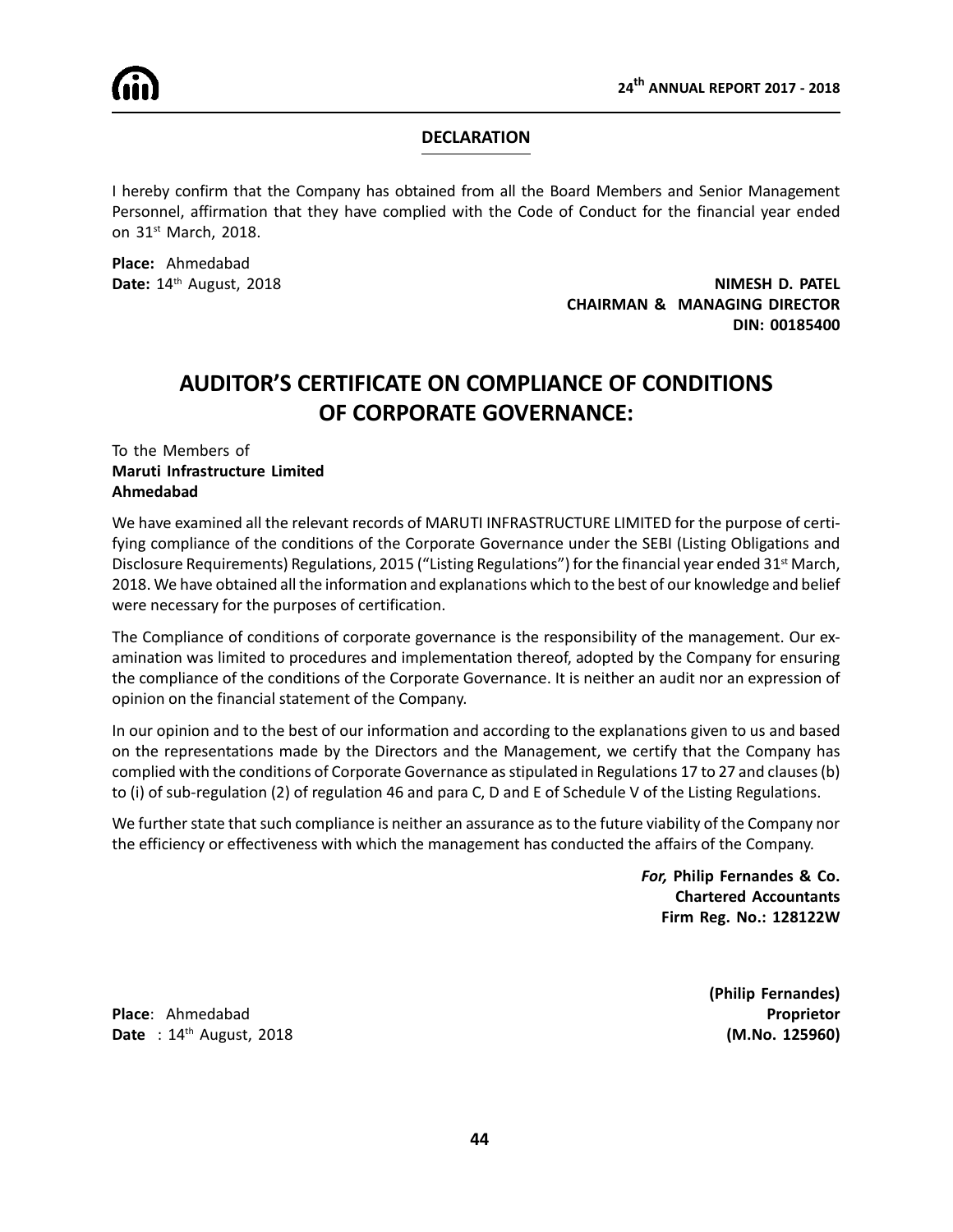## DECLARATION

I hereby confirm that the Company has obtained from all the Board Members and Senior Management Personnel, affirmation that they have complied with the Code of Conduct for the financial year ended on 31st March, 2018.

**Place:** Ahmedabad
**Date:** 14th August, 2018

**NIMESH D. PATEL**
**CHAIRMAN & MANAGING DIRECTOR**
**DIN: 00185400**

# AUDITOR'S CERTIFICATE ON COMPLIANCE OF CONDITIONS OF CORPORATE GOVERNANCE:

To the Members of
**Maruti Infrastructure Limited**
**Ahmedabad**

We have examined all the relevant records of MARUTI INFRASTRUCTURE LIMITED for the purpose of certifying compliance of the conditions of the Corporate Governance under the SEBI (Listing Obligations and Disclosure Requirements) Regulations, 2015 ("Listing Regulations") for the financial year ended 31st March, 2018. We have obtained all the information and explanations which to the best of our knowledge and belief were necessary for the purposes of certification.

The Compliance of conditions of corporate governance is the responsibility of the management. Our examination was limited to procedures and implementation thereof, adopted by the Company for ensuring the compliance of the conditions of the Corporate Governance. It is neither an audit nor an expression of opinion on the financial statement of the Company.

In our opinion and to the best of our information and according to the explanations given to us and based on the representations made by the Directors and the Management, we certify that the Company has complied with the conditions of Corporate Governance as stipulated in Regulations 17 to 27 and clauses (b) to (i) of sub-regulation (2) of regulation 46 and para C, D and E of Schedule V of the Listing Regulations.

We further state that such compliance is neither an assurance as to the future viability of the Company nor the efficiency or effectiveness with which the management has conducted the affairs of the Company.

***For,* Philip Fernandes & Co.**
**Chartered Accountants**
**Firm Reg. No.: 128122W**

**(Philip Fernandes)**
**Proprietor**
**(M.No. 125960)**

**Place**: Ahmedabad
**Date** : 14th August, 2018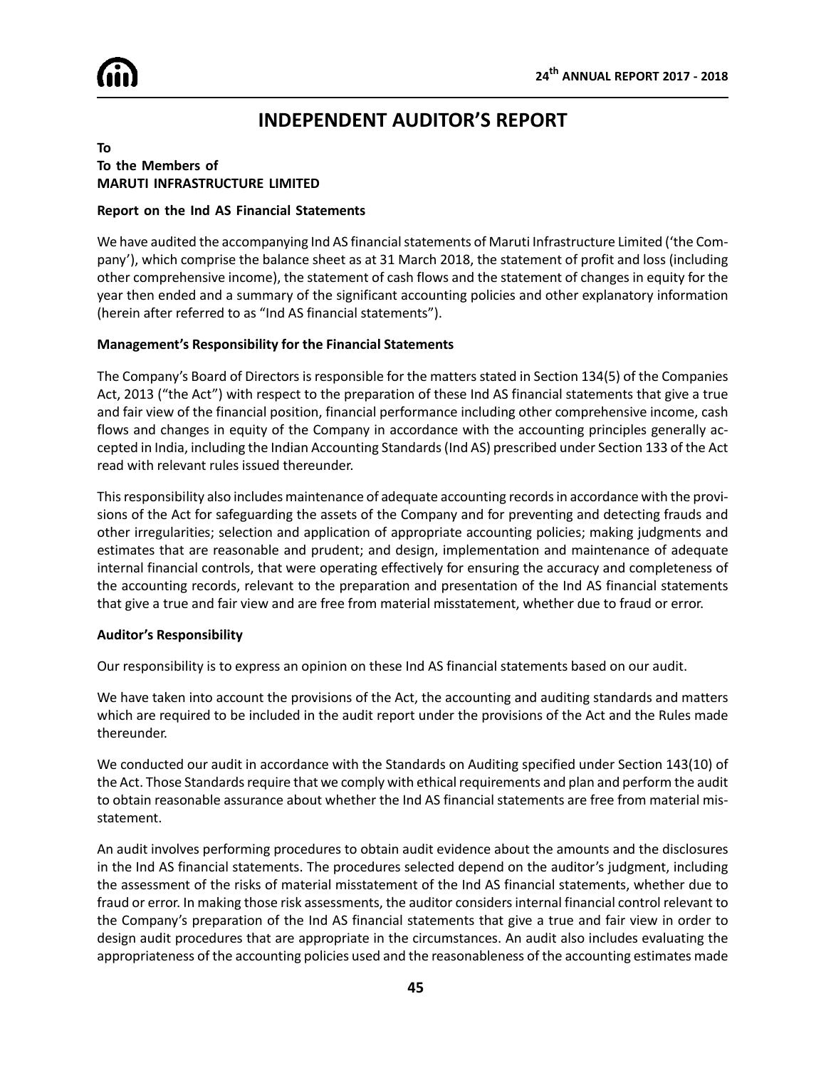# INDEPENDENT AUDITOR'S REPORT

**To**
**To the Members of**
**MARUTI INFRASTRUCTURE LIMITED**

## Report on the Ind AS Financial Statements

We have audited the accompanying Ind AS financial statements of Maruti Infrastructure Limited ('the Company'), which comprise the balance sheet as at 31 March 2018, the statement of profit and loss (including other comprehensive income), the statement of cash flows and the statement of changes in equity for the year then ended and a summary of the significant accounting policies and other explanatory information (herein after referred to as "Ind AS financial statements").

## Management's Responsibility for the Financial Statements

The Company's Board of Directors is responsible for the matters stated in Section 134(5) of the Companies Act, 2013 ("the Act") with respect to the preparation of these Ind AS financial statements that give a true and fair view of the financial position, financial performance including other comprehensive income, cash flows and changes in equity of the Company in accordance with the accounting principles generally accepted in India, including the Indian Accounting Standards (Ind AS) prescribed under Section 133 of the Act read with relevant rules issued thereunder.

This responsibility also includes maintenance of adequate accounting records in accordance with the provisions of the Act for safeguarding the assets of the Company and for preventing and detecting frauds and other irregularities; selection and application of appropriate accounting policies; making judgments and estimates that are reasonable and prudent; and design, implementation and maintenance of adequate internal financial controls, that were operating effectively for ensuring the accuracy and completeness of the accounting records, relevant to the preparation and presentation of the Ind AS financial statements that give a true and fair view and are free from material misstatement, whether due to fraud or error.

## Auditor's Responsibility

Our responsibility is to express an opinion on these Ind AS financial statements based on our audit.

We have taken into account the provisions of the Act, the accounting and auditing standards and matters which are required to be included in the audit report under the provisions of the Act and the Rules made thereunder.

We conducted our audit in accordance with the Standards on Auditing specified under Section 143(10) of the Act. Those Standards require that we comply with ethical requirements and plan and perform the audit to obtain reasonable assurance about whether the Ind AS financial statements are free from material misstatement.

An audit involves performing procedures to obtain audit evidence about the amounts and the disclosures in the Ind AS financial statements. The procedures selected depend on the auditor's judgment, including the assessment of the risks of material misstatement of the Ind AS financial statements, whether due to fraud or error. In making those risk assessments, the auditor considers internal financial control relevant to the Company's preparation of the Ind AS financial statements that give a true and fair view in order to design audit procedures that are appropriate in the circumstances. An audit also includes evaluating the appropriateness of the accounting policies used and the reasonableness of the accounting estimates made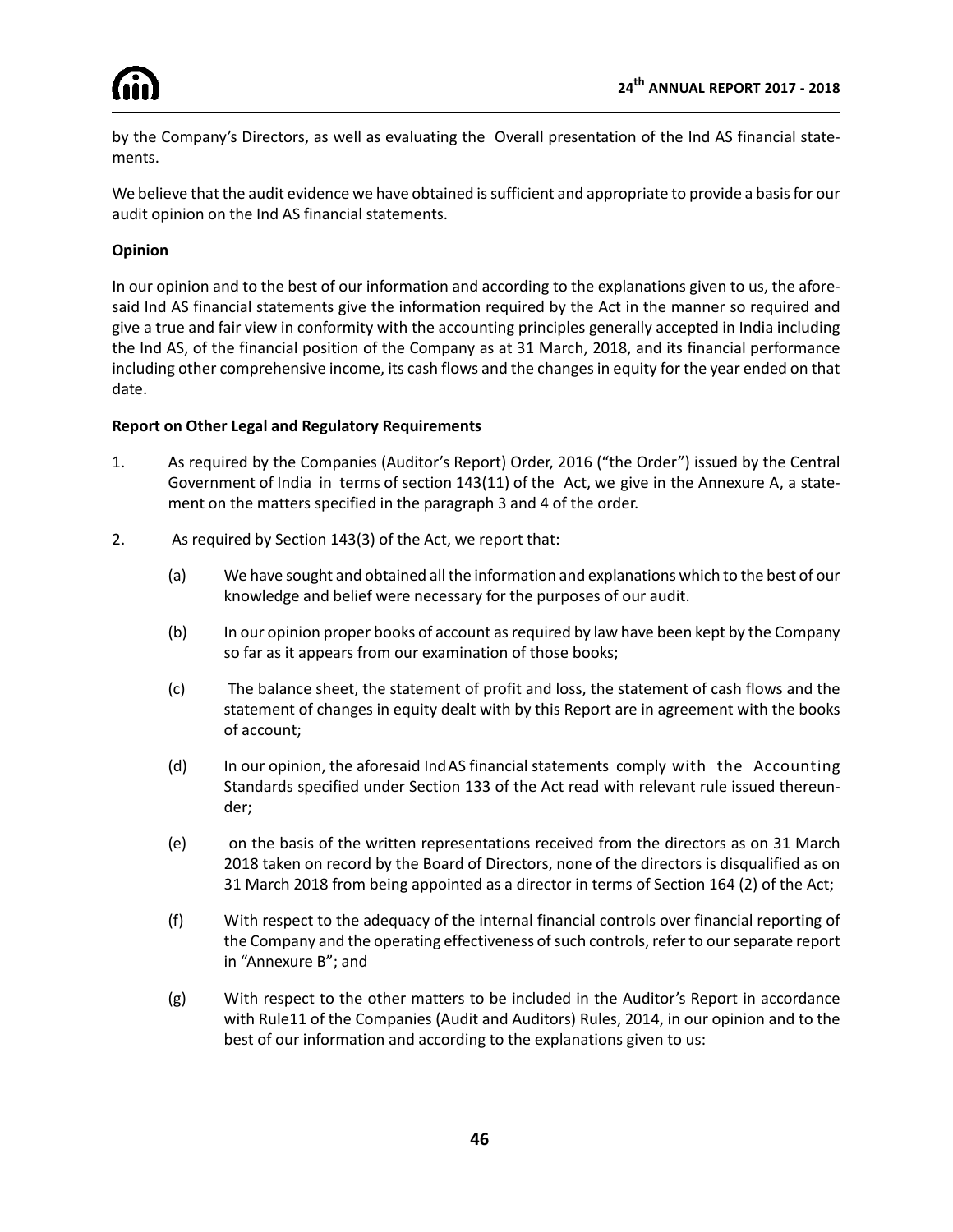by the Company's Directors, as well as evaluating the Overall presentation of the Ind AS financial statements.

We believe that the audit evidence we have obtained is sufficient and appropriate to provide a basis for our audit opinion on the Ind AS financial statements.

**Opinion**

In our opinion and to the best of our information and according to the explanations given to us, the aforesaid Ind AS financial statements give the information required by the Act in the manner so required and give a true and fair view in conformity with the accounting principles generally accepted in India including the Ind AS, of the financial position of the Company as at 31 March, 2018, and its financial performance including other comprehensive income, its cash flows and the changes in equity for the year ended on that date.

**Report on Other Legal and Regulatory Requirements**

1. As required by the Companies (Auditor's Report) Order, 2016 ("the Order") issued by the Central Government of India in terms of section 143(11) of the Act, we give in the Annexure A, a statement on the matters specified in the paragraph 3 and 4 of the order.

2. As required by Section 143(3) of the Act, we report that:

   (a) We have sought and obtained all the information and explanations which to the best of our knowledge and belief were necessary for the purposes of our audit.

   (b) In our opinion proper books of account as required by law have been kept by the Company so far as it appears from our examination of those books;

   (c) The balance sheet, the statement of profit and loss, the statement of cash flows and the statement of changes in equity dealt with by this Report are in agreement with the books of account;

   (d) In our opinion, the aforesaid Ind AS financial statements comply with the Accounting Standards specified under Section 133 of the Act read with relevant rule issued thereunder;

   (e) on the basis of the written representations received from the directors as on 31 March 2018 taken on record by the Board of Directors, none of the directors is disqualified as on 31 March 2018 from being appointed as a director in terms of Section 164 (2) of the Act;

   (f) With respect to the adequacy of the internal financial controls over financial reporting of the Company and the operating effectiveness of such controls, refer to our separate report in "Annexure B"; and

   (g) With respect to the other matters to be included in the Auditor's Report in accordance with Rule11 of the Companies (Audit and Auditors) Rules, 2014, in our opinion and to the best of our information and according to the explanations given to us: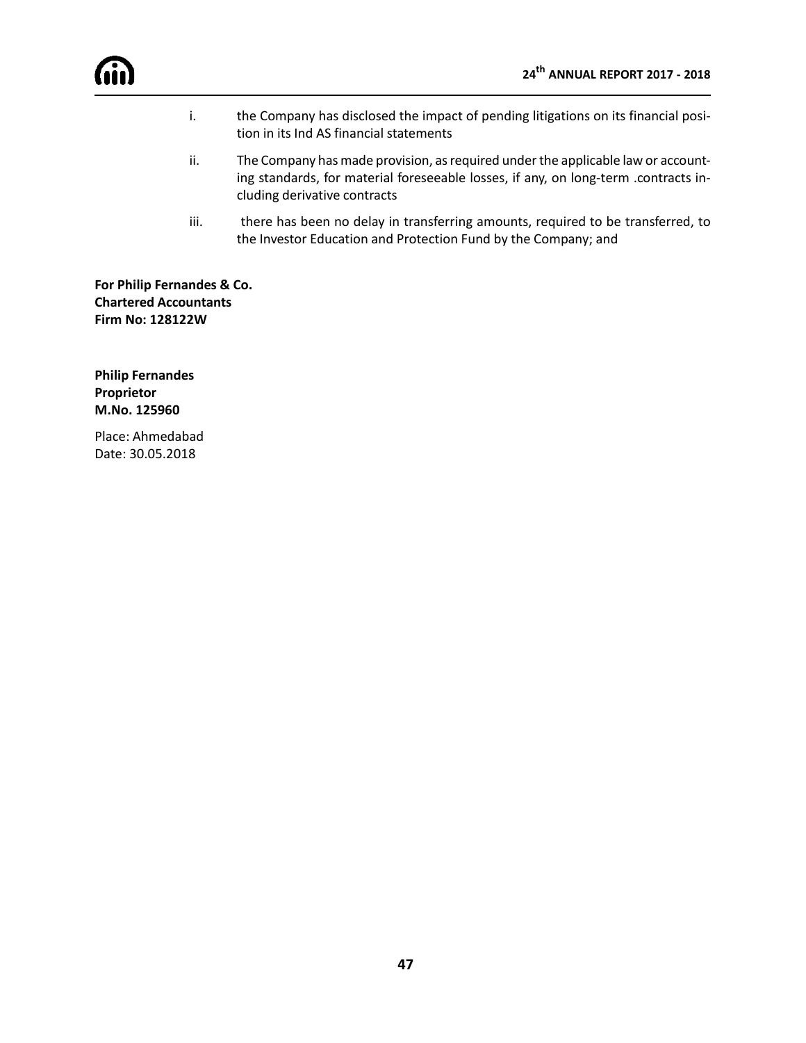i. the Company has disclosed the impact of pending litigations on its financial position in its Ind AS financial statements

ii. The Company has made provision, as required under the applicable law or accounting standards, for material foreseeable losses, if any, on long-term .contracts including derivative contracts

iii. there has been no delay in transferring amounts, required to be transferred, to the Investor Education and Protection Fund by the Company; and

**For Philip Fernandes & Co.**
**Chartered Accountants**
**Firm No: 128122W**

**Philip Fernandes**
**Proprietor**
**M.No. 125960**

Place: Ahmedabad
Date: 30.05.2018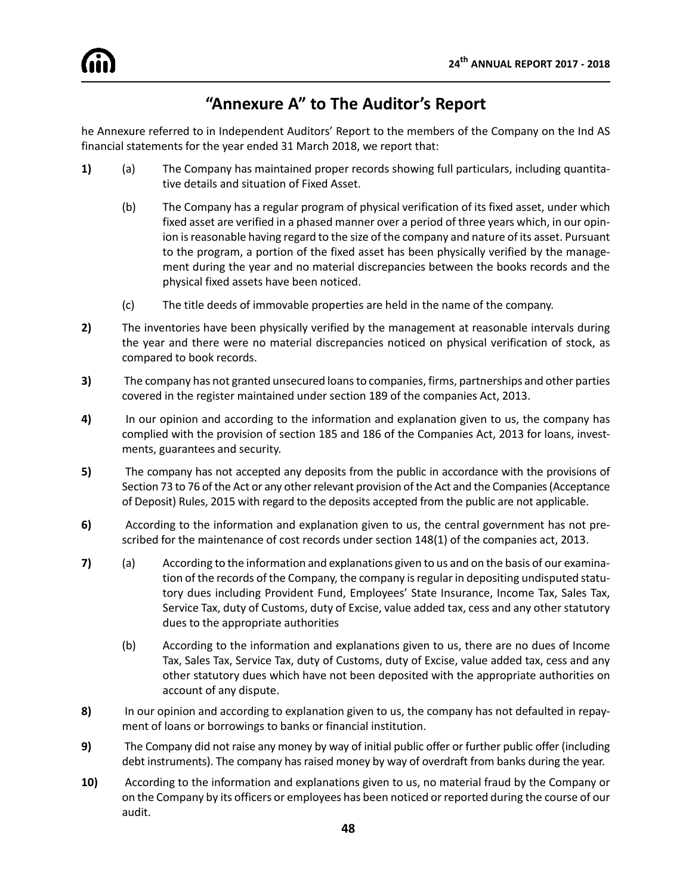# "Annexure A" to The Auditor's Report

he Annexure referred to in Independent Auditors' Report to the members of the Company on the Ind AS financial statements for the year ended 31 March 2018, we report that:

**1)** (a) The Company has maintained proper records showing full particulars, including quantitative details and situation of Fixed Asset.

(b) The Company has a regular program of physical verification of its fixed asset, under which fixed asset are verified in a phased manner over a period of three years which, in our opinion is reasonable having regard to the size of the company and nature of its asset. Pursuant to the program, a portion of the fixed asset has been physically verified by the management during the year and no material discrepancies between the books records and the physical fixed assets have been noticed.

(c) The title deeds of immovable properties are held in the name of the company.

**2)** The inventories have been physically verified by the management at reasonable intervals during the year and there were no material discrepancies noticed on physical verification of stock, as compared to book records.

**3)** The company has not granted unsecured loans to companies, firms, partnerships and other parties covered in the register maintained under section 189 of the companies Act, 2013.

**4)** In our opinion and according to the information and explanation given to us, the company has complied with the provision of section 185 and 186 of the Companies Act, 2013 for loans, investments, guarantees and security.

**5)** The company has not accepted any deposits from the public in accordance with the provisions of Section 73 to 76 of the Act or any other relevant provision of the Act and the Companies (Acceptance of Deposit) Rules, 2015 with regard to the deposits accepted from the public are not applicable.

**6)** According to the information and explanation given to us, the central government has not prescribed for the maintenance of cost records under section 148(1) of the companies act, 2013.

**7)** (a) According to the information and explanations given to us and on the basis of our examination of the records of the Company, the company is regular in depositing undisputed statutory dues including Provident Fund, Employees' State Insurance, Income Tax, Sales Tax, Service Tax, duty of Customs, duty of Excise, value added tax, cess and any other statutory dues to the appropriate authorities

(b) According to the information and explanations given to us, there are no dues of Income Tax, Sales Tax, Service Tax, duty of Customs, duty of Excise, value added tax, cess and any other statutory dues which have not been deposited with the appropriate authorities on account of any dispute.

**8)** In our opinion and according to explanation given to us, the company has not defaulted in repayment of loans or borrowings to banks or financial institution.

**9)** The Company did not raise any money by way of initial public offer or further public offer (including debt instruments). The company has raised money by way of overdraft from banks during the year.

**10)** According to the information and explanations given to us, no material fraud by the Company or on the Company by its officers or employees has been noticed or reported during the course of our audit.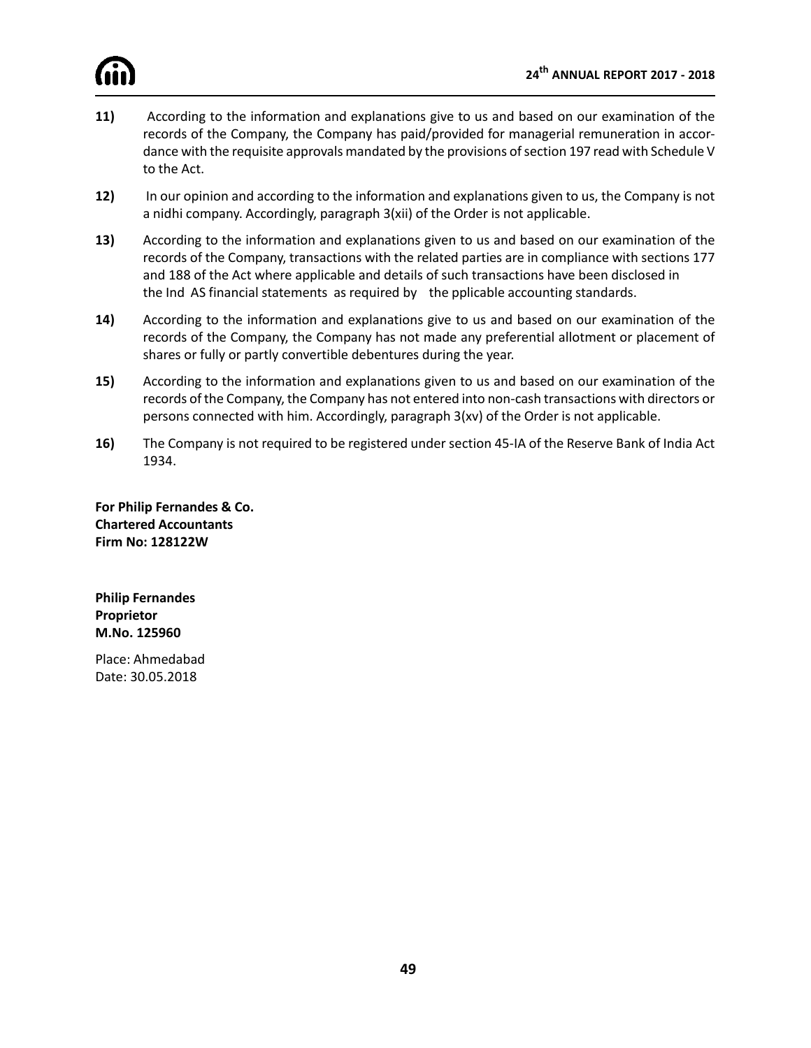**11)** According to the information and explanations give to us and based on our examination of the records of the Company, the Company has paid/provided for managerial remuneration in accordance with the requisite approvals mandated by the provisions of section 197 read with Schedule V to the Act.

**12)** In our opinion and according to the information and explanations given to us, the Company is not a nidhi company. Accordingly, paragraph 3(xii) of the Order is not applicable.

**13)** According to the information and explanations given to us and based on our examination of the records of the Company, transactions with the related parties are in compliance with sections 177 and 188 of the Act where applicable and details of such transactions have been disclosed in the Ind AS financial statements as required by the pplicable accounting standards.

**14)** According to the information and explanations give to us and based on our examination of the records of the Company, the Company has not made any preferential allotment or placement of shares or fully or partly convertible debentures during the year.

**15)** According to the information and explanations given to us and based on our examination of the records of the Company, the Company has not entered into non-cash transactions with directors or persons connected with him. Accordingly, paragraph 3(xv) of the Order is not applicable.

**16)** The Company is not required to be registered under section 45-IA of the Reserve Bank of India Act 1934.

**For Philip Fernandes & Co.**
**Chartered Accountants**
**Firm No: 128122W**

**Philip Fernandes**
**Proprietor**
**M.No. 125960**

Place: Ahmedabad
Date: 30.05.2018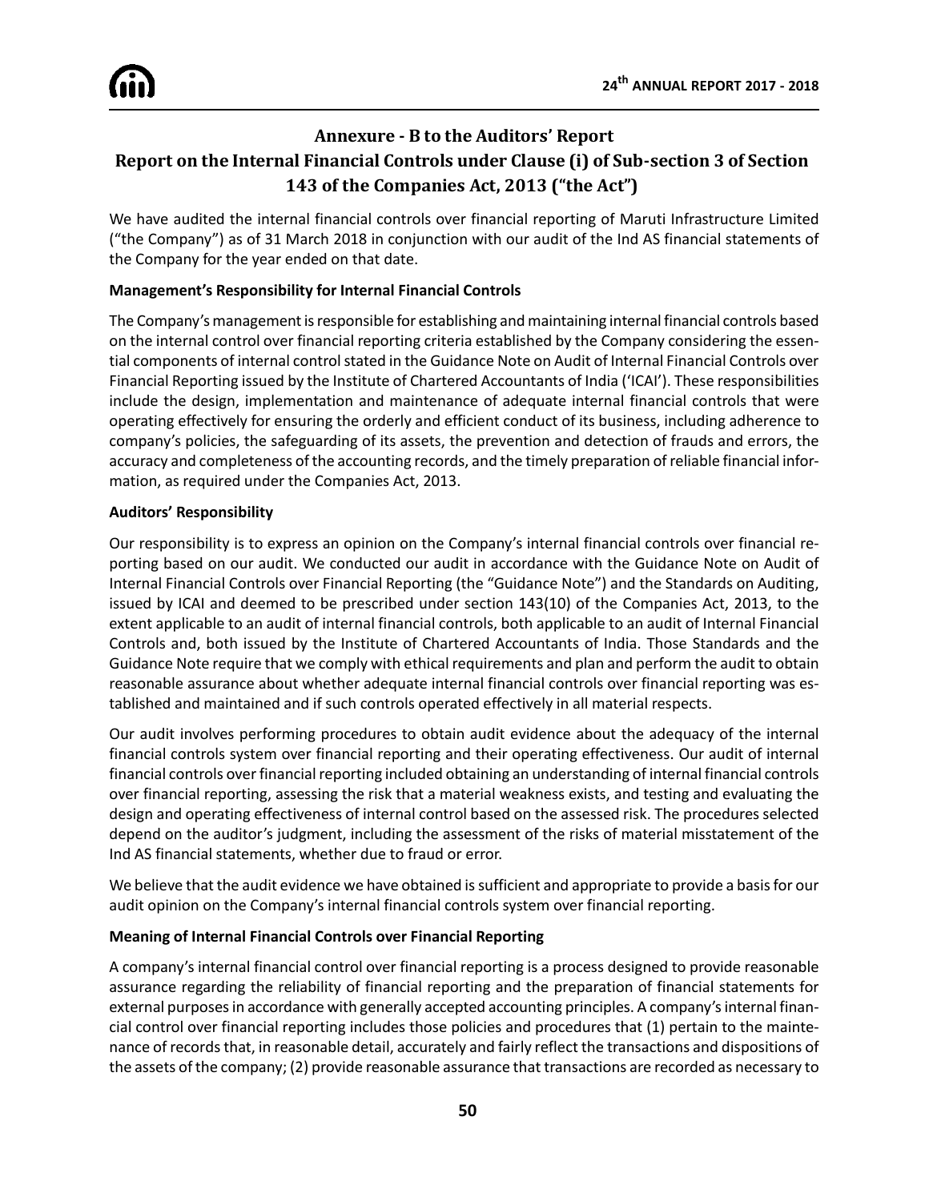## Annexure - B to the Auditors' Report

## Report on the Internal Financial Controls under Clause (i) of Sub-section 3 of Section 143 of the Companies Act, 2013 ("the Act")

We have audited the internal financial controls over financial reporting of Maruti Infrastructure Limited ("the Company") as of 31 March 2018 in conjunction with our audit of the Ind AS financial statements of the Company for the year ended on that date.

**Management's Responsibility for Internal Financial Controls**

The Company's management is responsible for establishing and maintaining internal financial controls based on the internal control over financial reporting criteria established by the Company considering the essential components of internal control stated in the Guidance Note on Audit of Internal Financial Controls over Financial Reporting issued by the Institute of Chartered Accountants of India ('ICAI'). These responsibilities include the design, implementation and maintenance of adequate internal financial controls that were operating effectively for ensuring the orderly and efficient conduct of its business, including adherence to company's policies, the safeguarding of its assets, the prevention and detection of frauds and errors, the accuracy and completeness of the accounting records, and the timely preparation of reliable financial information, as required under the Companies Act, 2013.

**Auditors' Responsibility**

Our responsibility is to express an opinion on the Company's internal financial controls over financial reporting based on our audit. We conducted our audit in accordance with the Guidance Note on Audit of Internal Financial Controls over Financial Reporting (the "Guidance Note") and the Standards on Auditing, issued by ICAI and deemed to be prescribed under section 143(10) of the Companies Act, 2013, to the extent applicable to an audit of internal financial controls, both applicable to an audit of Internal Financial Controls and, both issued by the Institute of Chartered Accountants of India. Those Standards and the Guidance Note require that we comply with ethical requirements and plan and perform the audit to obtain reasonable assurance about whether adequate internal financial controls over financial reporting was established and maintained and if such controls operated effectively in all material respects.

Our audit involves performing procedures to obtain audit evidence about the adequacy of the internal financial controls system over financial reporting and their operating effectiveness. Our audit of internal financial controls over financial reporting included obtaining an understanding of internal financial controls over financial reporting, assessing the risk that a material weakness exists, and testing and evaluating the design and operating effectiveness of internal control based on the assessed risk. The procedures selected depend on the auditor's judgment, including the assessment of the risks of material misstatement of the Ind AS financial statements, whether due to fraud or error.

We believe that the audit evidence we have obtained is sufficient and appropriate to provide a basis for our audit opinion on the Company's internal financial controls system over financial reporting.

**Meaning of Internal Financial Controls over Financial Reporting**

A company's internal financial control over financial reporting is a process designed to provide reasonable assurance regarding the reliability of financial reporting and the preparation of financial statements for external purposes in accordance with generally accepted accounting principles. A company's internal financial control over financial reporting includes those policies and procedures that (1) pertain to the maintenance of records that, in reasonable detail, accurately and fairly reflect the transactions and dispositions of the assets of the company; (2) provide reasonable assurance that transactions are recorded as necessary to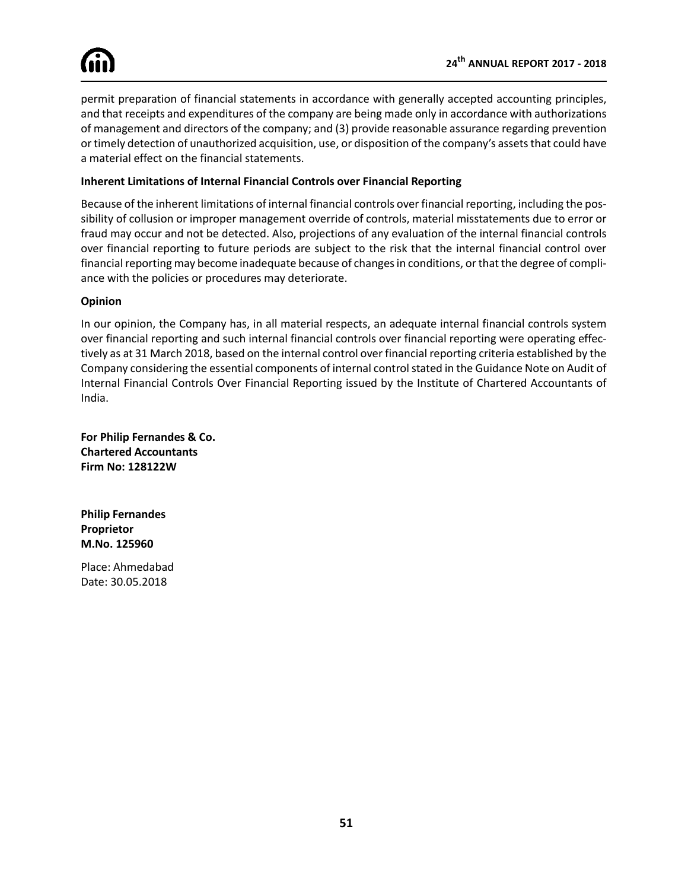permit preparation of financial statements in accordance with generally accepted accounting principles, and that receipts and expenditures of the company are being made only in accordance with authorizations of management and directors of the company; and (3) provide reasonable assurance regarding prevention or timely detection of unauthorized acquisition, use, or disposition of the company's assets that could have a material effect on the financial statements.

**Inherent Limitations of Internal Financial Controls over Financial Reporting**

Because of the inherent limitations of internal financial controls over financial reporting, including the possibility of collusion or improper management override of controls, material misstatements due to error or fraud may occur and not be detected. Also, projections of any evaluation of the internal financial controls over financial reporting to future periods are subject to the risk that the internal financial control over financial reporting may become inadequate because of changes in conditions, or that the degree of compliance with the policies or procedures may deteriorate.

**Opinion**

In our opinion, the Company has, in all material respects, an adequate internal financial controls system over financial reporting and such internal financial controls over financial reporting were operating effectively as at 31 March 2018, based on the internal control over financial reporting criteria established by the Company considering the essential components of internal control stated in the Guidance Note on Audit of Internal Financial Controls Over Financial Reporting issued by the Institute of Chartered Accountants of India.

**For Philip Fernandes & Co.**
**Chartered Accountants**
**Firm No: 128122W**

**Philip Fernandes**
**Proprietor**
**M.No. 125960**

Place: Ahmedabad
Date: 30.05.2018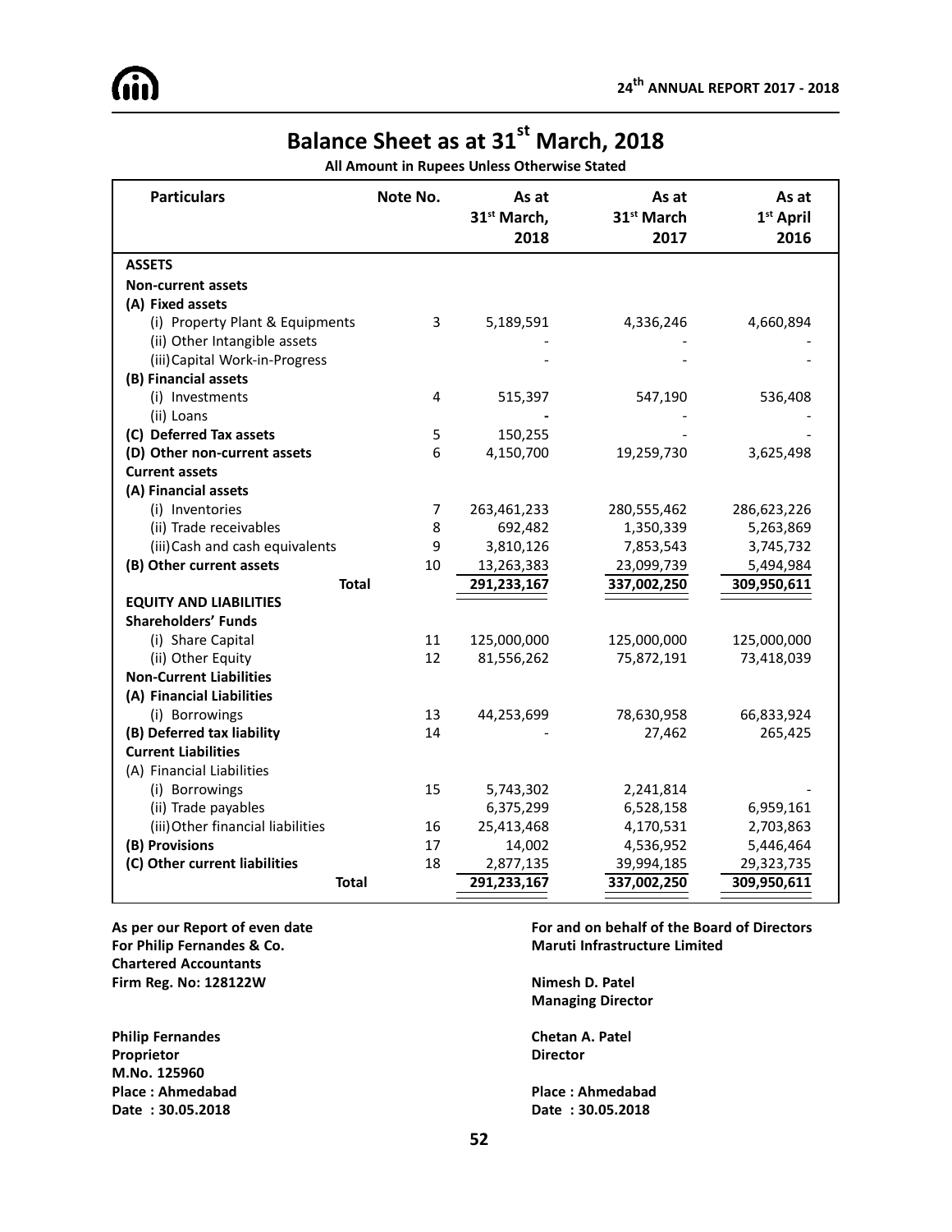# Balance Sheet as at 31st March, 2018

**All Amount in Rupees Unless Otherwise Stated**

| Particulars | Note No. | As at 31st March, 2018 | As at 31st March 2017 | As at 1st April 2016 |
|---|---|---|---|---|
| **ASSETS** | | | | |
| **Non-current assets** | | | | |
| **(A) Fixed assets** | | | | |
| (i) Property Plant & Equipments | 3 | 5,189,591 | 4,336,246 | 4,660,894 |
| (ii) Other Intangible assets | | - | - | - |
| (iii) Capital Work-in-Progress | | - | - | - |
| **(B) Financial assets** | | | | |
| (i) Investments | 4 | 515,397 | 547,190 | 536,408 |
| (ii) Loans | | - | - | - |
| **(C) Deferred Tax assets** | 5 | 150,255 | - | - |
| **(D) Other non-current assets** | 6 | 4,150,700 | 19,259,730 | 3,625,498 |
| **Current assets** | | | | |
| **(A) Financial assets** | | | | |
| (i) Inventories | 7 | 263,461,233 | 280,555,462 | 286,623,226 |
| (ii) Trade receivables | 8 | 692,482 | 1,350,339 | 5,263,869 |
| (iii) Cash and cash equivalents | 9 | 3,810,126 | 7,853,543 | 3,745,732 |
| **(B) Other current assets** | 10 | 13,263,383 | 23,099,739 | 5,494,984 |
| **Total** | | **291,233,167** | **337,002,250** | **309,950,611** |
| **EQUITY AND LIABILITIES** | | | | |
| **Shareholders' Funds** | | | | |
| (i) Share Capital | 11 | 125,000,000 | 125,000,000 | 125,000,000 |
| (ii) Other Equity | 12 | 81,556,262 | 75,872,191 | 73,418,039 |
| **Non-Current Liabilities** | | | | |
| **(A) Financial Liabilities** | | | | |
| (i) Borrowings | 13 | 44,253,699 | 78,630,958 | 66,833,924 |
| **(B) Deferred tax liability** | 14 | - | 27,462 | 265,425 |
| **Current Liabilities** | | | | |
| (A) Financial Liabilities | | | | |
| (i) Borrowings | 15 | 5,743,302 | 2,241,814 | - |
| (ii) Trade payables | | 6,375,299 | 6,528,158 | 6,959,161 |
| (iii) Other financial liabilities | 16 | 25,413,468 | 4,170,531 | 2,703,863 |
| **(B) Provisions** | 17 | 14,002 | 4,536,952 | 5,446,464 |
| **(C) Other current liabilities** | 18 | 2,877,135 | 39,994,185 | 29,323,735 |
| **Total** | | **291,233,167** | **337,002,250** | **309,950,611** |

**As per our Report of even date**
**For Philip Fernandes & Co.**
**Chartered Accountants**
**Firm Reg. No: 128122W**

**Philip Fernandes**
**Proprietor**
**M.No. 125960**
**Place : Ahmedabad**
**Date : 30.05.2018**

**For and on behalf of the Board of Directors**
**Maruti Infrastructure Limited**

**Nimesh D. Patel**
**Managing Director**

**Chetan A. Patel**
**Director**

**Place : Ahmedabad**
**Date : 30.05.2018**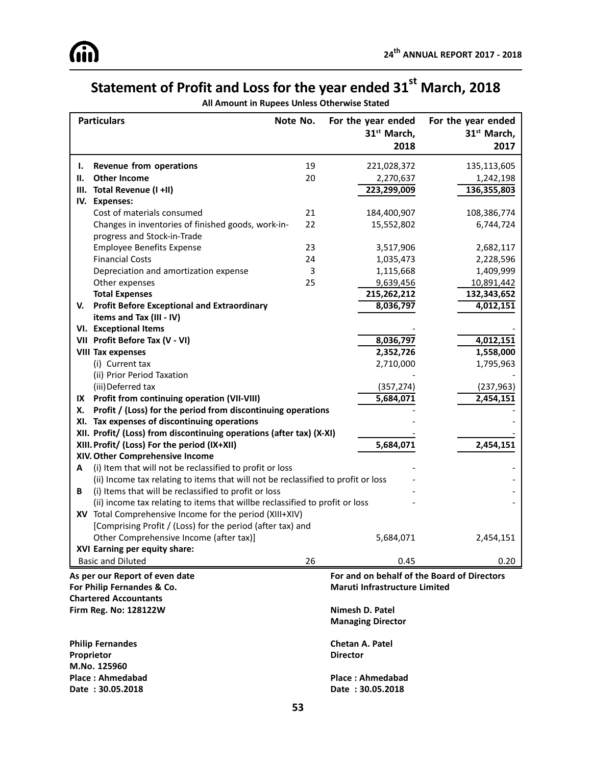# Statement of Profit and Loss for the year ended 31st March, 2018

**All Amount in Rupees Unless Otherwise Stated**

| | Particulars | Note No. | For the year ended 31st March, 2018 | For the year ended 31st March, 2017 |
|---|---|---|---|---|
| **I.** | **Revenue from operations** | 19 | 221,028,372 | 135,113,605 |
| **II.** | **Other Income** | 20 | 2,270,637 | 1,242,198 |
| **III.** | **Total Revenue (I +II)** | | **223,299,009** | **136,355,803** |
| **IV.** | **Expenses:** | | | |
| | Cost of materials consumed | 21 | 184,400,907 | 108,386,774 |
| | Changes in inventories of finished goods, work-in-progress and Stock-in-Trade | 22 | 15,552,802 | 6,744,724 |
| | Employee Benefits Expense | 23 | 3,517,906 | 2,682,117 |
| | Financial Costs | 24 | 1,035,473 | 2,228,596 |
| | Depreciation and amortization expense | 3 | 1,115,668 | 1,409,999 |
| | Other expenses | 25 | 9,639,456 | 10,891,442 |
| | **Total Expenses** | | **215,262,212** | **132,343,652** |
| **V.** | **Profit Before Exceptional and Extraordinary items and Tax (III - IV)** | | **8,036,797** | **4,012,151** |
| **VI.** | **Exceptional Items** | | - | - |
| **VII** | **Profit Before Tax (V - VI)** | | **8,036,797** | **4,012,151** |
| **VIII** | **Tax expenses** | | **2,352,726** | **1,558,000** |
| | (i) Current tax | | 2,710,000 | 1,795,963 |
| | (ii) Prior Period Taxation | | - | - |
| | (iii) Deferred tax | | (357,274) | (237,963) |
| **IX** | **Profit from continuing operation (VII-VIII)** | | **5,684,071** | **2,454,151** |
| **X.** | **Profit / (Loss) for the period from discontinuing operations** | | - | - |
| **XI.** | **Tax expenses of discontinuing operations** | | - | - |
| **XII.** | **Profit/ (Loss) from discontinuing operations (after tax) (X-XI)** | | - | - |
| **XIII.** | **Profit/ (Loss) For the period (IX+XII)** | | **5,684,071** | **2,454,151** |
| **XIV.** | **Other Comprehensive Income** | | | |
| **A** | (i) Item that will not be reclassified to profit or loss | | - | - |
| | (ii) Income tax relating to items that will not be reclassified to profit or loss | | - | - |
| **B** | (i) Items that will be reclassified to profit or loss | | - | - |
| | (ii) income tax relating to items that willbe reclassified to profit or loss | | - | - |
| **XV** | Total Comprehensive Income for the period (XIII+XIV) [Comprising Profit / (Loss) for the period (after tax) and Other Comprehensive Income (after tax)] | | 5,684,071 | 2,454,151 |
| **XVI** | **Earning per equity share:** | | | |
| | Basic and Diluted | 26 | 0.45 | 0.20 |

**As per our Report of even date**
**For Philip Fernandes & Co.**
**Chartered Accountants**
**Firm Reg. No: 128122W**

**Philip Fernandes**
**Proprietor**
**M.No. 125960**
**Place : Ahmedabad**
**Date : 30.05.2018**

**For and on behalf of the Board of Directors**
**Maruti Infrastructure Limited**

**Nimesh D. Patel**
**Managing Director**

**Chetan A. Patel**
**Director**

**Place : Ahmedabad**
**Date : 30.05.2018**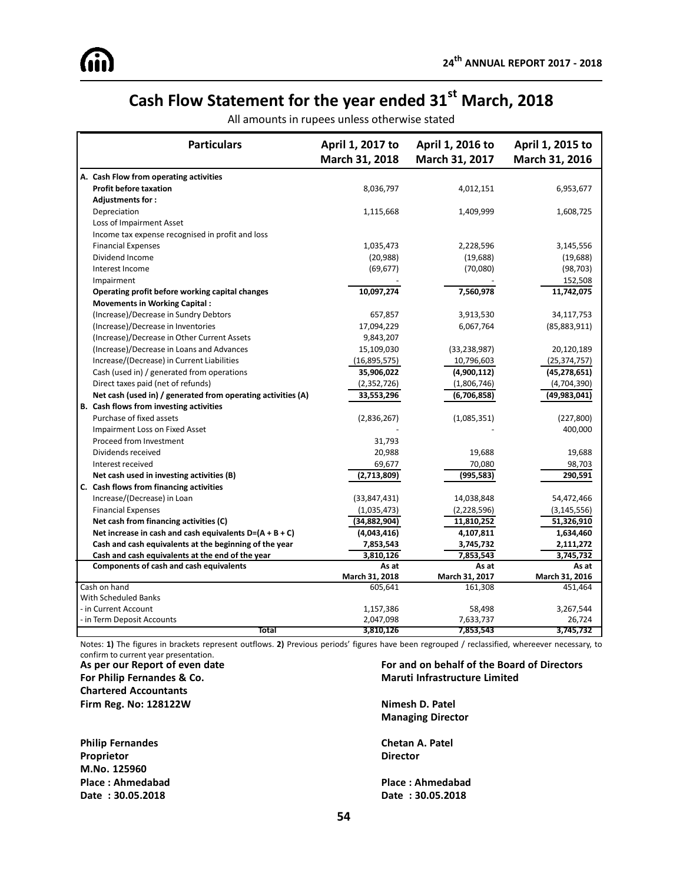# Cash Flow Statement for the year ended 31st March, 2018

All amounts in rupees unless otherwise stated

| Particulars | April 1, 2017 to March 31, 2018 | April 1, 2016 to March 31, 2017 | April 1, 2015 to March 31, 2016 |
|---|---|---|---|
| **A. Cash Flow from operating activities** | | | |
| **Profit before taxation** | 8,036,797 | 4,012,151 | 6,953,677 |
| **Adjustments for :** | | | |
| Depreciation | 1,115,668 | 1,409,999 | 1,608,725 |
| Loss of Impairment Asset | | | |
| Income tax expense recognised in profit and loss | | | |
| Financial Expenses | 1,035,473 | 2,228,596 | 3,145,556 |
| Dividend Income | (20,988) | (19,688) | (19,688) |
| Interest Income | (69,677) | (70,080) | (98,703) |
| Impairment | - | - | 152,508 |
| **Operating profit before working capital changes** | **10,097,274** | **7,560,978** | **11,742,075** |
| **Movements in Working Capital :** | | | |
| (Increase)/Decrease in Sundry Debtors | 657,857 | 3,913,530 | 34,117,753 |
| (Increase)/Decrease in Inventories | 17,094,229 | 6,067,764 | (85,883,911) |
| (Increase)/Decrease in Other Current Assets | 9,843,207 | | |
| (Increase)/Decrease in Loans and Advances | 15,109,030 | (33,238,987) | 20,120,189 |
| Increase/(Decrease) in Current Liabilities | (16,895,575) | 10,796,603 | (25,374,757) |
| Cash (used in) / generated from operations | **35,906,022** | **(4,900,112)** | **(45,278,651)** |
| Direct taxes paid (net of refunds) | (2,352,726) | (1,806,746) | (4,704,390) |
| **Net cash (used in) / generated from operating activities (A)** | **33,553,296** | **(6,706,858)** | **(49,983,041)** |
| **B. Cash flows from investing activities** | | | |
| Purchase of fixed assets | (2,836,267) | (1,085,351) | (227,800) |
| Impairment Loss on Fixed Asset | - | - | 400,000 |
| Proceed from Investment | 31,793 | | |
| Dividends received | 20,988 | 19,688 | 19,688 |
| Interest received | 69,677 | 70,080 | 98,703 |
| **Net cash used in investing activities (B)** | **(2,713,809)** | **(995,583)** | **290,591** |
| **C. Cash flows from financing activities** | | | |
| Increase/(Decrease) in Loan | (33,847,431) | 14,038,848 | 54,472,466 |
| Financial Expenses | (1,035,473) | (2,228,596) | (3,145,556) |
| **Net cash from financing activities (C)** | **(34,882,904)** | **11,810,252** | **51,326,910** |
| **Net increase in cash and cash equivalents D=(A + B + C)** | **(4,043,416)** | **4,107,811** | **1,634,460** |
| **Cash and cash equivalents at the beginning of the year** | **7,853,543** | **3,745,732** | **2,111,272** |
| **Cash and cash equivalents at the end of the year** | **3,810,126** | **7,853,543** | **3,745,732** |
| **Components of cash and cash equivalents** | **As at March 31, 2018** | **As at March 31, 2017** | **As at March 31, 2016** |
| Cash on hand | 605,641 | 161,308 | 451,464 |
| With Scheduled Banks | | | |
| - in Current Account | 1,157,386 | 58,498 | 3,267,544 |
| - in Term Deposit Accounts | 2,047,098 | 7,633,737 | 26,724 |
| **Total** | **3,810,126** | **7,853,543** | **3,745,732** |

Notes: **1)** The figures in brackets represent outflows. **2)** Previous periods' figures have been regrouped / reclassified, whereever necessary, to confirm to current year presentation.

**As per our Report of even date**
**For Philip Fernandes & Co.**
**Chartered Accountants**
**Firm Reg. No: 128122W**

**Philip Fernandes**
**Proprietor**
**M.No. 125960**
**Place : Ahmedabad**
**Date : 30.05.2018**

**For and on behalf of the Board of Directors**
**Maruti Infrastructure Limited**

**Nimesh D. Patel**
**Managing Director**

**Chetan A. Patel**
**Director**

**Place : Ahmedabad**
**Date : 30.05.2018**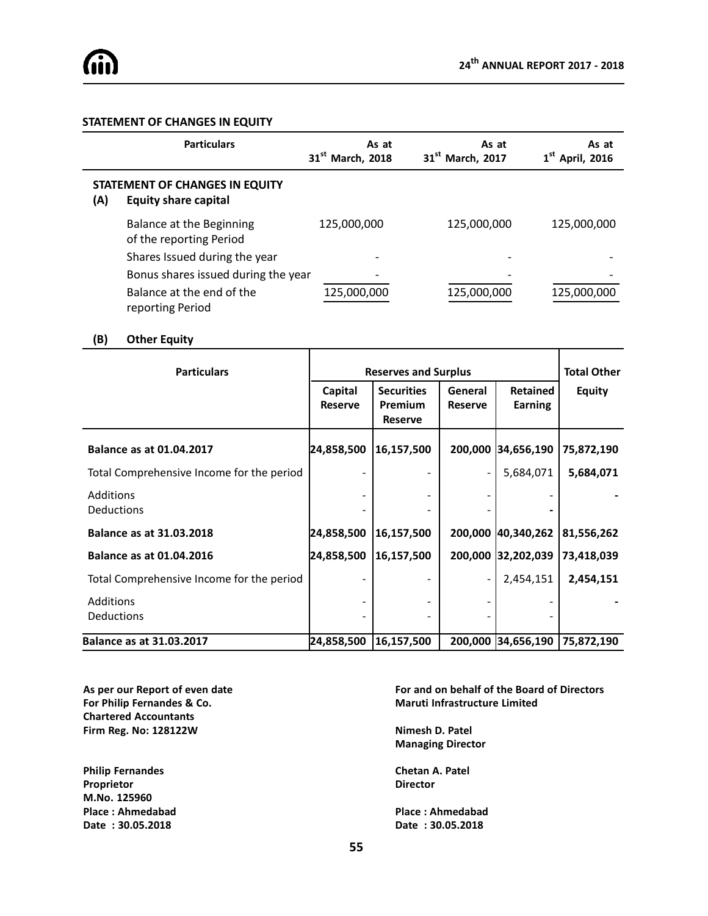## STATEMENT OF CHANGES IN EQUITY

| Particulars | As at 31st March, 2018 | As at 31st March, 2017 | As at 1st April, 2016 |
|---|---|---|---|
| **STATEMENT OF CHANGES IN EQUITY** | | | |
| **(A) Equity share capital** | | | |
| Balance at the Beginning of the reporting Period | 125,000,000 | 125,000,000 | 125,000,000 |
| Shares Issued during the year | - | - | - |
| Bonus shares issued during the year | - | - | - |
| Balance at the end of the reporting Period | 125,000,000 | 125,000,000 | 125,000,000 |

### (B) Other Equity

| Particulars | Reserves and Surplus | | | | Total Other Equity |
|---|---|---|---|---|---|
| | Capital Reserve | Securities Premium Reserve | General Reserve | Retained Earning | |
| **Balance as at 01.04.2017** | 24,858,500 | 16,157,500 | 200,000 | 34,656,190 | 75,872,190 |
| Total Comprehensive Income for the period | - | - | - | 5,684,071 | **5,684,071** |
| Additions | - | - | - | - | - |
| Deductions | - | - | - | - | |
| **Balance as at 31.03.2018** | 24,858,500 | 16,157,500 | 200,000 | 40,340,262 | 81,556,262 |
| **Balance as at 01.04.2016** | 24,858,500 | 16,157,500 | 200,000 | 32,202,039 | 73,418,039 |
| Total Comprehensive Income for the period | - | - | - | 2,454,151 | **2,454,151** |
| Additions | - | - | - | - | - |
| Deductions | - | - | - | - | |
| **Balance as at 31.03.2017** | 24,858,500 | 16,157,500 | 200,000 | 34,656,190 | 75,872,190 |

**As per our Report of even date**
**For Philip Fernandes & Co.**
**Chartered Accountants**
**Firm Reg. No: 128122W**

**Philip Fernandes**
**Proprietor**
**M.No. 125960**
**Place : Ahmedabad**
**Date : 30.05.2018**

**For and on behalf of the Board of Directors**
**Maruti Infrastructure Limited**

**Nimesh D. Patel**
**Managing Director**

**Chetan A. Patel**
**Director**

**Place : Ahmedabad**
**Date : 30.05.2018**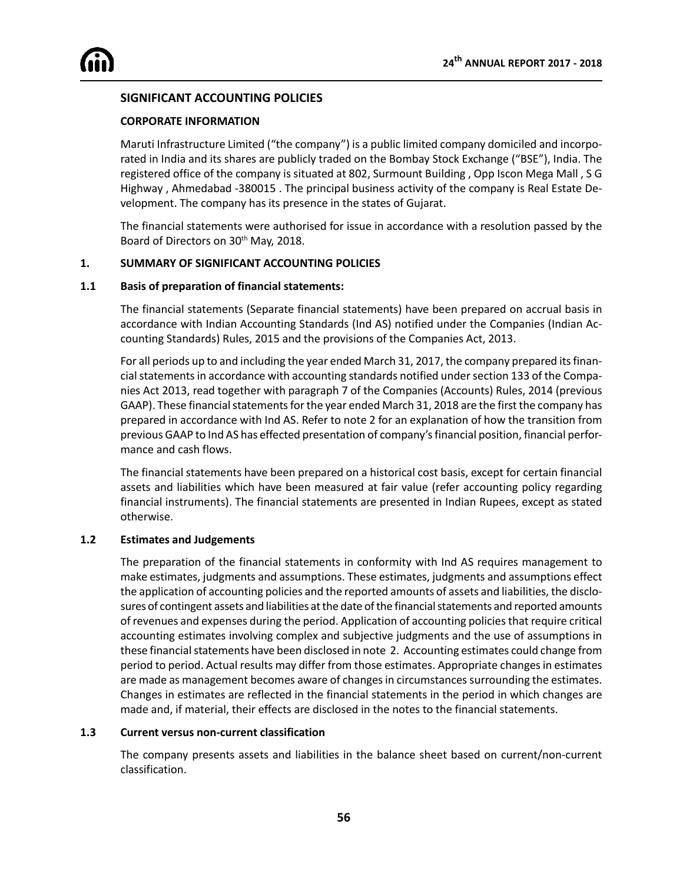## SIGNIFICANT ACCOUNTING POLICIES

### CORPORATE INFORMATION

Maruti Infrastructure Limited ("the company") is a public limited company domiciled and incorporated in India and its shares are publicly traded on the Bombay Stock Exchange ("BSE"), India. The registered office of the company is situated at 802, Surmount Building , Opp Iscon Mega Mall , S G Highway , Ahmedabad -380015 . The principal business activity of the company is Real Estate Development. The company has its presence in the states of Gujarat.

The financial statements were authorised for issue in accordance with a resolution passed by the Board of Directors on 30th May, 2018.

### 1. SUMMARY OF SIGNIFICANT ACCOUNTING POLICIES

#### 1.1 Basis of preparation of financial statements:

The financial statements (Separate financial statements) have been prepared on accrual basis in accordance with Indian Accounting Standards (Ind AS) notified under the Companies (Indian Accounting Standards) Rules, 2015 and the provisions of the Companies Act, 2013.

For all periods up to and including the year ended March 31, 2017, the company prepared its financial statements in accordance with accounting standards notified under section 133 of the Companies Act 2013, read together with paragraph 7 of the Companies (Accounts) Rules, 2014 (previous GAAP). These financial statements for the year ended March 31, 2018 are the first the company has prepared in accordance with Ind AS. Refer to note 2 for an explanation of how the transition from previous GAAP to Ind AS has effected presentation of company's financial position, financial performance and cash flows.

The financial statements have been prepared on a historical cost basis, except for certain financial assets and liabilities which have been measured at fair value (refer accounting policy regarding financial instruments). The financial statements are presented in Indian Rupees, except as stated otherwise.

#### 1.2 Estimates and Judgements

The preparation of the financial statements in conformity with Ind AS requires management to make estimates, judgments and assumptions. These estimates, judgments and assumptions effect the application of accounting policies and the reported amounts of assets and liabilities, the disclosures of contingent assets and liabilities at the date of the financial statements and reported amounts of revenues and expenses during the period. Application of accounting policies that require critical accounting estimates involving complex and subjective judgments and the use of assumptions in these financial statements have been disclosed in note 2. Accounting estimates could change from period to period. Actual results may differ from those estimates. Appropriate changes in estimates are made as management becomes aware of changes in circumstances surrounding the estimates. Changes in estimates are reflected in the financial statements in the period in which changes are made and, if material, their effects are disclosed in the notes to the financial statements.

#### 1.3 Current versus non-current classification

The company presents assets and liabilities in the balance sheet based on current/non-current classification.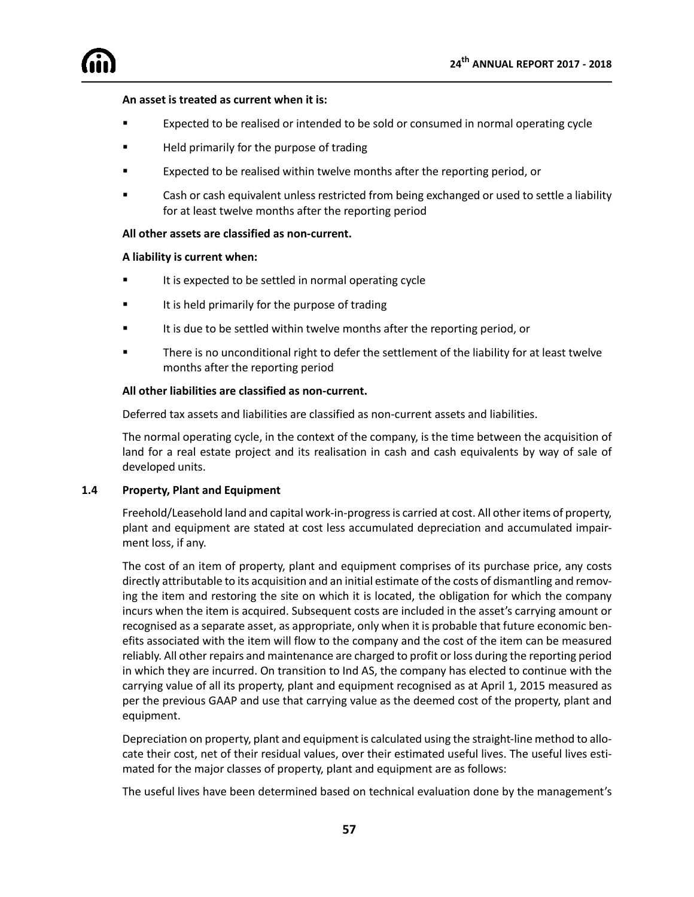**An asset is treated as current when it is:**

- Expected to be realised or intended to be sold or consumed in normal operating cycle
- Held primarily for the purpose of trading
- Expected to be realised within twelve months after the reporting period, or
- Cash or cash equivalent unless restricted from being exchanged or used to settle a liability for at least twelve months after the reporting period

**All other assets are classified as non-current.**

**A liability is current when:**

- It is expected to be settled in normal operating cycle
- It is held primarily for the purpose of trading
- It is due to be settled within twelve months after the reporting period, or
- There is no unconditional right to defer the settlement of the liability for at least twelve months after the reporting period

**All other liabilities are classified as non-current.**

Deferred tax assets and liabilities are classified as non-current assets and liabilities.

The normal operating cycle, in the context of the company, is the time between the acquisition of land for a real estate project and its realisation in cash and cash equivalents by way of sale of developed units.

### 1.4 Property, Plant and Equipment

Freehold/Leasehold land and capital work-in-progress is carried at cost. All other items of property, plant and equipment are stated at cost less accumulated depreciation and accumulated impairment loss, if any.

The cost of an item of property, plant and equipment comprises of its purchase price, any costs directly attributable to its acquisition and an initial estimate of the costs of dismantling and removing the item and restoring the site on which it is located, the obligation for which the company incurs when the item is acquired. Subsequent costs are included in the asset's carrying amount or recognised as a separate asset, as appropriate, only when it is probable that future economic benefits associated with the item will flow to the company and the cost of the item can be measured reliably. All other repairs and maintenance are charged to profit or loss during the reporting period in which they are incurred. On transition to Ind AS, the company has elected to continue with the carrying value of all its property, plant and equipment recognised as at April 1, 2015 measured as per the previous GAAP and use that carrying value as the deemed cost of the property, plant and equipment.

Depreciation on property, plant and equipment is calculated using the straight-line method to allocate their cost, net of their residual values, over their estimated useful lives. The useful lives estimated for the major classes of property, plant and equipment are as follows:

The useful lives have been determined based on technical evaluation done by the management's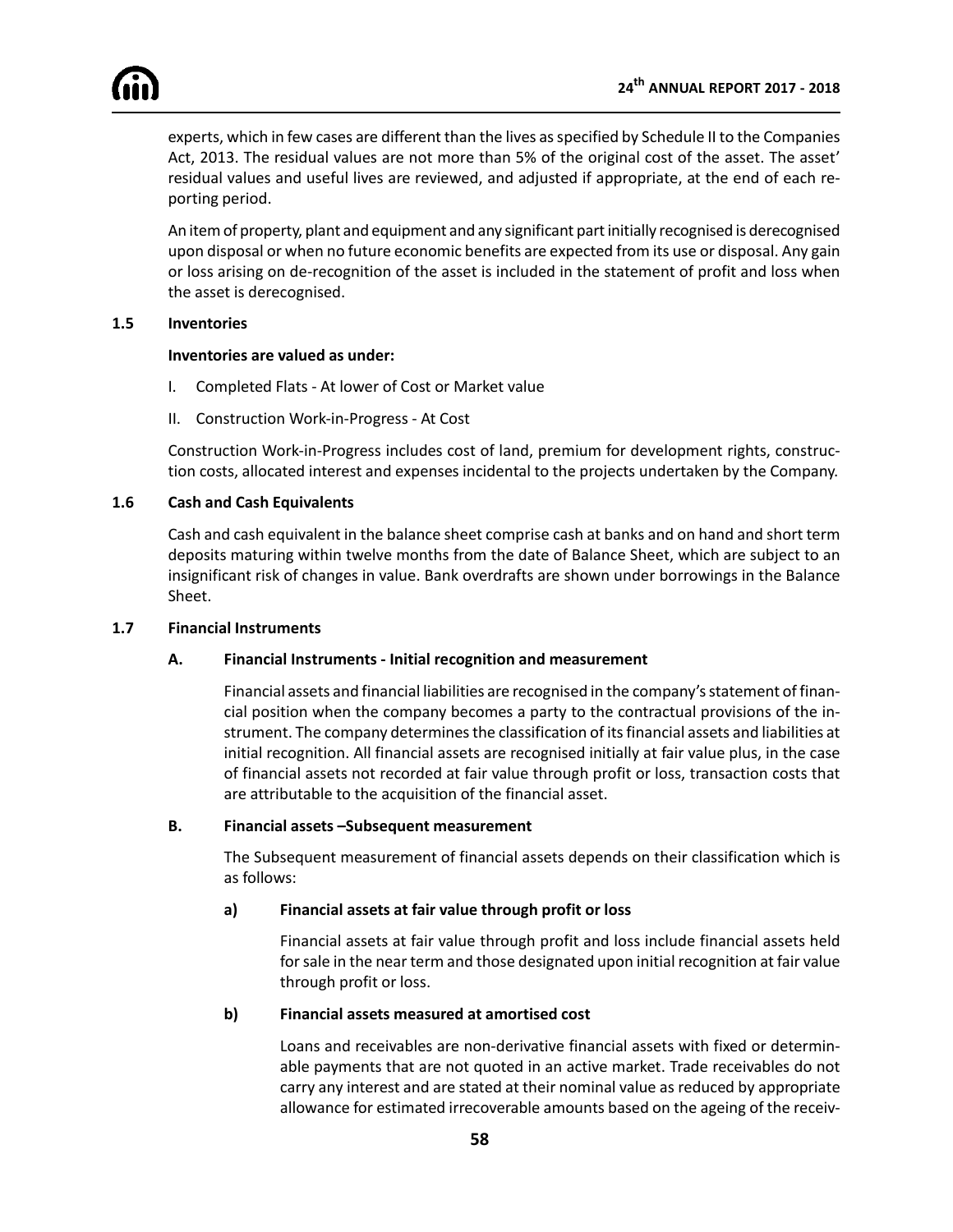experts, which in few cases are different than the lives as specified by Schedule II to the Companies Act, 2013. The residual values are not more than 5% of the original cost of the asset. The asset' residual values and useful lives are reviewed, and adjusted if appropriate, at the end of each reporting period.

An item of property, plant and equipment and any significant part initially recognised is derecognised upon disposal or when no future economic benefits are expected from its use or disposal. Any gain or loss arising on de-recognition of the asset is included in the statement of profit and loss when the asset is derecognised.

### 1.5 Inventories

**Inventories are valued as under:**

I. Completed Flats - At lower of Cost or Market value

II. Construction Work-in-Progress - At Cost

Construction Work-in-Progress includes cost of land, premium for development rights, construction costs, allocated interest and expenses incidental to the projects undertaken by the Company.

### 1.6 Cash and Cash Equivalents

Cash and cash equivalent in the balance sheet comprise cash at banks and on hand and short term deposits maturing within twelve months from the date of Balance Sheet, which are subject to an insignificant risk of changes in value. Bank overdrafts are shown under borrowings in the Balance Sheet.

### 1.7 Financial Instruments

#### A. Financial Instruments - Initial recognition and measurement

Financial assets and financial liabilities are recognised in the company's statement of financial position when the company becomes a party to the contractual provisions of the instrument. The company determines the classification of its financial assets and liabilities at initial recognition. All financial assets are recognised initially at fair value plus, in the case of financial assets not recorded at fair value through profit or loss, transaction costs that are attributable to the acquisition of the financial asset.

#### B. Financial assets –Subsequent measurement

The Subsequent measurement of financial assets depends on their classification which is as follows:

**a) Financial assets at fair value through profit or loss**

Financial assets at fair value through profit and loss include financial assets held for sale in the near term and those designated upon initial recognition at fair value through profit or loss.

**b) Financial assets measured at amortised cost**

Loans and receivables are non-derivative financial assets with fixed or determinable payments that are not quoted in an active market. Trade receivables do not carry any interest and are stated at their nominal value as reduced by appropriate allowance for estimated irrecoverable amounts based on the ageing of the receiv-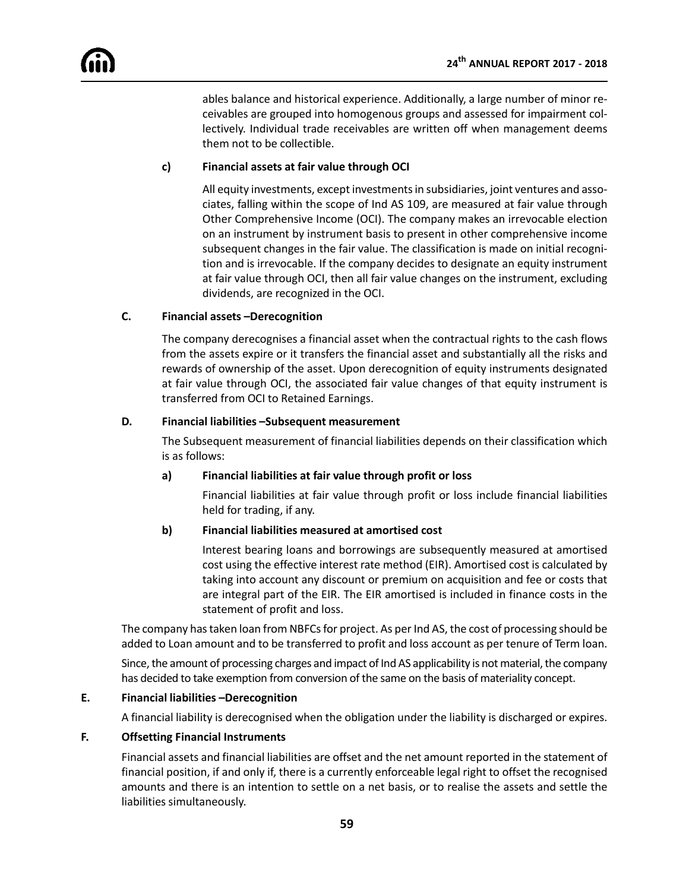ables balance and historical experience. Additionally, a large number of minor receivables are grouped into homogenous groups and assessed for impairment collectively. Individual trade receivables are written off when management deems them not to be collectible.

**c) Financial assets at fair value through OCI**

All equity investments, except investments in subsidiaries, joint ventures and associates, falling within the scope of Ind AS 109, are measured at fair value through Other Comprehensive Income (OCI). The company makes an irrevocable election on an instrument by instrument basis to present in other comprehensive income subsequent changes in the fair value. The classification is made on initial recognition and is irrevocable. If the company decides to designate an equity instrument at fair value through OCI, then all fair value changes on the instrument, excluding dividends, are recognized in the OCI.

**C. Financial assets –Derecognition**

The company derecognises a financial asset when the contractual rights to the cash flows from the assets expire or it transfers the financial asset and substantially all the risks and rewards of ownership of the asset. Upon derecognition of equity instruments designated at fair value through OCI, the associated fair value changes of that equity instrument is transferred from OCI to Retained Earnings.

**D. Financial liabilities –Subsequent measurement**

The Subsequent measurement of financial liabilities depends on their classification which is as follows:

**a) Financial liabilities at fair value through profit or loss**

Financial liabilities at fair value through profit or loss include financial liabilities held for trading, if any.

**b) Financial liabilities measured at amortised cost**

Interest bearing loans and borrowings are subsequently measured at amortised cost using the effective interest rate method (EIR). Amortised cost is calculated by taking into account any discount or premium on acquisition and fee or costs that are integral part of the EIR. The EIR amortised is included in finance costs in the statement of profit and loss.

The company has taken loan from NBFCs for project. As per Ind AS, the cost of processing should be added to Loan amount and to be transferred to profit and loss account as per tenure of Term loan.

Since, the amount of processing charges and impact of Ind AS applicability is not material, the company has decided to take exemption from conversion of the same on the basis of materiality concept.

**E. Financial liabilities –Derecognition**

A financial liability is derecognised when the obligation under the liability is discharged or expires.

**F. Offsetting Financial Instruments**

Financial assets and financial liabilities are offset and the net amount reported in the statement of financial position, if and only if, there is a currently enforceable legal right to offset the recognised amounts and there is an intention to settle on a net basis, or to realise the assets and settle the liabilities simultaneously.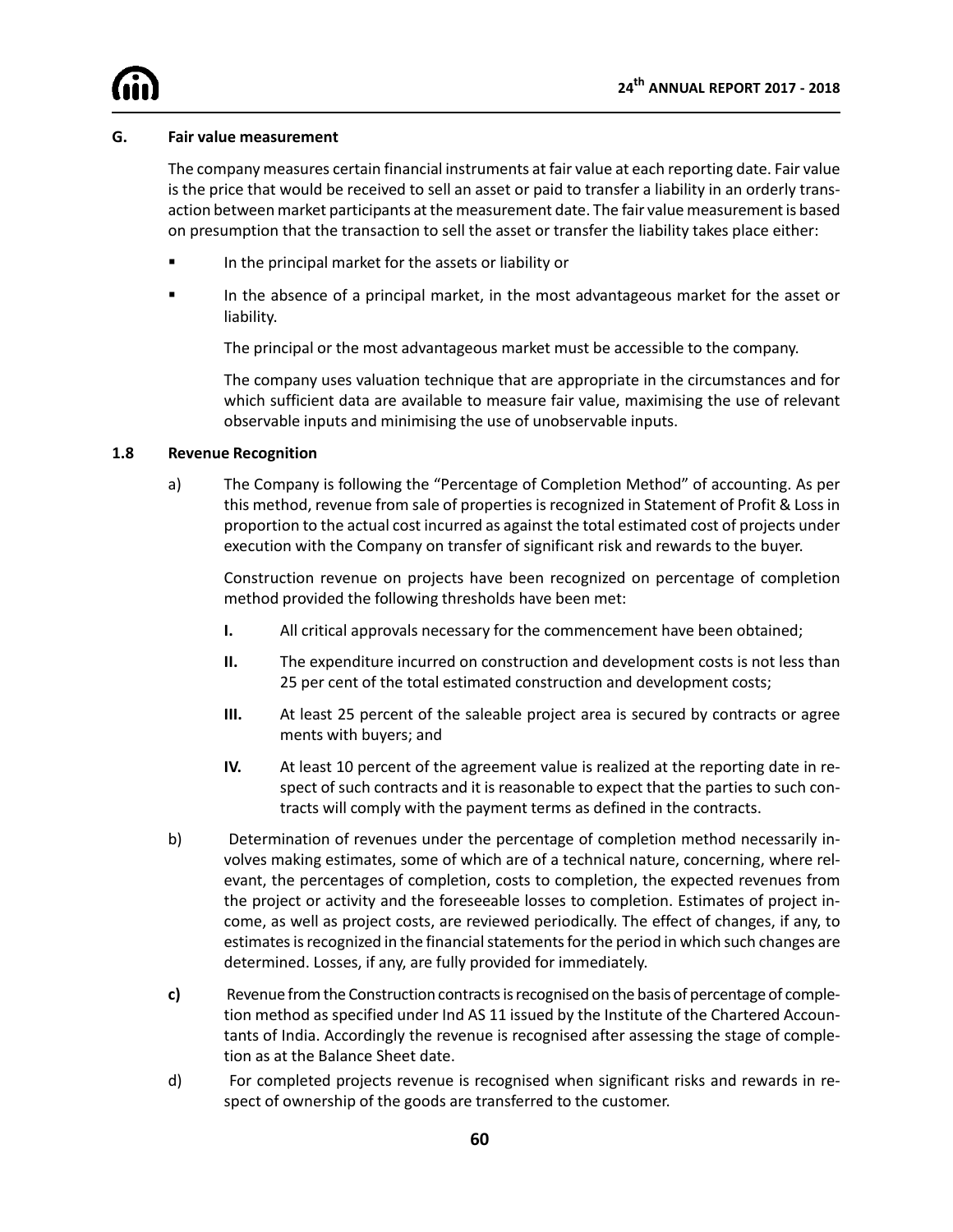### G. Fair value measurement

The company measures certain financial instruments at fair value at each reporting date. Fair value is the price that would be received to sell an asset or paid to transfer a liability in an orderly transaction between market participants at the measurement date. The fair value measurement is based on presumption that the transaction to sell the asset or transfer the liability takes place either:

- In the principal market for the assets or liability or
- In the absence of a principal market, in the most advantageous market for the asset or liability.

  The principal or the most advantageous market must be accessible to the company.

  The company uses valuation technique that are appropriate in the circumstances and for which sufficient data are available to measure fair value, maximising the use of relevant observable inputs and minimising the use of unobservable inputs.

### 1.8 Revenue Recognition

a) The Company is following the "Percentage of Completion Method" of accounting. As per this method, revenue from sale of properties is recognized in Statement of Profit & Loss in proportion to the actual cost incurred as against the total estimated cost of projects under execution with the Company on transfer of significant risk and rewards to the buyer.

   Construction revenue on projects have been recognized on percentage of completion method provided the following thresholds have been met:

   **I.** All critical approvals necessary for the commencement have been obtained;

   **II.** The expenditure incurred on construction and development costs is not less than 25 per cent of the total estimated construction and development costs;

   **III.** At least 25 percent of the saleable project area is secured by contracts or agree ments with buyers; and

   **IV.** At least 10 percent of the agreement value is realized at the reporting date in respect of such contracts and it is reasonable to expect that the parties to such contracts will comply with the payment terms as defined in the contracts.

b) Determination of revenues under the percentage of completion method necessarily involves making estimates, some of which are of a technical nature, concerning, where relevant, the percentages of completion, costs to completion, the expected revenues from the project or activity and the foreseeable losses to completion. Estimates of project income, as well as project costs, are reviewed periodically. The effect of changes, if any, to estimates is recognized in the financial statements for the period in which such changes are determined. Losses, if any, are fully provided for immediately.

**c)** Revenue from the Construction contracts is recognised on the basis of percentage of completion method as specified under Ind AS 11 issued by the Institute of the Chartered Accountants of India. Accordingly the revenue is recognised after assessing the stage of completion as at the Balance Sheet date.

d) For completed projects revenue is recognised when significant risks and rewards in respect of ownership of the goods are transferred to the customer.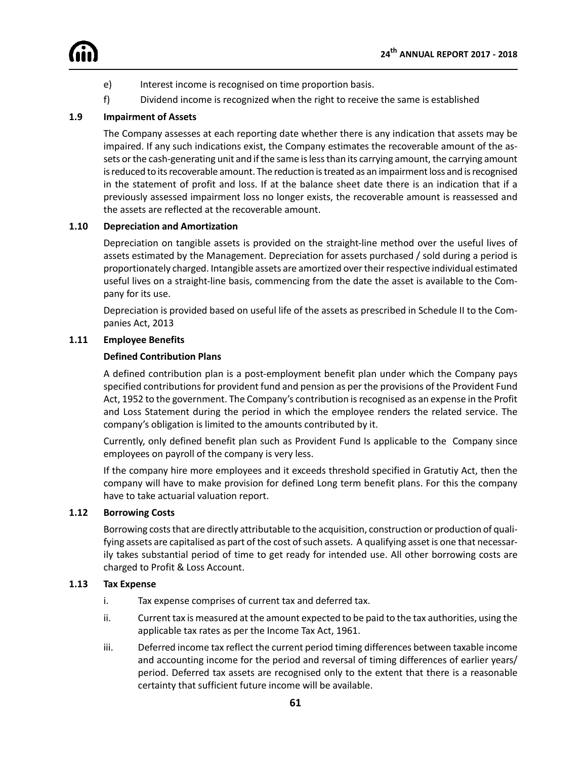e) Interest income is recognised on time proportion basis.

f) Dividend income is recognized when the right to receive the same is established

### 1.9 Impairment of Assets

The Company assesses at each reporting date whether there is any indication that assets may be impaired. If any such indications exist, the Company estimates the recoverable amount of the assets or the cash-generating unit and if the same is less than its carrying amount, the carrying amount is reduced to its recoverable amount. The reduction is treated as an impairment loss and is recognised in the statement of profit and loss. If at the balance sheet date there is an indication that if a previously assessed impairment loss no longer exists, the recoverable amount is reassessed and the assets are reflected at the recoverable amount.

### 1.10 Depreciation and Amortization

Depreciation on tangible assets is provided on the straight-line method over the useful lives of assets estimated by the Management. Depreciation for assets purchased / sold during a period is proportionately charged. Intangible assets are amortized over their respective individual estimated useful lives on a straight-line basis, commencing from the date the asset is available to the Company for its use.

Depreciation is provided based on useful life of the assets as prescribed in Schedule II to the Companies Act, 2013

### 1.11 Employee Benefits

**Defined Contribution Plans**

A defined contribution plan is a post-employment benefit plan under which the Company pays specified contributions for provident fund and pension as per the provisions of the Provident Fund Act, 1952 to the government. The Company's contribution is recognised as an expense in the Profit and Loss Statement during the period in which the employee renders the related service. The company's obligation is limited to the amounts contributed by it.

Currently, only defined benefit plan such as Provident Fund Is applicable to the Company since employees on payroll of the company is very less.

If the company hire more employees and it exceeds threshold specified in Gratutiy Act, then the company will have to make provision for defined Long term benefit plans. For this the company have to take actuarial valuation report.

### 1.12 Borrowing Costs

Borrowing costs that are directly attributable to the acquisition, construction or production of qualifying assets are capitalised as part of the cost of such assets. A qualifying asset is one that necessarily takes substantial period of time to get ready for intended use. All other borrowing costs are charged to Profit & Loss Account.

### 1.13 Tax Expense

i. Tax expense comprises of current tax and deferred tax.

ii. Current tax is measured at the amount expected to be paid to the tax authorities, using the applicable tax rates as per the Income Tax Act, 1961.

iii. Deferred income tax reflect the current period timing differences between taxable income and accounting income for the period and reversal of timing differences of earlier years/ period. Deferred tax assets are recognised only to the extent that there is a reasonable certainty that sufficient future income will be available.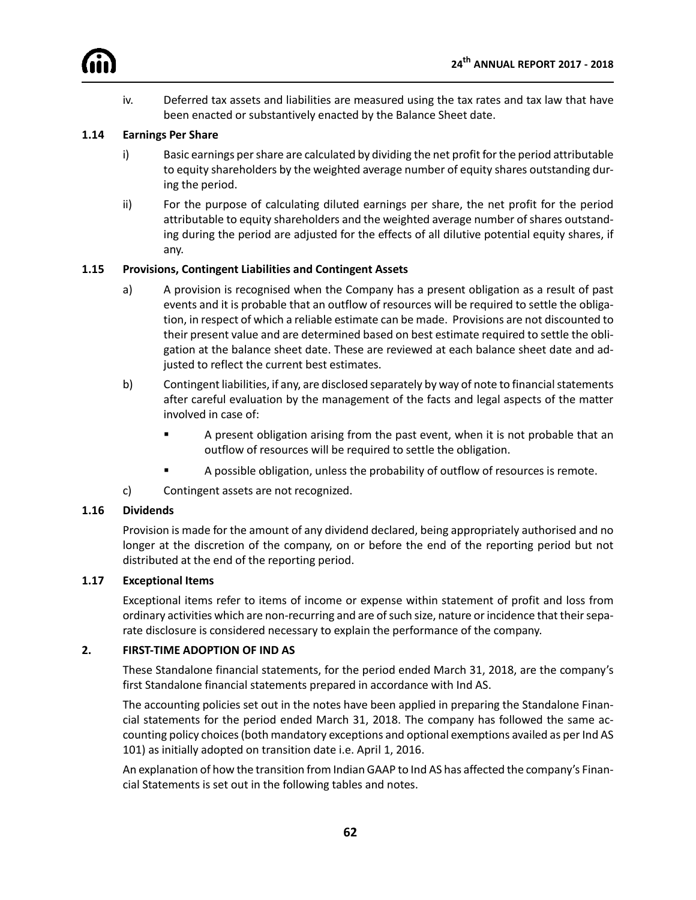iv. Deferred tax assets and liabilities are measured using the tax rates and tax law that have been enacted or substantively enacted by the Balance Sheet date.

### 1.14 Earnings Per Share

i) Basic earnings per share are calculated by dividing the net profit for the period attributable to equity shareholders by the weighted average number of equity shares outstanding during the period.

ii) For the purpose of calculating diluted earnings per share, the net profit for the period attributable to equity shareholders and the weighted average number of shares outstanding during the period are adjusted for the effects of all dilutive potential equity shares, if any.

### 1.15 Provisions, Contingent Liabilities and Contingent Assets

a) A provision is recognised when the Company has a present obligation as a result of past events and it is probable that an outflow of resources will be required to settle the obligation, in respect of which a reliable estimate can be made. Provisions are not discounted to their present value and are determined based on best estimate required to settle the obligation at the balance sheet date. These are reviewed at each balance sheet date and adjusted to reflect the current best estimates.

b) Contingent liabilities, if any, are disclosed separately by way of note to financial statements after careful evaluation by the management of the facts and legal aspects of the matter involved in case of:

- A present obligation arising from the past event, when it is not probable that an outflow of resources will be required to settle the obligation.
- A possible obligation, unless the probability of outflow of resources is remote.

c) Contingent assets are not recognized.

### 1.16 Dividends

Provision is made for the amount of any dividend declared, being appropriately authorised and no longer at the discretion of the company, on or before the end of the reporting period but not distributed at the end of the reporting period.

### 1.17 Exceptional Items

Exceptional items refer to items of income or expense within statement of profit and loss from ordinary activities which are non-recurring and are of such size, nature or incidence that their separate disclosure is considered necessary to explain the performance of the company.

## 2. FIRST-TIME ADOPTION OF IND AS

These Standalone financial statements, for the period ended March 31, 2018, are the company's first Standalone financial statements prepared in accordance with Ind AS.

The accounting policies set out in the notes have been applied in preparing the Standalone Financial statements for the period ended March 31, 2018. The company has followed the same accounting policy choices (both mandatory exceptions and optional exemptions availed as per Ind AS 101) as initially adopted on transition date i.e. April 1, 2016.

An explanation of how the transition from Indian GAAP to Ind AS has affected the company's Financial Statements is set out in the following tables and notes.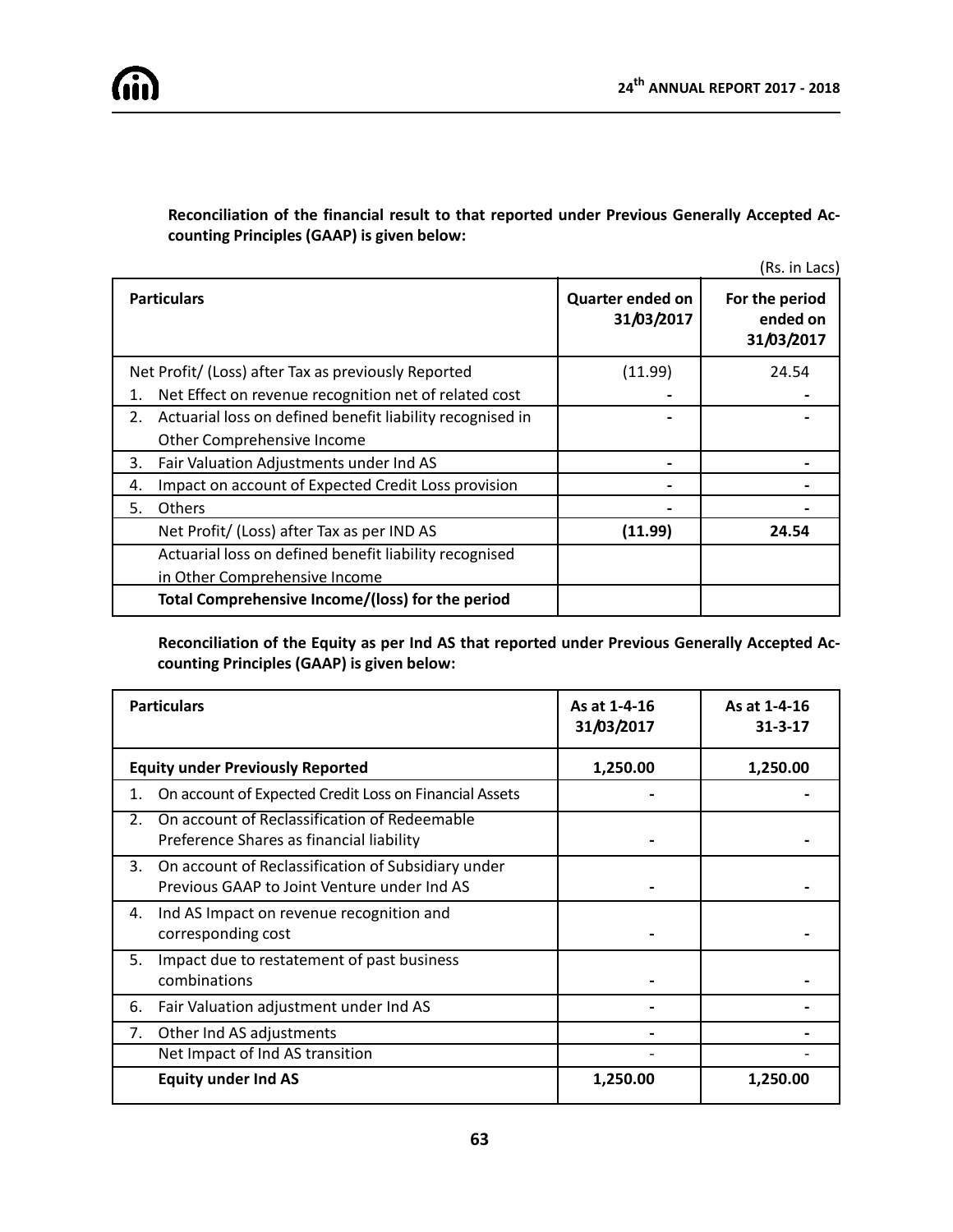**Reconciliation of the financial result to that reported under Previous Generally Accepted Accounting Principles (GAAP) is given below:**

(Rs. in Lacs)

| Particulars | Quarter ended on 31/03/2017 | For the period ended on 31/03/2017 |
|---|---|---|
| Net Profit/ (Loss) after Tax as previously Reported | (11.99) | 24.54 |
| 1. Net Effect on revenue recognition net of related cost | - | - |
| 2. Actuarial loss on defined benefit liability recognised in Other Comprehensive Income | - | - |
| 3. Fair Valuation Adjustments under Ind AS | - | - |
| 4. Impact on account of Expected Credit Loss provision | - | - |
| 5. Others | - | - |
| Net Profit/ (Loss) after Tax as per IND AS | **(11.99)** | **24.54** |
| Actuarial loss on defined benefit liability recognised in Other Comprehensive Income | | |
| **Total Comprehensive Income/(loss) for the period** | | |

**Reconciliation of the Equity as per Ind AS that reported under Previous Generally Accepted Accounting Principles (GAAP) is given below:**

| Particulars | As at 1-4-16 31/03/2017 | As at 1-4-16 31-3-17 |
|---|---|---|
| **Equity under Previously Reported** | **1,250.00** | **1,250.00** |
| 1. On account of Expected Credit Loss on Financial Assets | - | - |
| 2. On account of Reclassification of Redeemable Preference Shares as financial liability | - | - |
| 3. On account of Reclassification of Subsidiary under Previous GAAP to Joint Venture under Ind AS | - | - |
| 4. Ind AS Impact on revenue recognition and corresponding cost | - | - |
| 5. Impact due to restatement of past business combinations | - | - |
| 6. Fair Valuation adjustment under Ind AS | - | - |
| 7. Other Ind AS adjustments | - | - |
| Net Impact of Ind AS transition | - | - |
| **Equity under Ind AS** | **1,250.00** | **1,250.00** |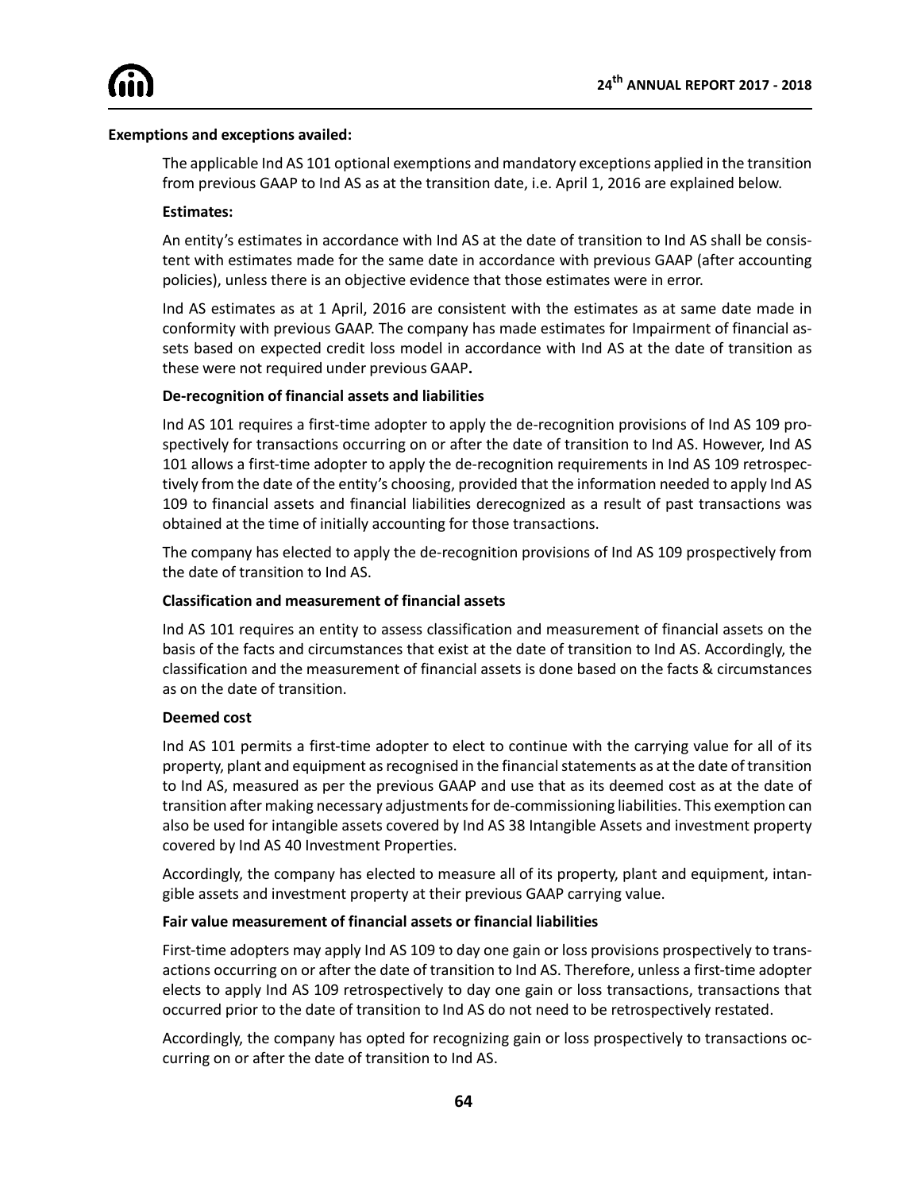**Exemptions and exceptions availed:**

The applicable Ind AS 101 optional exemptions and mandatory exceptions applied in the transition from previous GAAP to Ind AS as at the transition date, i.e. April 1, 2016 are explained below.

**Estimates:**

An entity's estimates in accordance with Ind AS at the date of transition to Ind AS shall be consistent with estimates made for the same date in accordance with previous GAAP (after accounting policies), unless there is an objective evidence that those estimates were in error.

Ind AS estimates as at 1 April, 2016 are consistent with the estimates as at same date made in conformity with previous GAAP. The company has made estimates for Impairment of financial assets based on expected credit loss model in accordance with Ind AS at the date of transition as these were not required under previous GAAP**.**

**De-recognition of financial assets and liabilities**

Ind AS 101 requires a first-time adopter to apply the de-recognition provisions of Ind AS 109 prospectively for transactions occurring on or after the date of transition to Ind AS. However, Ind AS 101 allows a first-time adopter to apply the de-recognition requirements in Ind AS 109 retrospectively from the date of the entity's choosing, provided that the information needed to apply Ind AS 109 to financial assets and financial liabilities derecognized as a result of past transactions was obtained at the time of initially accounting for those transactions.

The company has elected to apply the de-recognition provisions of Ind AS 109 prospectively from the date of transition to Ind AS.

**Classification and measurement of financial assets**

Ind AS 101 requires an entity to assess classification and measurement of financial assets on the basis of the facts and circumstances that exist at the date of transition to Ind AS. Accordingly, the classification and the measurement of financial assets is done based on the facts & circumstances as on the date of transition.

**Deemed cost**

Ind AS 101 permits a first-time adopter to elect to continue with the carrying value for all of its property, plant and equipment as recognised in the financial statements as at the date of transition to Ind AS, measured as per the previous GAAP and use that as its deemed cost as at the date of transition after making necessary adjustments for de-commissioning liabilities. This exemption can also be used for intangible assets covered by Ind AS 38 Intangible Assets and investment property covered by Ind AS 40 Investment Properties.

Accordingly, the company has elected to measure all of its property, plant and equipment, intangible assets and investment property at their previous GAAP carrying value.

**Fair value measurement of financial assets or financial liabilities**

First-time adopters may apply Ind AS 109 to day one gain or loss provisions prospectively to transactions occurring on or after the date of transition to Ind AS. Therefore, unless a first-time adopter elects to apply Ind AS 109 retrospectively to day one gain or loss transactions, transactions that occurred prior to the date of transition to Ind AS do not need to be retrospectively restated.

Accordingly, the company has opted for recognizing gain or loss prospectively to transactions occurring on or after the date of transition to Ind AS.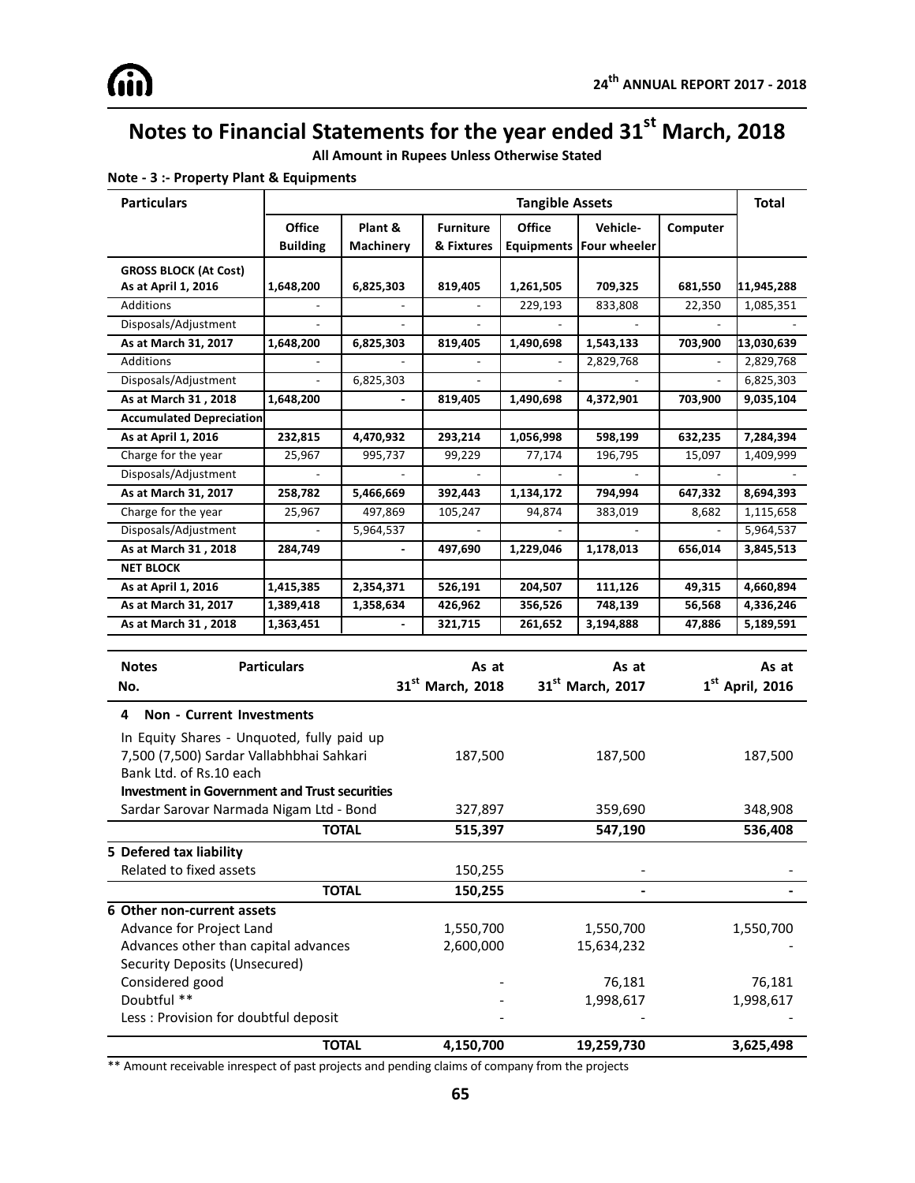# Notes to Financial Statements for the year ended 31st March, 2018

**All Amount in Rupees Unless Otherwise Stated**

**Note - 3 :- Property Plant & Equipments**

| Particulars | Tangible Assets | | | | | | Total |
|---|---|---|---|---|---|---|---|
| | Office Building | Plant & Machinery | Furniture & Fixtures | Office Equipments | Vehicle- Four wheeler | Computer | |
| **GROSS BLOCK (At Cost)** | | | | | | | |
| **As at April 1, 2016** | **1,648,200** | **6,825,303** | **819,405** | **1,261,505** | **709,325** | **681,550** | **11,945,288** |
| Additions | - | - | - | 229,193 | 833,808 | 22,350 | 1,085,351 |
| Disposals/Adjustment | - | - | - | - | - | - | - |
| **As at March 31, 2017** | **1,648,200** | **6,825,303** | **819,405** | **1,490,698** | **1,543,133** | **703,900** | **13,030,639** |
| Additions | - | - | - | - | 2,829,768 | - | 2,829,768 |
| Disposals/Adjustment | - | 6,825,303 | - | - | - | - | 6,825,303 |
| **As at March 31 , 2018** | **1,648,200** | **-** | **819,405** | **1,490,698** | **4,372,901** | **703,900** | **9,035,104** |
| **Accumulated Depreciation** | | | | | | | |
| **As at April 1, 2016** | **232,815** | **4,470,932** | **293,214** | **1,056,998** | **598,199** | **632,235** | **7,284,394** |
| Charge for the year | 25,967 | 995,737 | 99,229 | 77,174 | 196,795 | 15,097 | 1,409,999 |
| Disposals/Adjustment | - | - | - | - | - | - | - |
| **As at March 31, 2017** | **258,782** | **5,466,669** | **392,443** | **1,134,172** | **794,994** | **647,332** | **8,694,393** |
| Charge for the year | 25,967 | 497,869 | 105,247 | 94,874 | 383,019 | 8,682 | 1,115,658 |
| Disposals/Adjustment | - | 5,964,537 | - | - | - | - | 5,964,537 |
| **As at March 31 , 2018** | **284,749** | **-** | **497,690** | **1,229,046** | **1,178,013** | **656,014** | **3,845,513** |
| **NET BLOCK** | | | | | | | |
| **As at April 1, 2016** | **1,415,385** | **2,354,371** | **526,191** | **204,507** | **111,126** | **49,315** | **4,660,894** |
| **As at March 31, 2017** | **1,389,418** | **1,358,634** | **426,962** | **356,526** | **748,139** | **56,568** | **4,336,246** |
| **As at March 31 , 2018** | **1,363,451** | **-** | **321,715** | **261,652** | **3,194,888** | **47,886** | **5,189,591** |

| Notes No. | Particulars | As at 31st March, 2018 | As at 31st March, 2017 | As at 1st April, 2016 |
|---|---|---|---|---|
| **4** | **Non - Current Investments** | | | |
| | In Equity Shares - Unquoted, fully paid up 7,500 (7,500) Sardar Vallabhbhai Sahkari Bank Ltd. of Rs.10 each | 187,500 | 187,500 | 187,500 |
| | **Investment in Government and Trust securities** | | | |
| | Sardar Sarovar Narmada Nigam Ltd - Bond | 327,897 | 359,690 | 348,908 |
| | **TOTAL** | **515,397** | **547,190** | **536,408** |
| **5** | **Defered tax liability** | | | |
| | Related to fixed assets | 150,255 | - | - |
| | **TOTAL** | **150,255** | **-** | **-** |
| **6** | **Other non-current assets** | | | |
| | Advance for Project Land | 1,550,700 | 1,550,700 | 1,550,700 |
| | Advances other than capital advances | 2,600,000 | 15,634,232 | - |
| | Security Deposits (Unsecured) | | | |
| | Considered good | - | 76,181 | 76,181 |
| | Doubtful ** | - | 1,998,617 | 1,998,617 |
| | Less : Provision for doubtful deposit | - | - | - |
| | **TOTAL** | **4,150,700** | **19,259,730** | **3,625,498** |

** Amount receivable inrespect of past projects and pending claims of company from the projects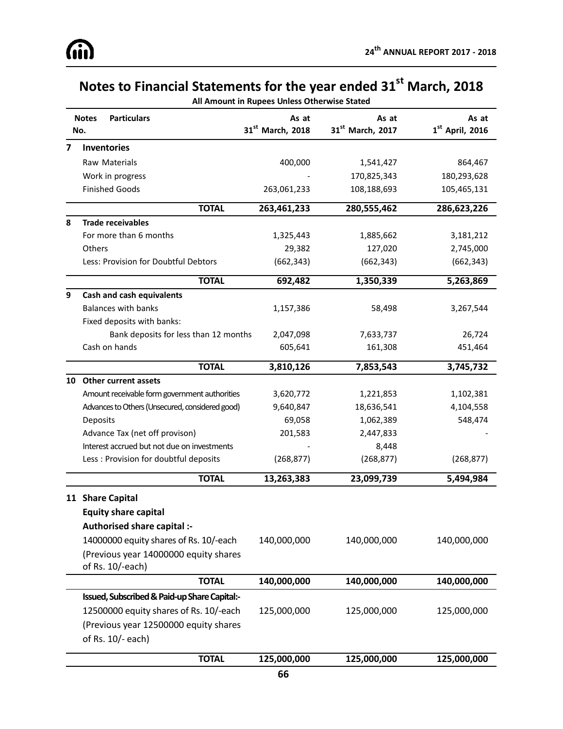# Notes to Financial Statements for the year ended 31st March, 2018

**All Amount in Rupees Unless Otherwise Stated**

| Notes No. | Particulars | As at 31st March, 2018 | As at 31st March, 2017 | As at 1st April, 2016 |
|---|---|---|---|---|
| **7** | **Inventories** | | | |
| | Raw Materials | 400,000 | 1,541,427 | 864,467 |
| | Work in progress | - | 170,825,343 | 180,293,628 |
| | Finished Goods | 263,061,233 | 108,188,693 | 105,465,131 |
| | **TOTAL** | **263,461,233** | **280,555,462** | **286,623,226** |
| **8** | **Trade receivables** | | | |
| | For more than 6 months | 1,325,443 | 1,885,662 | 3,181,212 |
| | Others | 29,382 | 127,020 | 2,745,000 |
| | Less: Provision for Doubtful Debtors | (662,343) | (662,343) | (662,343) |
| | **TOTAL** | **692,482** | **1,350,339** | **5,263,869** |
| **9** | **Cash and cash equivalents** | | | |
| | Balances with banks | 1,157,386 | 58,498 | 3,267,544 |
| | Fixed deposits with banks: | | | |
| | Bank deposits for less than 12 months | 2,047,098 | 7,633,737 | 26,724 |
| | Cash on hands | 605,641 | 161,308 | 451,464 |
| | **TOTAL** | **3,810,126** | **7,853,543** | **3,745,732** |
| **10** | **Other current assets** | | | |
| | Amount receivable form government authorities | 3,620,772 | 1,221,853 | 1,102,381 |
| | Advances to Others (Unsecured, considered good) | 9,640,847 | 18,636,541 | 4,104,558 |
| | Deposits | 69,058 | 1,062,389 | 548,474 |
| | Advance Tax (net off provison) | 201,583 | 2,447,833 | - |
| | Interest accrued but not due on investments | - | 8,448 | |
| | Less : Provision for doubtful deposits | (268,877) | (268,877) | (268,877) |
| | **TOTAL** | **13,263,383** | **23,099,739** | **5,494,984** |
| **11** | **Share Capital** | | | |
| | **Equity share capital** | | | |
| | **Authorised share capital :-** | | | |
| | 14000000 equity shares of Rs. 10/-each (Previous year 14000000 equity shares of Rs. 10/-each) | 140,000,000 | 140,000,000 | 140,000,000 |
| | **TOTAL** | **140,000,000** | **140,000,000** | **140,000,000** |
| | **Issued, Subscribed & Paid-up Share Capital:-** | | | |
| | 12500000 equity shares of Rs. 10/-each (Previous year 12500000 equity shares of Rs. 10/- each) | 125,000,000 | 125,000,000 | 125,000,000 |
| | **TOTAL** | **125,000,000** | **125,000,000** | **125,000,000** |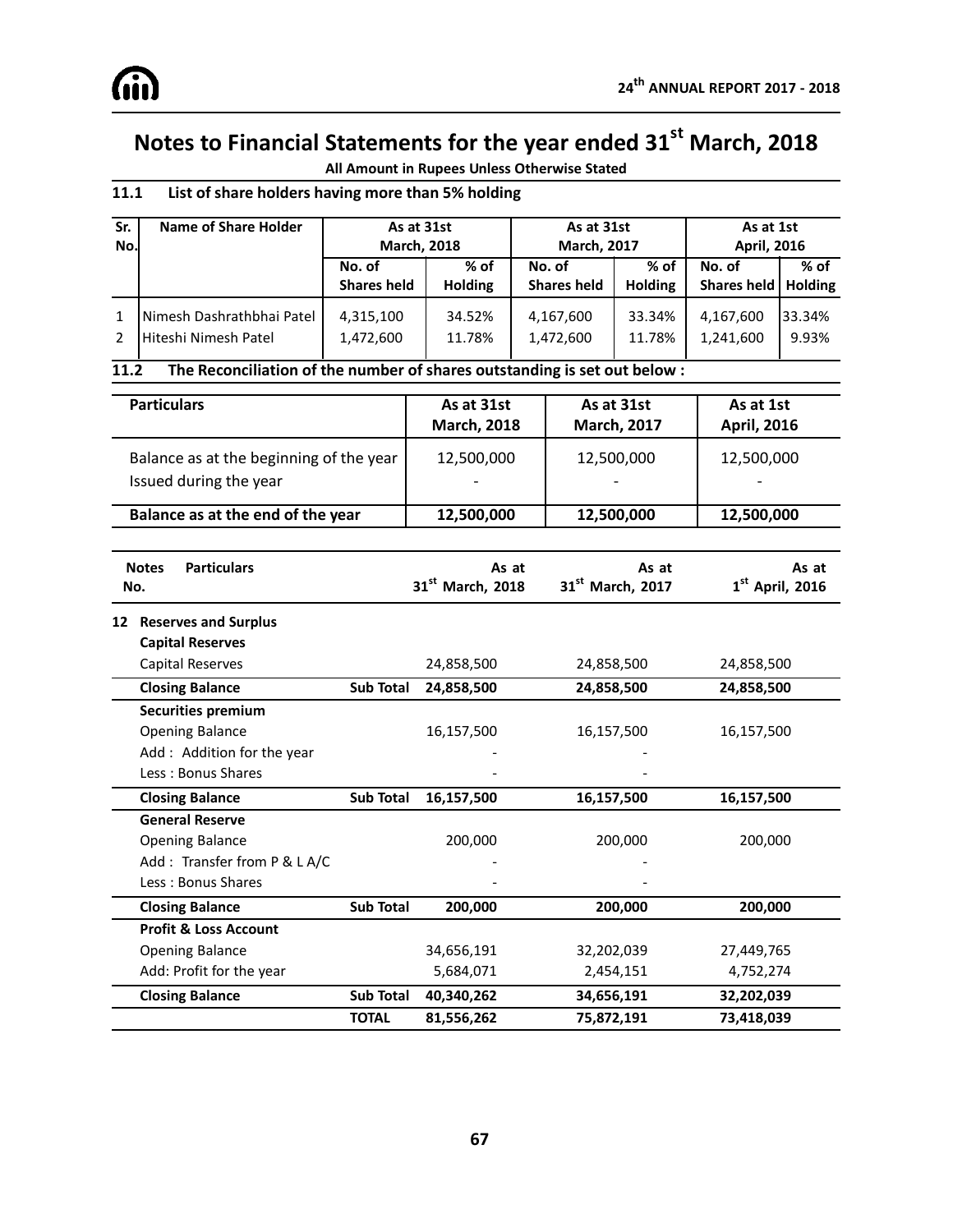# Notes to Financial Statements for the year ended 31st March, 2018

**All Amount in Rupees Unless Otherwise Stated**

### 11.1 List of share holders having more than 5% holding

| Sr. No. | Name of Share Holder | As at 31st March, 2018 | | As at 31st March, 2017 | | As at 1st April, 2016 | |
|---|---|---|---|---|---|---|---|
| | | No. of Shares held | % of Holding | No. of Shares held | % of Holding | No. of Shares held | % of Holding |
| 1 | Nimesh Dashrathbhai Patel | 4,315,100 | 34.52% | 4,167,600 | 33.34% | 4,167,600 | 33.34% |
| 2 | Hiteshi Nimesh Patel | 1,472,600 | 11.78% | 1,472,600 | 11.78% | 1,241,600 | 9.93% |

### 11.2 The Reconciliation of the number of shares outstanding is set out below :

| Particulars | As at 31st March, 2018 | As at 31st March, 2017 | As at 1st April, 2016 |
|---|---|---|---|
| Balance as at the beginning of the year | 12,500,000 | 12,500,000 | 12,500,000 |
| Issued during the year | - | - | - |
| **Balance as at the end of the year** | **12,500,000** | **12,500,000** | **12,500,000** |

| Notes No. | Particulars | | As at 31st March, 2018 | As at 31st March, 2017 | As at 1st April, 2016 |
|---|---|---|---|---|---|
| 12 | **Reserves and Surplus** | | | | |
| | **Capital Reserves** | | | | |
| | Capital Reserves | | 24,858,500 | 24,858,500 | 24,858,500 |
| | **Closing Balance** | **Sub Total** | **24,858,500** | **24,858,500** | **24,858,500** |
| | **Securities premium** | | | | |
| | Opening Balance | | 16,157,500 | 16,157,500 | 16,157,500 |
| | Add : Addition for the year | | - | - | |
| | Less : Bonus Shares | | - | - | |
| | **Closing Balance** | **Sub Total** | **16,157,500** | **16,157,500** | **16,157,500** |
| | **General Reserve** | | | | |
| | Opening Balance | | 200,000 | 200,000 | 200,000 |
| | Add : Transfer from P & L A/C | | - | - | |
| | Less : Bonus Shares | | - | - | |
| | **Closing Balance** | **Sub Total** | **200,000** | **200,000** | **200,000** |
| | **Profit & Loss Account** | | | | |
| | Opening Balance | | 34,656,191 | 32,202,039 | 27,449,765 |
| | Add: Profit for the year | | 5,684,071 | 2,454,151 | 4,752,274 |
| | **Closing Balance** | **Sub Total** | **40,340,262** | **34,656,191** | **32,202,039** |
| | | **TOTAL** | **81,556,262** | **75,872,191** | **73,418,039** |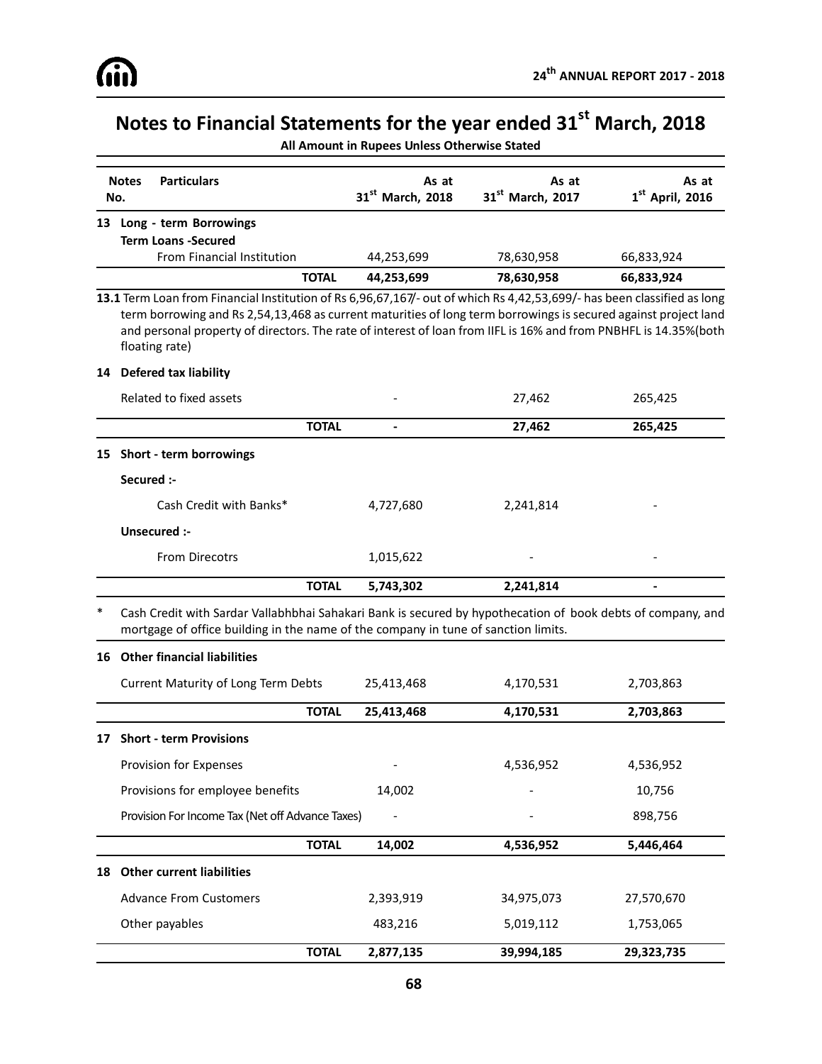# Notes to Financial Statements for the year ended 31st March, 2018

**All Amount in Rupees Unless Otherwise Stated**

| Notes No. | Particulars | As at 31st March, 2018 | As at 31st March, 2017 | As at 1st April, 2016 |
|---|---|---|---|---|
| **13** | **Long - term Borrowings** | | | |
| | **Term Loans -Secured** | | | |
| | From Financial Institution | 44,253,699 | 78,630,958 | 66,833,924 |
| | **TOTAL** | **44,253,699** | **78,630,958** | **66,833,924** |

**13.1** Term Loan from Financial Institution of Rs 6,96,67,167/- out of which Rs 4,42,53,699/- has been classified as long term borrowing and Rs 2,54,13,468 as current maturities of long term borrowings is secured against project land and personal property of directors. The rate of interest of loan from IIFL is 16% and from PNBHFL is 14.35%(both floating rate)

| Notes No. | Particulars | As at 31st March, 2018 | As at 31st March, 2017 | As at 1st April, 2016 |
|---|---|---|---|---|
| **14** | **Defered tax liability** | | | |
| | Related to fixed assets | - | 27,462 | 265,425 |
| | **TOTAL** | **-** | **27,462** | **265,425** |
| **15** | **Short - term borrowings** | | | |
| | **Secured :-** | | | |
| | Cash Credit with Banks* | 4,727,680 | 2,241,814 | - |
| | **Unsecured :-** | | | |
| | From Direcotrs | 1,015,622 | - | - |
| | **TOTAL** | **5,743,302** | **2,241,814** | **-** |

\* Cash Credit with Sardar Vallabhbhai Sahakari Bank is secured by hypothecation of book debts of company, and mortgage of office building in the name of the company in tune of sanction limits.

| Notes No. | Particulars | As at 31st March, 2018 | As at 31st March, 2017 | As at 1st April, 2016 |
|---|---|---|---|---|
| **16** | **Other financial liabilities** | | | |
| | Current Maturity of Long Term Debts | 25,413,468 | 4,170,531 | 2,703,863 |
| | **TOTAL** | **25,413,468** | **4,170,531** | **2,703,863** |
| **17** | **Short - term Provisions** | | | |
| | Provision for Expenses | - | 4,536,952 | 4,536,952 |
| | Provisions for employee benefits | 14,002 | - | 10,756 |
| | Provision For Income Tax (Net off Advance Taxes) | - | - | 898,756 |
| | **TOTAL** | **14,002** | **4,536,952** | **5,446,464** |
| **18** | **Other current liabilities** | | | |
| | Advance From Customers | 2,393,919 | 34,975,073 | 27,570,670 |
| | Other payables | 483,216 | 5,019,112 | 1,753,065 |
| | **TOTAL** | **2,877,135** | **39,994,185** | **29,323,735** |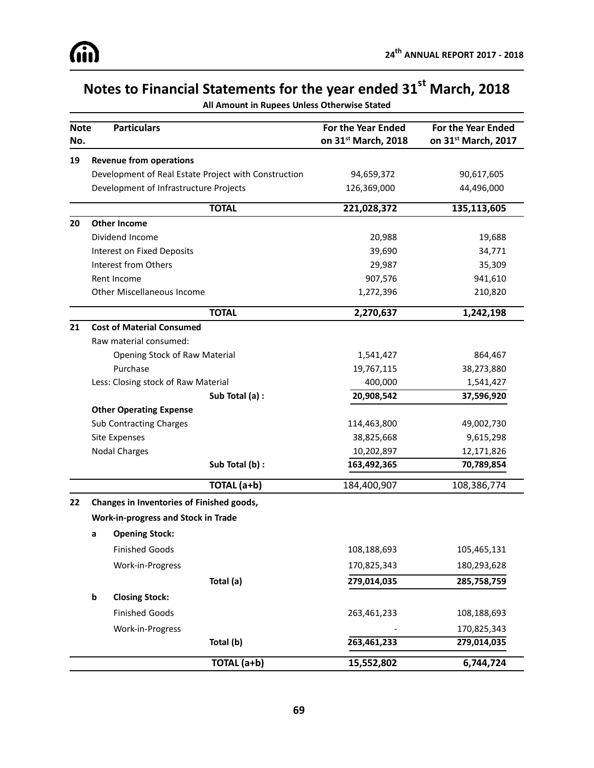# Notes to Financial Statements for the year ended 31st March, 2018

**All Amount in Rupees Unless Otherwise Stated**

| Note No. | Particulars | For the Year Ended on 31st March, 2018 | For the Year Ended on 31st March, 2017 |
|---|---|---|---|
| **19** | **Revenue from operations** | | |
| | Development of Real Estate Project with Construction | 94,659,372 | 90,617,605 |
| | Development of Infrastructure Projects | 126,369,000 | 44,496,000 |
| | **TOTAL** | **221,028,372** | **135,113,605** |
| **20** | **Other Income** | | |
| | Dividend Income | 20,988 | 19,688 |
| | Interest on Fixed Deposits | 39,690 | 34,771 |
| | Interest from Others | 29,987 | 35,309 |
| | Rent Income | 907,576 | 941,610 |
| | Other Miscellaneous Income | 1,272,396 | 210,820 |
| | **TOTAL** | **2,270,637** | **1,242,198** |
| **21** | **Cost of Material Consumed** | | |
| | Raw material consumed: | | |
| | Opening Stock of Raw Material | 1,541,427 | 864,467 |
| | Purchase | 19,767,115 | 38,273,880 |
| | Less: Closing stock of Raw Material | 400,000 | 1,541,427 |
| | **Sub Total (a) :** | **20,908,542** | **37,596,920** |
| | **Other Operating Expense** | | |
| | Sub Contracting Charges | 114,463,800 | 49,002,730 |
| | Site Expenses | 38,825,668 | 9,615,298 |
| | Nodal Charges | 10,202,897 | 12,171,826 |
| | **Sub Total (b) :** | **163,492,365** | **70,789,854** |
| | **TOTAL (a+b)** | 184,400,907 | 108,386,774 |
| **22** | **Changes in Inventories of Finished goods, Work-in-progress and Stock in Trade** | | |
| | **a Opening Stock:** | | |
| | Finished Goods | 108,188,693 | 105,465,131 |
| | Work-in-Progress | 170,825,343 | 180,293,628 |
| | **Total (a)** | **279,014,035** | **285,758,759** |
| | **b Closing Stock:** | | |
| | Finished Goods | 263,461,233 | 108,188,693 |
| | Work-in-Progress | - | 170,825,343 |
| | **Total (b)** | **263,461,233** | **279,014,035** |
| | **TOTAL (a+b)** | **15,552,802** | **6,744,724** |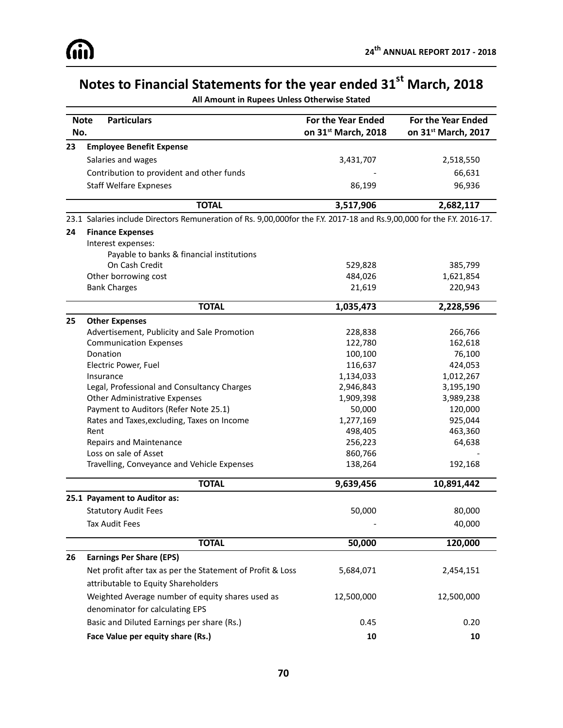# Notes to Financial Statements for the year ended 31st March, 2018

**All Amount in Rupees Unless Otherwise Stated**

| Note No. | Particulars | For the Year Ended on 31st March, 2018 | For the Year Ended on 31st March, 2017 |
|---|---|---|---|
| **23** | **Employee Benefit Expense** | | |
| | Salaries and wages | 3,431,707 | 2,518,550 |
| | Contribution to provident and other funds | - | 66,631 |
| | Staff Welfare Expneses | 86,199 | 96,936 |
| | **TOTAL** | **3,517,906** | **2,682,117** |
| 23.1 | Salaries include Directors Remuneration of Rs. 9,00,000for the F.Y. 2017-18 and Rs.9,00,000 for the F.Y. 2016-17. | | |
| **24** | **Finance Expenses** | | |
| | Interest expenses: | | |
| | Payable to banks & financial institutions | | |
| | On Cash Credit | 529,828 | 385,799 |
| | Other borrowing cost | 484,026 | 1,621,854 |
| | Bank Charges | 21,619 | 220,943 |
| | **TOTAL** | **1,035,473** | **2,228,596** |
| **25** | **Other Expenses** | | |
| | Advertisement, Publicity and Sale Promotion | 228,838 | 266,766 |
| | Communication Expenses | 122,780 | 162,618 |
| | Donation | 100,100 | 76,100 |
| | Electric Power, Fuel | 116,637 | 424,053 |
| | Insurance | 1,134,033 | 1,012,267 |
| | Legal, Professional and Consultancy Charges | 2,946,843 | 3,195,190 |
| | Other Administrative Expenses | 1,909,398 | 3,989,238 |
| | Payment to Auditors (Refer Note 25.1) | 50,000 | 120,000 |
| | Rates and Taxes,excluding, Taxes on Income | 1,277,169 | 925,044 |
| | Rent | 498,405 | 463,360 |
| | Repairs and Maintenance | 256,223 | 64,638 |
| | Loss on sale of Asset | 860,766 | - |
| | Travelling, Conveyance and Vehicle Expenses | 138,264 | 192,168 |
| | **TOTAL** | **9,639,456** | **10,891,442** |
| **25.1** | **Payament to Auditor as:** | | |
| | Statutory Audit Fees | 50,000 | 80,000 |
| | Tax Audit Fees | - | 40,000 |
| | **TOTAL** | **50,000** | **120,000** |
| **26** | **Earnings Per Share (EPS)** | | |
| | Net profit after tax as per the Statement of Profit & Loss attributable to Equity Shareholders | 5,684,071 | 2,454,151 |
| | Weighted Average number of equity shares used as denominator for calculating EPS | 12,500,000 | 12,500,000 |
| | Basic and Diluted Earnings per share (Rs.) | 0.45 | 0.20 |
| | **Face Value per equity share (Rs.)** | **10** | **10** |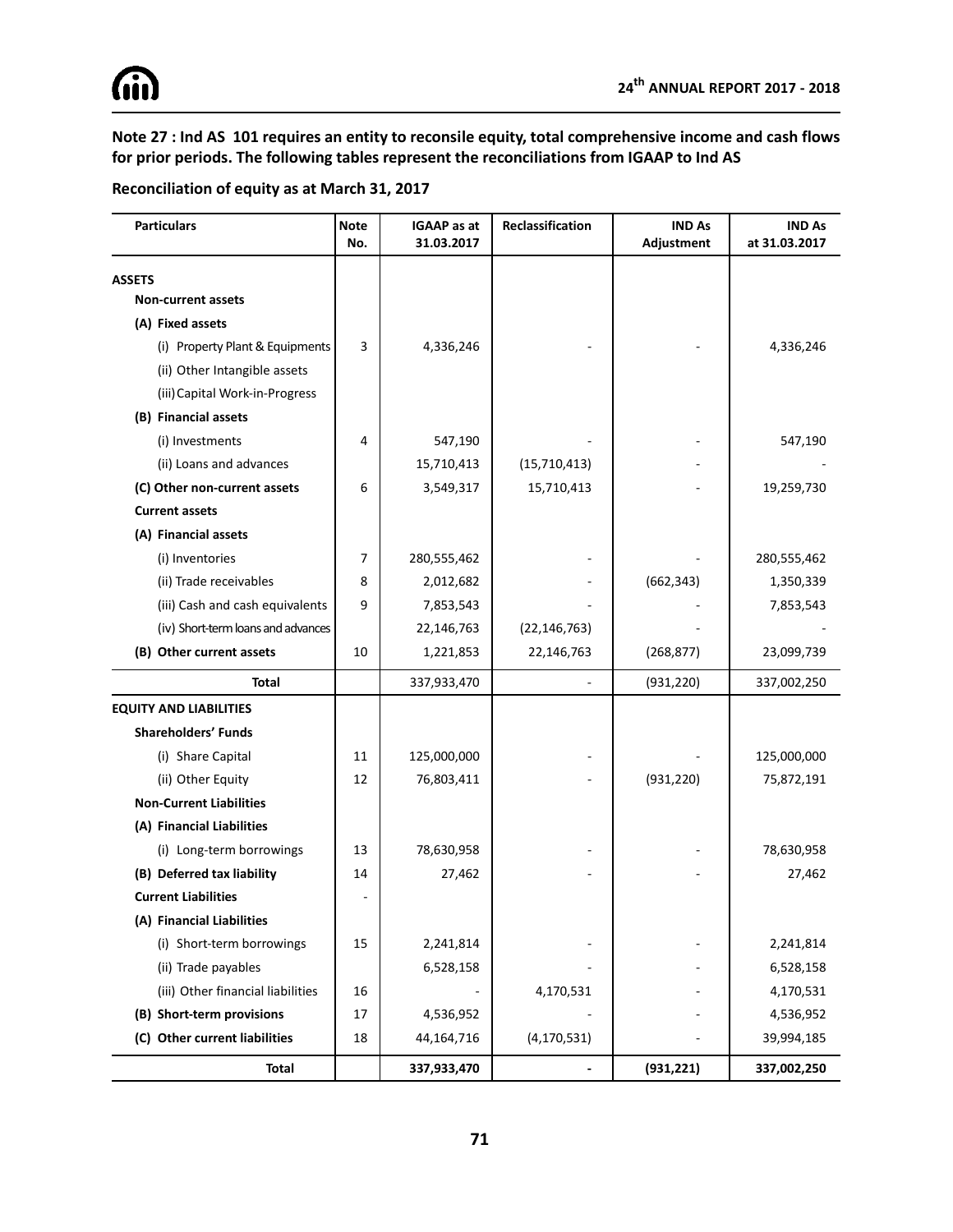**Note 27 : Ind AS 101 requires an entity to reconsile equity, total comprehensive income and cash flows for prior periods. The following tables represent the reconciliations from IGAAP to Ind AS**

**Reconciliation of equity as at March 31, 2017**

| Particulars | Note No. | IGAAP as at 31.03.2017 | Reclassification | IND As Adjustment | IND As at 31.03.2017 |
|---|---|---|---|---|---|
| **ASSETS** | | | | | |
| **Non-current assets** | | | | | |
| **(A) Fixed assets** | | | | | |
| (i) Property Plant & Equipments | 3 | 4,336,246 | - | - | 4,336,246 |
| (ii) Other Intangible assets | | | | | |
| (iii) Capital Work-in-Progress | | | | | |
| **(B) Financial assets** | | | | | |
| (i) Investments | 4 | 547,190 | - | - | 547,190 |
| (ii) Loans and advances | | 15,710,413 | (15,710,413) | - | - |
| **(C) Other non-current assets** | 6 | 3,549,317 | 15,710,413 | - | 19,259,730 |
| **Current assets** | | | | | |
| **(A) Financial assets** | | | | | |
| (i) Inventories | 7 | 280,555,462 | - | - | 280,555,462 |
| (ii) Trade receivables | 8 | 2,012,682 | - | (662,343) | 1,350,339 |
| (iii) Cash and cash equivalents | 9 | 7,853,543 | - | - | 7,853,543 |
| (iv) Short-term loans and advances | | 22,146,763 | (22,146,763) | - | - |
| **(B) Other current assets** | 10 | 1,221,853 | 22,146,763 | (268,877) | 23,099,739 |
| **Total** | | 337,933,470 | - | (931,220) | 337,002,250 |
| **EQUITY AND LIABILITIES** | | | | | |
| **Shareholders' Funds** | | | | | |
| (i) Share Capital | 11 | 125,000,000 | - | - | 125,000,000 |
| (ii) Other Equity | 12 | 76,803,411 | - | (931,220) | 75,872,191 |
| **Non-Current Liabilities** | | | | | |
| **(A) Financial Liabilities** | | | | | |
| (i) Long-term borrowings | 13 | 78,630,958 | - | - | 78,630,958 |
| **(B) Deferred tax liability** | 14 | 27,462 | - | - | 27,462 |
| **Current Liabilities** | - | | | | |
| **(A) Financial Liabilities** | | | | | |
| (i) Short-term borrowings | 15 | 2,241,814 | - | - | 2,241,814 |
| (ii) Trade payables | | 6,528,158 | - | - | 6,528,158 |
| (iii) Other financial liabilities | 16 | - | 4,170,531 | - | 4,170,531 |
| **(B) Short-term provisions** | 17 | 4,536,952 | - | - | 4,536,952 |
| **(C) Other current liabilities** | 18 | 44,164,716 | (4,170,531) | - | 39,994,185 |
| **Total** | | **337,933,470** | **-** | **(931,221)** | **337,002,250** |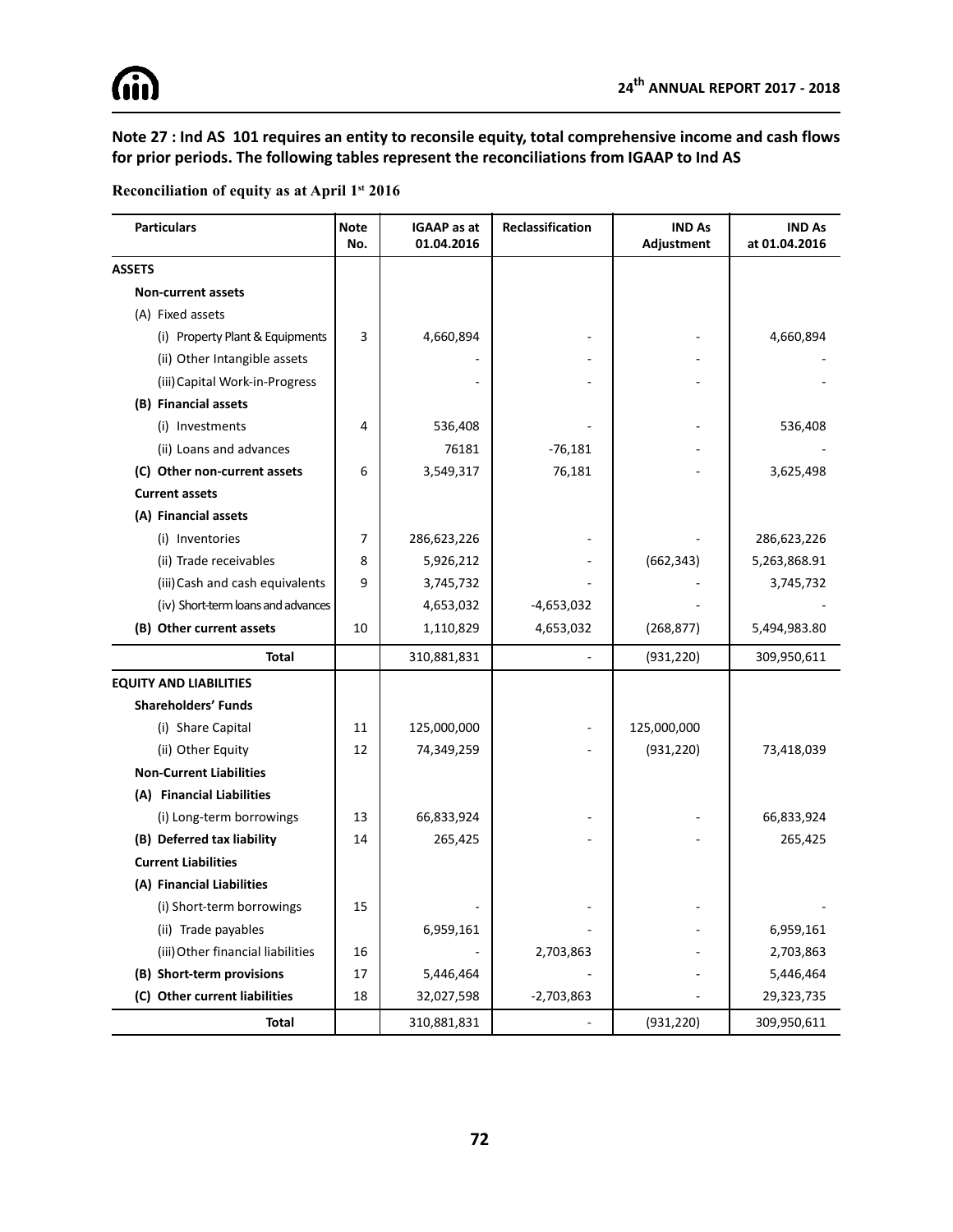**Note 27 : Ind AS 101 requires an entity to reconsile equity, total comprehensive income and cash flows for prior periods. The following tables represent the reconciliations from IGAAP to Ind AS**

**Reconciliation of equity as at April 1st 2016**

| Particulars | Note No. | IGAAP as at 01.04.2016 | Reclassification | IND As Adjustment | IND As at 01.04.2016 |
|---|---|---|---|---|---|
| **ASSETS** | | | | | |
| **Non-current assets** | | | | | |
| (A) Fixed assets | | | | | |
| (i) Property Plant & Equipments | 3 | 4,660,894 | - | - | 4,660,894 |
| (ii) Other Intangible assets | | - | - | - | - |
| (iii) Capital Work-in-Progress | | - | - | - | - |
| **(B) Financial assets** | | | | | |
| (i) Investments | 4 | 536,408 | - | - | 536,408 |
| (ii) Loans and advances | | 76181 | -76,181 | - | - |
| **(C) Other non-current assets** | 6 | 3,549,317 | 76,181 | - | 3,625,498 |
| **Current assets** | | | | | |
| **(A) Financial assets** | | | | | |
| (i) Inventories | 7 | 286,623,226 | - | - | 286,623,226 |
| (ii) Trade receivables | 8 | 5,926,212 | - | (662,343) | 5,263,868.91 |
| (iii) Cash and cash equivalents | 9 | 3,745,732 | - | - | 3,745,732 |
| (iv) Short-term loans and advances | | 4,653,032 | -4,653,032 | - | - |
| **(B) Other current assets** | 10 | 1,110,829 | 4,653,032 | (268,877) | 5,494,983.80 |
| **Total** | | 310,881,831 | - | (931,220) | 309,950,611 |
| **EQUITY AND LIABILITIES** | | | | | |
| **Shareholders' Funds** | | | | | |
| (i) Share Capital | 11 | 125,000,000 | - | 125,000,000 | |
| (ii) Other Equity | 12 | 74,349,259 | - | (931,220) | 73,418,039 |
| **Non-Current Liabilities** | | | | | |
| **(A) Financial Liabilities** | | | | | |
| (i) Long-term borrowings | 13 | 66,833,924 | - | - | 66,833,924 |
| **(B) Deferred tax liability** | 14 | 265,425 | - | - | 265,425 |
| **Current Liabilities** | | | | | |
| **(A) Financial Liabilities** | | | | | |
| (i) Short-term borrowings | 15 | - | - | - | - |
| (ii) Trade payables | | 6,959,161 | - | - | 6,959,161 |
| (iii) Other financial liabilities | 16 | - | 2,703,863 | - | 2,703,863 |
| **(B) Short-term provisions** | 17 | 5,446,464 | - | - | 5,446,464 |
| **(C) Other current liabilities** | 18 | 32,027,598 | -2,703,863 | - | 29,323,735 |
| **Total** | | 310,881,831 | - | (931,220) | 309,950,611 |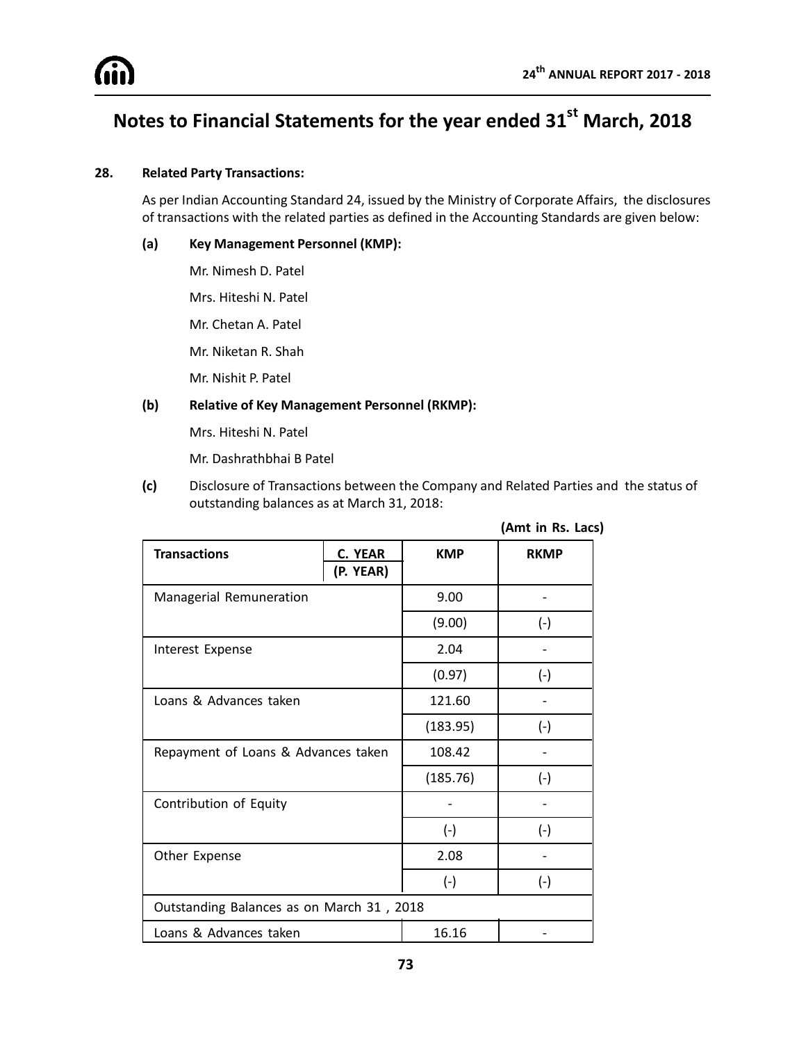# Notes to Financial Statements for the year ended 31st March, 2018

**28. Related Party Transactions:**

As per Indian Accounting Standard 24, issued by the Ministry of Corporate Affairs, the disclosures of transactions with the related parties as defined in the Accounting Standards are given below:

**(a) Key Management Personnel (KMP):**

Mr. Nimesh D. Patel

Mrs. Hiteshi N. Patel

Mr. Chetan A. Patel

Mr. Niketan R. Shah

Mr. Nishit P. Patel

**(b) Relative of Key Management Personnel (RKMP):**

Mrs. Hiteshi N. Patel

Mr. Dashrathbhai B Patel

**(c)** Disclosure of Transactions between the Company and Related Parties and the status of outstanding balances as at March 31, 2018:

**(Amt in Rs. Lacs)**

| Transactions | C. YEAR (P. YEAR) | KMP | RKMP |
|---|---|---|---|
| Managerial Remuneration | | 9.00 | - |
| | | (9.00) | (-) |
| Interest Expense | | 2.04 | - |
| | | (0.97) | (-) |
| Loans & Advances taken | | 121.60 | - |
| | | (183.95) | (-) |
| Repayment of Loans & Advances taken | | 108.42 | - |
| | | (185.76) | (-) |
| Contribution of Equity | | - | - |
| | | (-) | (-) |
| Other Expense | | 2.08 | - |
| | | (-) | (-) |
| Outstanding Balances as on March 31 , 2018 | | | |
| Loans & Advances taken | | 16.16 | - |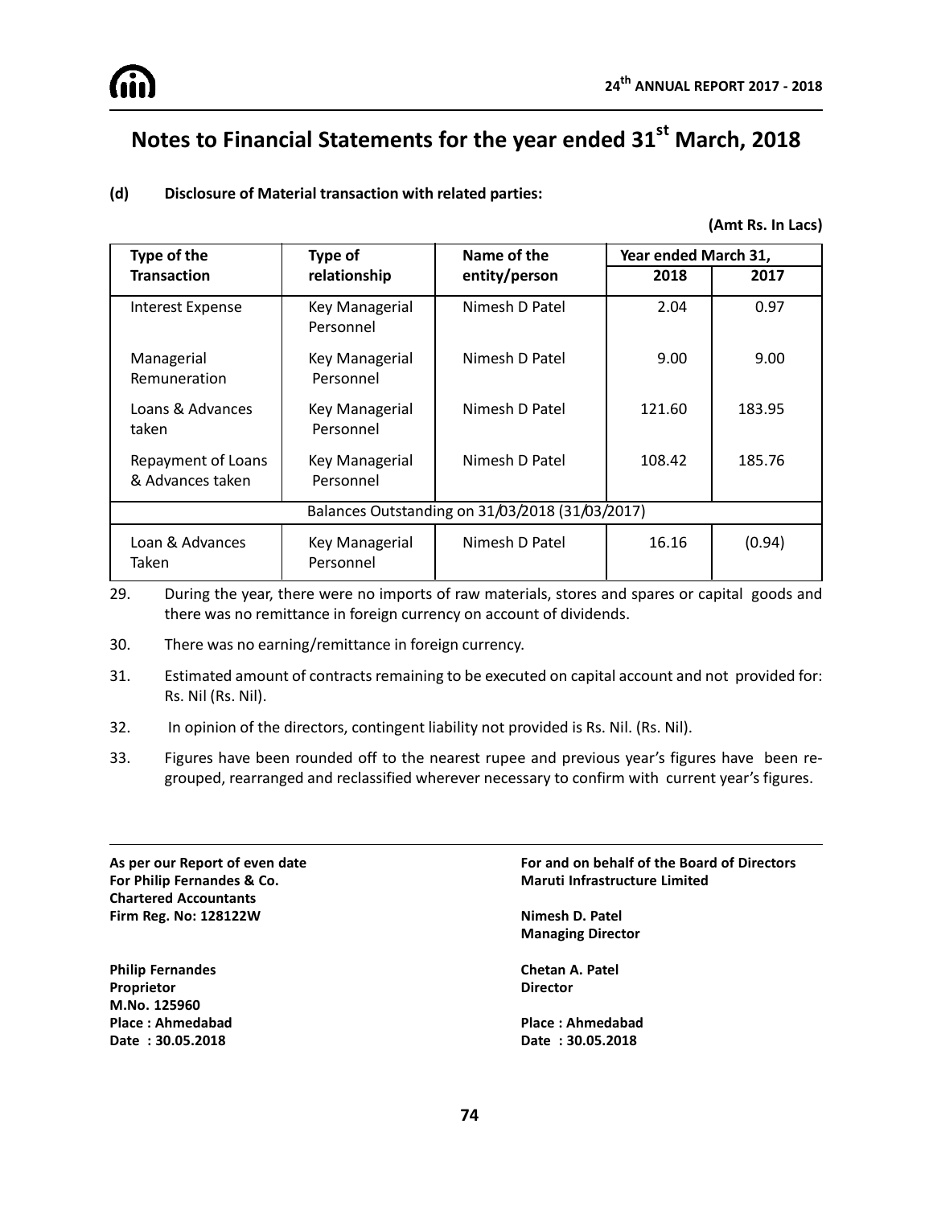# Notes to Financial Statements for the year ended 31st March, 2018

**(d) Disclosure of Material transaction with related parties:**

**(Amt Rs. In Lacs)**

| Type of the Transaction | Type of relationship | Name of the entity/person | Year ended March 31, | |
|---|---|---|---|---|
| | | | 2018 | 2017 |
| Interest Expense | Key Managerial Personnel | Nimesh D Patel | 2.04 | 0.97 |
| Managerial Remuneration | Key Managerial Personnel | Nimesh D Patel | 9.00 | 9.00 |
| Loans & Advances taken | Key Managerial Personnel | Nimesh D Patel | 121.60 | 183.95 |
| Repayment of Loans & Advances taken | Key Managerial Personnel | Nimesh D Patel | 108.42 | 185.76 |
| Balances Outstanding on 31/03/2018 (31/03/2017) | | | | |
| Loan & Advances Taken | Key Managerial Personnel | Nimesh D Patel | 16.16 | (0.94) |

29. During the year, there were no imports of raw materials, stores and spares or capital goods and there was no remittance in foreign currency on account of dividends.

30. There was no earning/remittance in foreign currency.

31. Estimated amount of contracts remaining to be executed on capital account and not provided for: Rs. Nil (Rs. Nil).

32. In opinion of the directors, contingent liability not provided is Rs. Nil. (Rs. Nil).

33. Figures have been rounded off to the nearest rupee and previous year's figures have been re-grouped, rearranged and reclassified wherever necessary to confirm with current year's figures.

**As per our Report of even date**
**For Philip Fernandes & Co.**
**Chartered Accountants**
**Firm Reg. No: 128122W**

**Philip Fernandes**
**Proprietor**
**M.No. 125960**
**Place : Ahmedabad**
**Date : 30.05.2018**

**For and on behalf of the Board of Directors**
**Maruti Infrastructure Limited**

**Nimesh D. Patel**
**Managing Director**

**Chetan A. Patel**
**Director**

**Place : Ahmedabad**
**Date : 30.05.2018**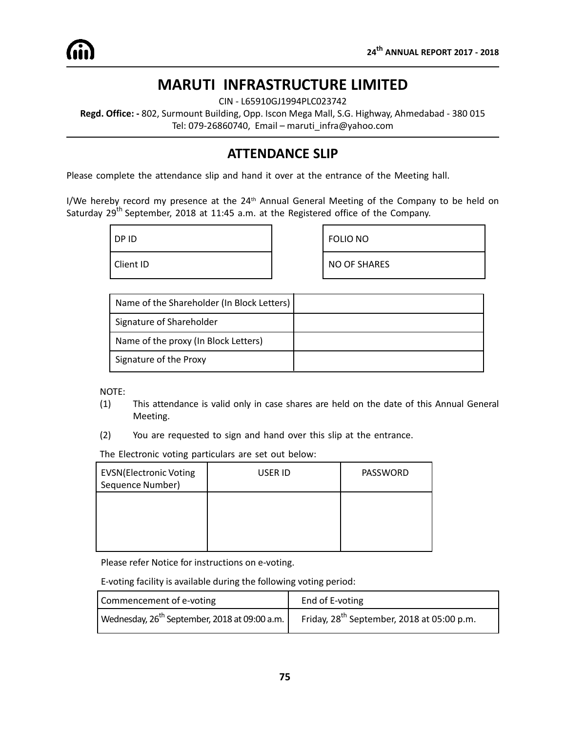# MARUTI INFRASTRUCTURE LIMITED

CIN - L65910GJ1994PLC023742

**Regd. Office: -** 802, Surmount Building, Opp. Iscon Mega Mall, S.G. Highway, Ahmedabad - 380 015

Tel: 079-26860740, Email – maruti_infra@yahoo.com

## ATTENDANCE SLIP

Please complete the attendance slip and hand it over at the entrance of the Meeting hall.

I/We hereby record my presence at the 24th Annual General Meeting of the Company to be held on Saturday 29th September, 2018 at 11:45 a.m. at the Registered office of the Company.

| DP ID | |
|---|---|
| Client ID | |

| FOLIO NO | |
|---|---|
| NO OF SHARES | |

| Name of the Shareholder (In Block Letters) | |
|---|---|
| Signature of Shareholder | |
| Name of the proxy (In Block Letters) | |
| Signature of the Proxy | |

NOTE:

(1) This attendance is valid only in case shares are held on the date of this Annual General Meeting.

(2) You are requested to sign and hand over this slip at the entrance.

The Electronic voting particulars are set out below:

| EVSN(Electronic Voting Sequence Number) | USER ID | PASSWORD |
|---|---|---|
| | | |

Please refer Notice for instructions on e-voting.

E-voting facility is available during the following voting period:

| Commencement of e-voting | End of E-voting |
|---|---|
| Wednesday, 26th September, 2018 at 09:00 a.m. | Friday, 28th September, 2018 at 05:00 p.m. |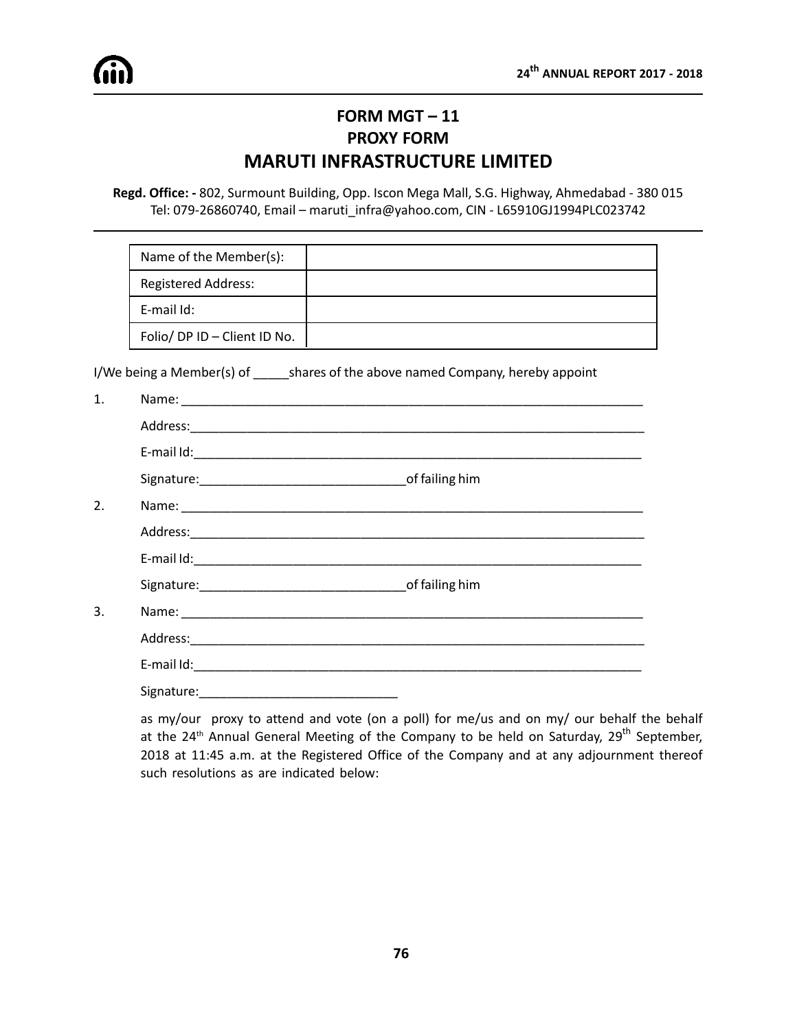# FORM MGT – 11

## PROXY FORM

## MARUTI INFRASTRUCTURE LIMITED

**Regd. Office: -** 802, Surmount Building, Opp. Iscon Mega Mall, S.G. Highway, Ahmedabad - 380 015
Tel: 079-26860740, Email – maruti_infra@yahoo.com, CIN - L65910GJ1994PLC023742

| Name of the Member(s): | |
|---|---|
| Registered Address: | |
| E-mail Id: | |
| Folio/ DP ID – Client ID No. | |

I/We being a Member(s) of _____shares of the above named Company, hereby appoint

1. Name: ____________________________________________________________________

   Address:__________________________________________________________________

   E-mail Id:_________________________________________________________________

   Signature:_____________________________of failing him

2. Name: ____________________________________________________________________

   Address:__________________________________________________________________

   E-mail Id:_________________________________________________________________

   Signature:_____________________________of failing him

3. Name: ____________________________________________________________________

   Address:__________________________________________________________________

   E-mail Id:_________________________________________________________________

   Signature:_____________________________

as my/our proxy to attend and vote (on a poll) for me/us and on my/ our behalf the behalf at the 24th Annual General Meeting of the Company to be held on Saturday, 29th September, 2018 at 11:45 a.m. at the Registered Office of the Company and at any adjournment thereof such resolutions as are indicated below: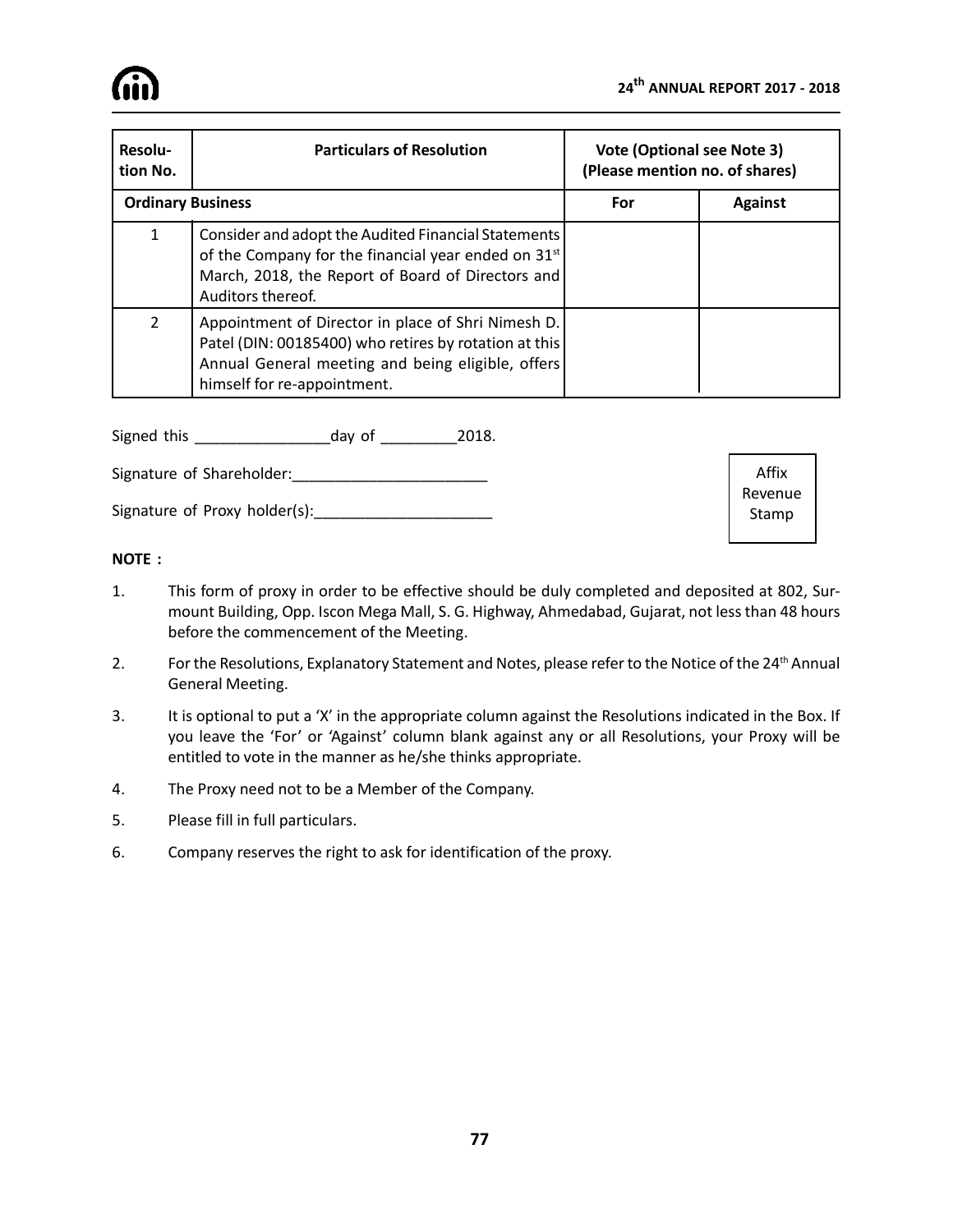| Resolution No. | Particulars of Resolution | Vote (Optional see Note 3) (Please mention no. of shares) | |
|---|---|---|---|
| **Ordinary Business** | | **For** | **Against** |
| 1 | Consider and adopt the Audited Financial Statements of the Company for the financial year ended on 31st March, 2018, the Report of Board of Directors and Auditors thereof. | | |
| 2 | Appointment of Director in place of Shri Nimesh D. Patel (DIN: 00185400) who retires by rotation at this Annual General meeting and being eligible, offers himself for re-appointment. | | |

Signed this ________________day of _________2018.

Signature of Shareholder:_______________________

Signature of Proxy holder(s):_____________________

Affix Revenue Stamp

**NOTE :**

1. This form of proxy in order to be effective should be duly completed and deposited at 802, Surmount Building, Opp. Iscon Mega Mall, S. G. Highway, Ahmedabad, Gujarat, not less than 48 hours before the commencement of the Meeting.
2. For the Resolutions, Explanatory Statement and Notes, please refer to the Notice of the 24th Annual General Meeting.
3. It is optional to put a 'X' in the appropriate column against the Resolutions indicated in the Box. If you leave the 'For' or 'Against' column blank against any or all Resolutions, your Proxy will be entitled to vote in the manner as he/she thinks appropriate.
4. The Proxy need not to be a Member of the Company.
5. Please fill in full particulars.
6. Company reserves the right to ask for identification of the proxy.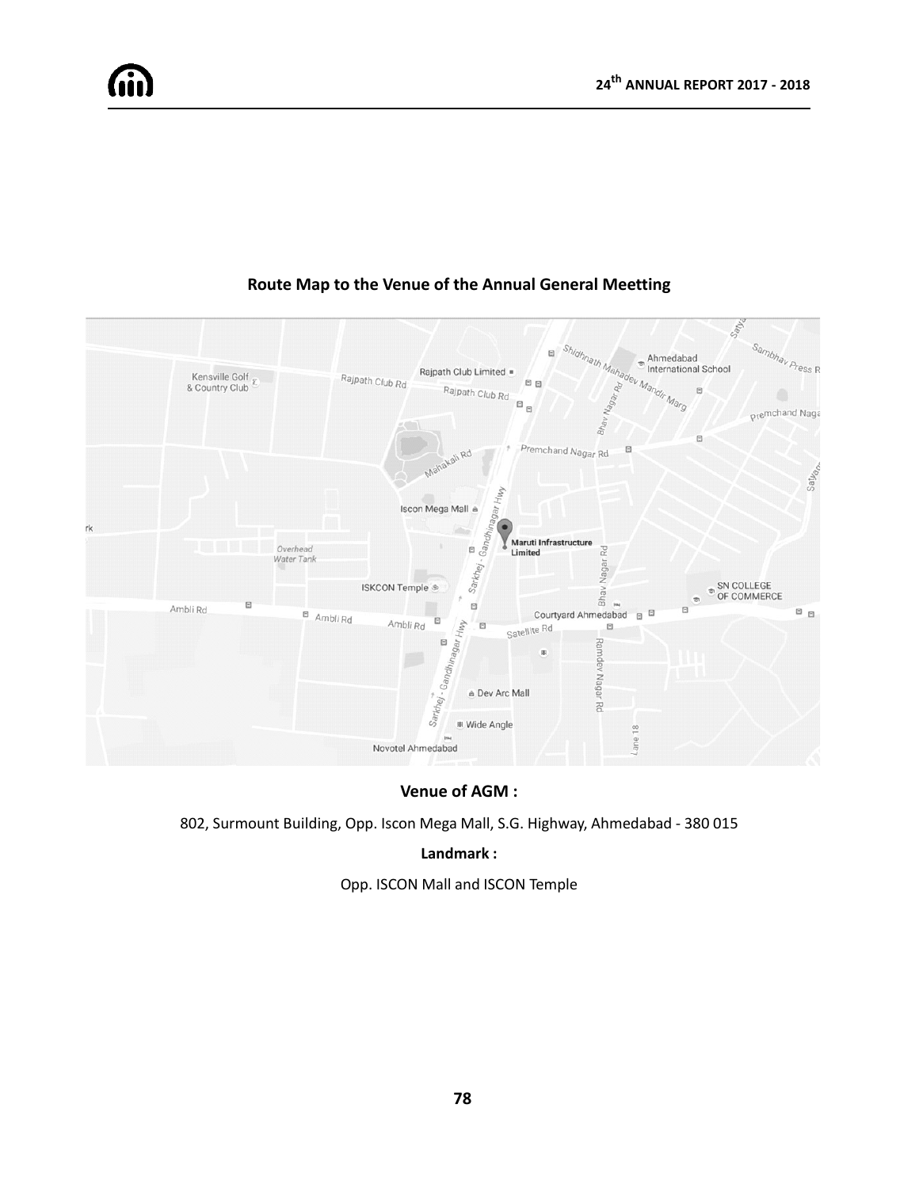## Route Map to the Venue of the Annual General Meetting

**Venue of AGM :**

802, Surmount Building, Opp. Iscon Mega Mall, S.G. Highway, Ahmedabad - 380 015

**Landmark :**

Opp. ISCON Mall and ISCON Temple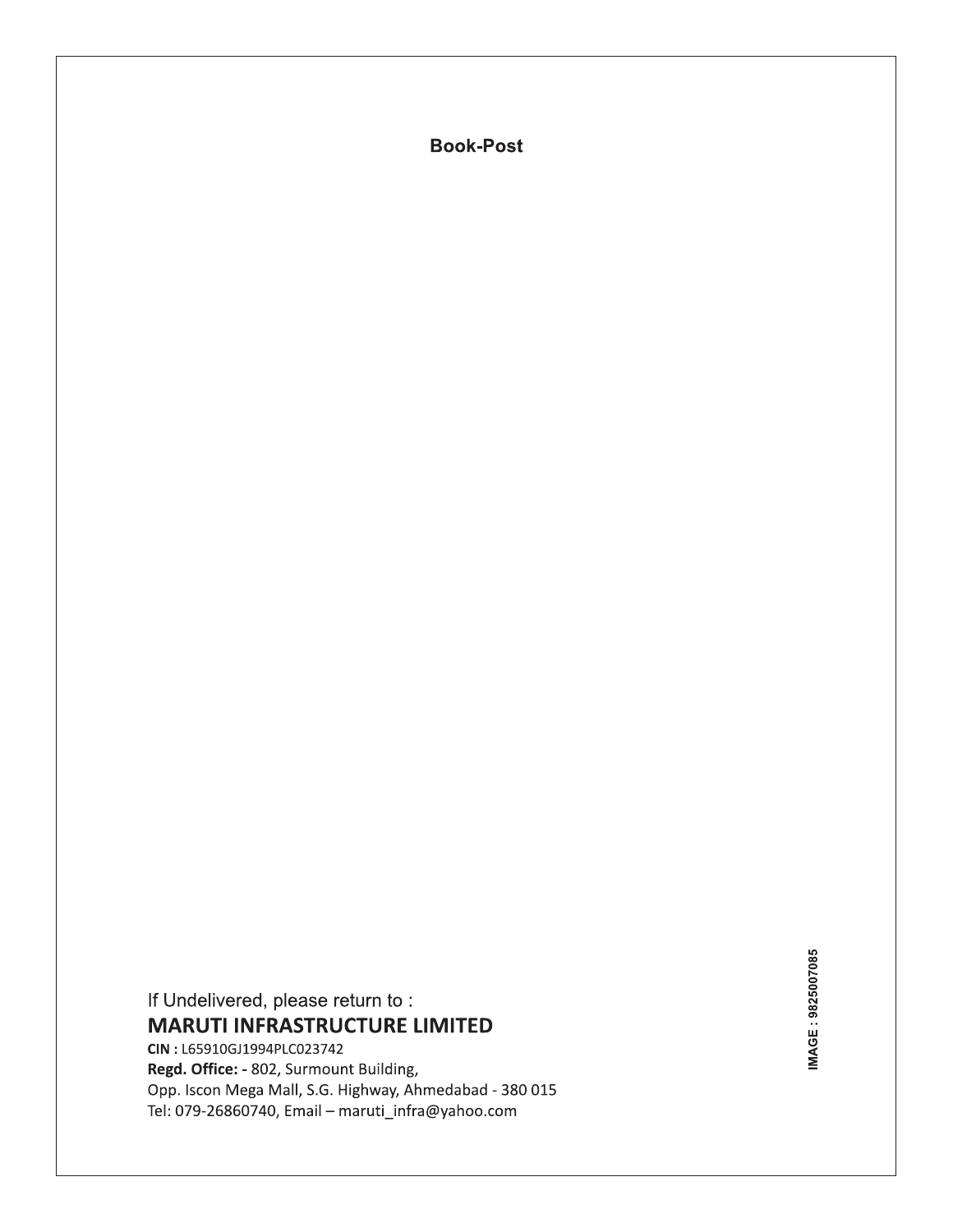**Book-Post**

If Undelivered, please return to :

**MARUTI INFRASTRUCTURE LIMITED**

**CIN :** L65910GJ1994PLC023742

**Regd. Office: -** 802, Surmount Building,

Opp. Iscon Mega Mall, S.G. Highway, Ahmedabad - 380 015

Tel: 079-26860740, Email – maruti_infra@yahoo.com

IMAGE : 9825007085